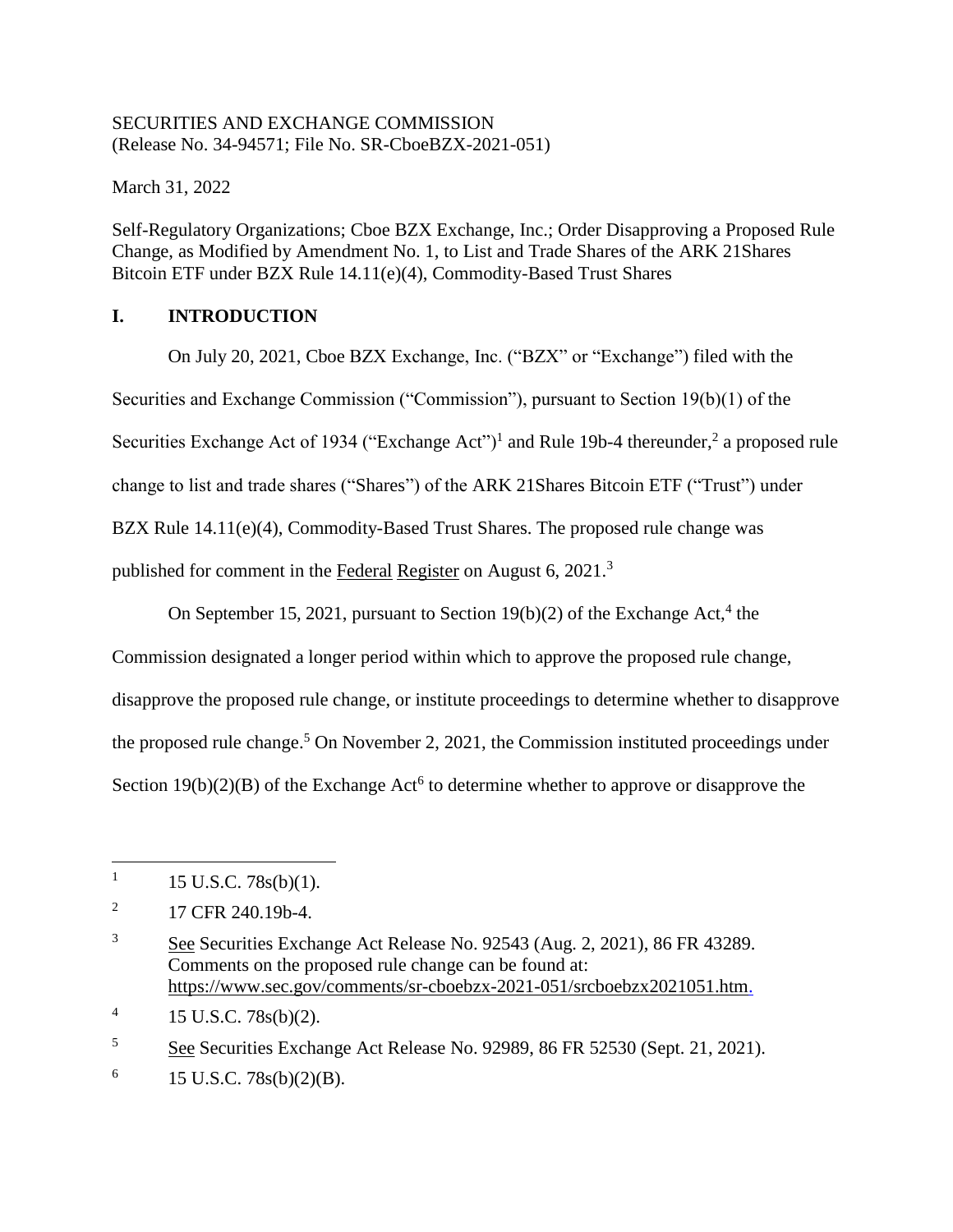SECURITIES AND EXCHANGE COMMISSION
(Release No. 34-94571; File No. SR-CboeBZX-2021-051)

March 31, 2022

Self-Regulatory Organizations; Cboe BZX Exchange, Inc.; Order Disapproving a Proposed Rule Change, as Modified by Amendment No. 1, to List and Trade Shares of the ARK 21Shares Bitcoin ETF under BZX Rule 14.11(e)(4), Commodity-Based Trust Shares

## I. INTRODUCTION

On July 20, 2021, Cboe BZX Exchange, Inc. ("BZX" or "Exchange") filed with the Securities and Exchange Commission ("Commission"), pursuant to Section 19(b)(1) of the Securities Exchange Act of 1934 ("Exchange Act")[1] and Rule 19b-4 thereunder,[2] a proposed rule change to list and trade shares ("Shares") of the ARK 21Shares Bitcoin ETF ("Trust") under BZX Rule 14.11(e)(4), Commodity-Based Trust Shares. The proposed rule change was published for comment in the Federal Register on August 6, 2021.[3]

On September 15, 2021, pursuant to Section 19(b)(2) of the Exchange Act,[4] the Commission designated a longer period within which to approve the proposed rule change, disapprove the proposed rule change, or institute proceedings to determine whether to disapprove the proposed rule change.[5] On November 2, 2021, the Commission instituted proceedings under Section 19(b)(2)(B) of the Exchange Act[6] to determine whether to approve or disapprove the

---

[1] 15 U.S.C. 78s(b)(1).

[2] 17 CFR 240.19b-4.

[3] See Securities Exchange Act Release No. 92543 (Aug. 2, 2021), 86 FR 43289. Comments on the proposed rule change can be found at: https://www.sec.gov/comments/sr-cboebzx-2021-051/srcboebzx2021051.htm.

[4] 15 U.S.C. 78s(b)(2).

[5] See Securities Exchange Act Release No. 92989, 86 FR 52530 (Sept. 21, 2021).

[6] 15 U.S.C. 78s(b)(2)(B).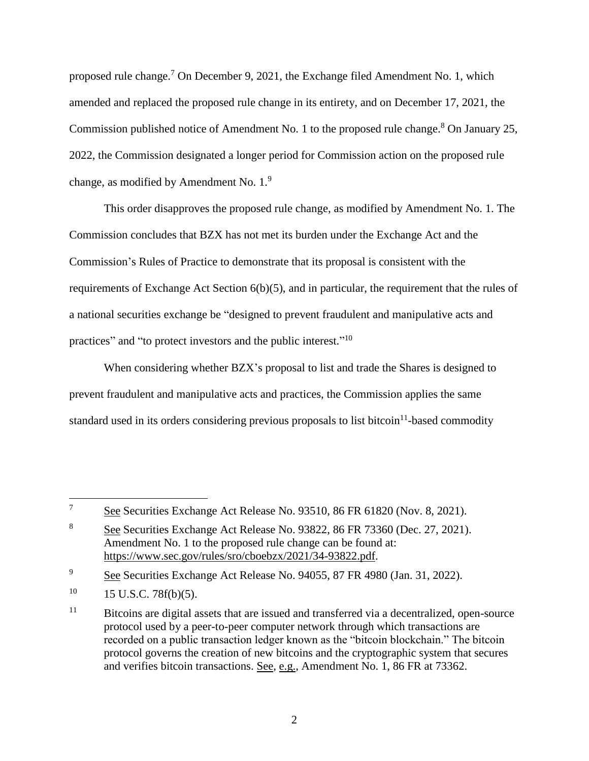proposed rule change.[7] On December 9, 2021, the Exchange filed Amendment No. 1, which amended and replaced the proposed rule change in its entirety, and on December 17, 2021, the Commission published notice of Amendment No. 1 to the proposed rule change.[8] On January 25, 2022, the Commission designated a longer period for Commission action on the proposed rule change, as modified by Amendment No. 1.[9]

This order disapproves the proposed rule change, as modified by Amendment No. 1. The Commission concludes that BZX has not met its burden under the Exchange Act and the Commission's Rules of Practice to demonstrate that its proposal is consistent with the requirements of Exchange Act Section 6(b)(5), and in particular, the requirement that the rules of a national securities exchange be "designed to prevent fraudulent and manipulative acts and practices" and "to protect investors and the public interest."[10]

When considering whether BZX's proposal to list and trade the Shares is designed to prevent fraudulent and manipulative acts and practices, the Commission applies the same standard used in its orders considering previous proposals to list bitcoin[11]-based commodity

---

[7] See Securities Exchange Act Release No. 93510, 86 FR 61820 (Nov. 8, 2021).

[8] See Securities Exchange Act Release No. 93822, 86 FR 73360 (Dec. 27, 2021). Amendment No. 1 to the proposed rule change can be found at: https://www.sec.gov/rules/sro/cboebzx/2021/34-93822.pdf.

[9] See Securities Exchange Act Release No. 94055, 87 FR 4980 (Jan. 31, 2022).

[10] 15 U.S.C. 78f(b)(5).

[11] Bitcoins are digital assets that are issued and transferred via a decentralized, open-source protocol used by a peer-to-peer computer network through which transactions are recorded on a public transaction ledger known as the "bitcoin blockchain." The bitcoin protocol governs the creation of new bitcoins and the cryptographic system that secures and verifies bitcoin transactions. See, e.g., Amendment No. 1, 86 FR at 73362.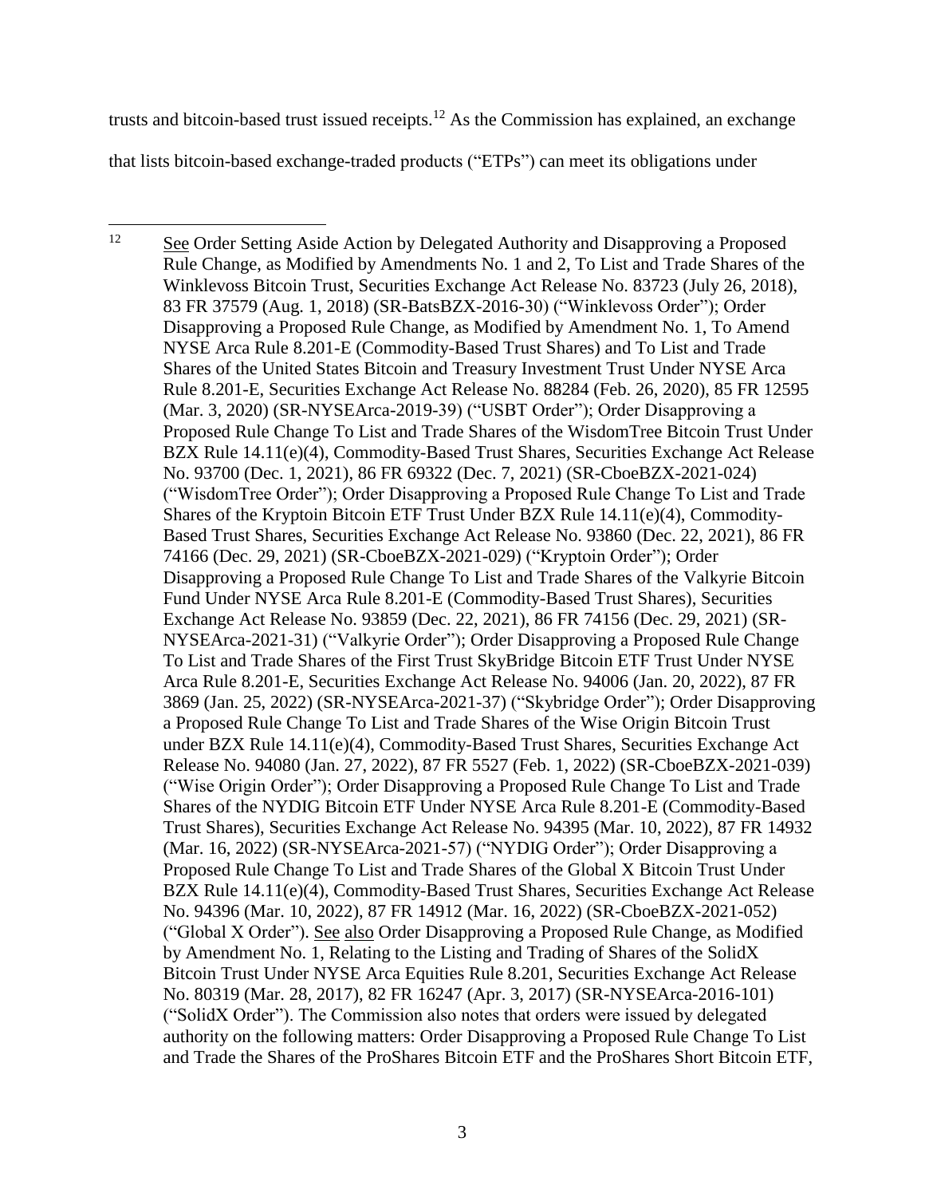trusts and bitcoin-based trust issued receipts.[12] As the Commission has explained, an exchange that lists bitcoin-based exchange-traded products ("ETPs") can meet its obligations under

---

[12] See Order Setting Aside Action by Delegated Authority and Disapproving a Proposed Rule Change, as Modified by Amendments No. 1 and 2, To List and Trade Shares of the Winklevoss Bitcoin Trust, Securities Exchange Act Release No. 83723 (July 26, 2018), 83 FR 37579 (Aug. 1, 2018) (SR-BatsBZX-2016-30) ("Winklevoss Order"); Order Disapproving a Proposed Rule Change, as Modified by Amendment No. 1, To Amend NYSE Arca Rule 8.201-E (Commodity-Based Trust Shares) and To List and Trade Shares of the United States Bitcoin and Treasury Investment Trust Under NYSE Arca Rule 8.201-E, Securities Exchange Act Release No. 88284 (Feb. 26, 2020), 85 FR 12595 (Mar. 3, 2020) (SR-NYSEArca-2019-39) ("USBT Order"); Order Disapproving a Proposed Rule Change To List and Trade Shares of the WisdomTree Bitcoin Trust Under BZX Rule 14.11(e)(4), Commodity-Based Trust Shares, Securities Exchange Act Release No. 93700 (Dec. 1, 2021), 86 FR 69322 (Dec. 7, 2021) (SR-CboeBZX-2021-024) ("WisdomTree Order"); Order Disapproving a Proposed Rule Change To List and Trade Shares of the Kryptoin Bitcoin ETF Trust Under BZX Rule 14.11(e)(4), Commodity-Based Trust Shares, Securities Exchange Act Release No. 93860 (Dec. 22, 2021), 86 FR 74166 (Dec. 29, 2021) (SR-CboeBZX-2021-029) ("Kryptoin Order"); Order Disapproving a Proposed Rule Change To List and Trade Shares of the Valkyrie Bitcoin Fund Under NYSE Arca Rule 8.201-E (Commodity-Based Trust Shares), Securities Exchange Act Release No. 93859 (Dec. 22, 2021), 86 FR 74156 (Dec. 29, 2021) (SR-NYSEArca-2021-31) ("Valkyrie Order"); Order Disapproving a Proposed Rule Change To List and Trade Shares of the First Trust SkyBridge Bitcoin ETF Trust Under NYSE Arca Rule 8.201-E, Securities Exchange Act Release No. 94006 (Jan. 20, 2022), 87 FR 3869 (Jan. 25, 2022) (SR-NYSEArca-2021-37) ("Skybridge Order"); Order Disapproving a Proposed Rule Change To List and Trade Shares of the Wise Origin Bitcoin Trust under BZX Rule 14.11(e)(4), Commodity-Based Trust Shares, Securities Exchange Act Release No. 94080 (Jan. 27, 2022), 87 FR 5527 (Feb. 1, 2022) (SR-CboeBZX-2021-039) ("Wise Origin Order"); Order Disapproving a Proposed Rule Change To List and Trade Shares of the NYDIG Bitcoin ETF Under NYSE Arca Rule 8.201-E (Commodity-Based Trust Shares), Securities Exchange Act Release No. 94395 (Mar. 10, 2022), 87 FR 14932 (Mar. 16, 2022) (SR-NYSEArca-2021-57) ("NYDIG Order"); Order Disapproving a Proposed Rule Change To List and Trade Shares of the Global X Bitcoin Trust Under BZX Rule 14.11(e)(4), Commodity-Based Trust Shares, Securities Exchange Act Release No. 94396 (Mar. 10, 2022), 87 FR 14912 (Mar. 16, 2022) (SR-CboeBZX-2021-052) ("Global X Order"). See also Order Disapproving a Proposed Rule Change, as Modified by Amendment No. 1, Relating to the Listing and Trading of Shares of the SolidX Bitcoin Trust Under NYSE Arca Equities Rule 8.201, Securities Exchange Act Release No. 80319 (Mar. 28, 2017), 82 FR 16247 (Apr. 3, 2017) (SR-NYSEArca-2016-101) ("SolidX Order"). The Commission also notes that orders were issued by delegated authority on the following matters: Order Disapproving a Proposed Rule Change To List and Trade the Shares of the ProShares Bitcoin ETF and the ProShares Short Bitcoin ETF,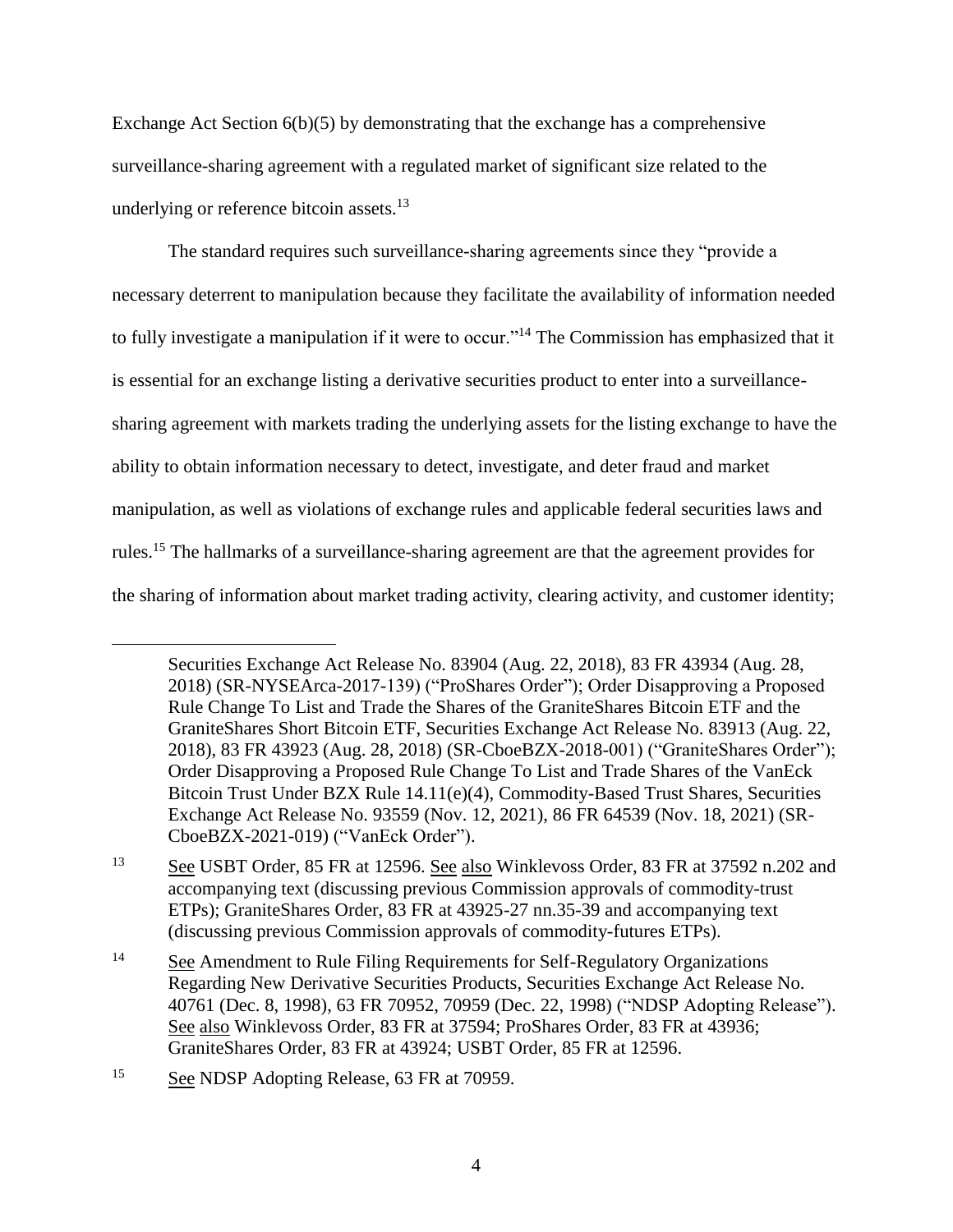Exchange Act Section 6(b)(5) by demonstrating that the exchange has a comprehensive surveillance-sharing agreement with a regulated market of significant size related to the underlying or reference bitcoin assets.[13]

The standard requires such surveillance-sharing agreements since they "provide a necessary deterrent to manipulation because they facilitate the availability of information needed to fully investigate a manipulation if it were to occur."[14] The Commission has emphasized that it is essential for an exchange listing a derivative securities product to enter into a surveillance-sharing agreement with markets trading the underlying assets for the listing exchange to have the ability to obtain information necessary to detect, investigate, and deter fraud and market manipulation, as well as violations of exchange rules and applicable federal securities laws and rules.[15] The hallmarks of a surveillance-sharing agreement are that the agreement provides for the sharing of information about market trading activity, clearing activity, and customer identity;

---

Securities Exchange Act Release No. 83904 (Aug. 22, 2018), 83 FR 43934 (Aug. 28, 2018) (SR-NYSEArca-2017-139) ("ProShares Order"); Order Disapproving a Proposed Rule Change To List and Trade the Shares of the GraniteShares Bitcoin ETF and the GraniteShares Short Bitcoin ETF, Securities Exchange Act Release No. 83913 (Aug. 22, 2018), 83 FR 43923 (Aug. 28, 2018) (SR-CboeBZX-2018-001) ("GraniteShares Order"); Order Disapproving a Proposed Rule Change To List and Trade Shares of the VanEck Bitcoin Trust Under BZX Rule 14.11(e)(4), Commodity-Based Trust Shares, Securities Exchange Act Release No. 93559 (Nov. 12, 2021), 86 FR 64539 (Nov. 18, 2021) (SR-CboeBZX-2021-019) ("VanEck Order").

[13] See USBT Order, 85 FR at 12596. See also Winklevoss Order, 83 FR at 37592 n.202 and accompanying text (discussing previous Commission approvals of commodity-trust ETPs); GraniteShares Order, 83 FR at 43925-27 nn.35-39 and accompanying text (discussing previous Commission approvals of commodity-futures ETPs).

[14] See Amendment to Rule Filing Requirements for Self-Regulatory Organizations Regarding New Derivative Securities Products, Securities Exchange Act Release No. 40761 (Dec. 8, 1998), 63 FR 70952, 70959 (Dec. 22, 1998) ("NDSP Adopting Release"). See also Winklevoss Order, 83 FR at 37594; ProShares Order, 83 FR at 43936; GraniteShares Order, 83 FR at 43924; USBT Order, 85 FR at 12596.

[15] See NDSP Adopting Release, 63 FR at 70959.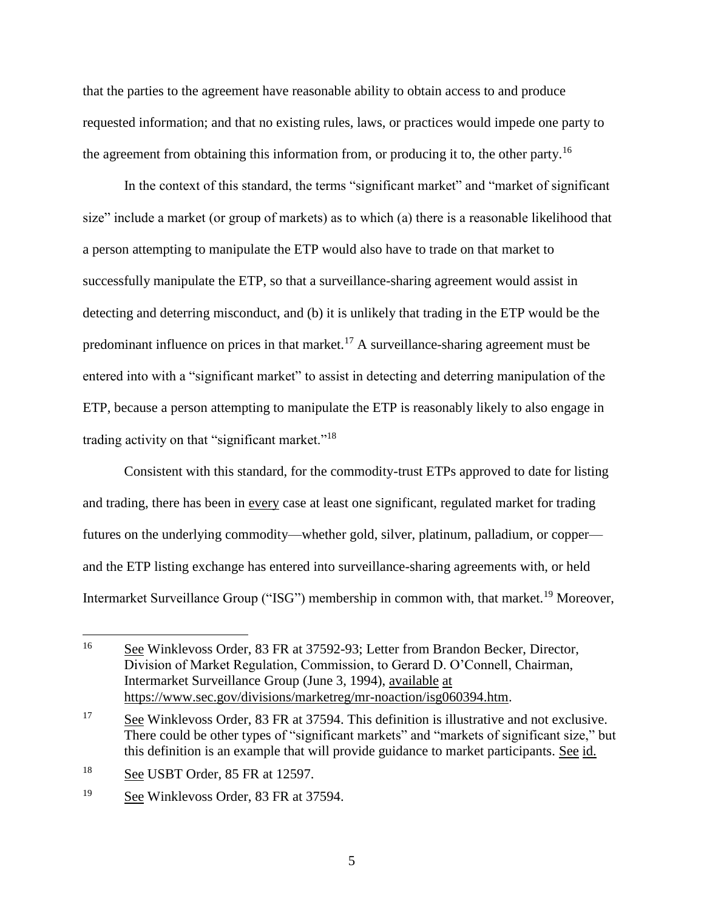that the parties to the agreement have reasonable ability to obtain access to and produce requested information; and that no existing rules, laws, or practices would impede one party to the agreement from obtaining this information from, or producing it to, the other party.[16]

In the context of this standard, the terms "significant market" and "market of significant size" include a market (or group of markets) as to which (a) there is a reasonable likelihood that a person attempting to manipulate the ETP would also have to trade on that market to successfully manipulate the ETP, so that a surveillance-sharing agreement would assist in detecting and deterring misconduct, and (b) it is unlikely that trading in the ETP would be the predominant influence on prices in that market.[17] A surveillance-sharing agreement must be entered into with a "significant market" to assist in detecting and deterring manipulation of the ETP, because a person attempting to manipulate the ETP is reasonably likely to also engage in trading activity on that "significant market."[18]

Consistent with this standard, for the commodity-trust ETPs approved to date for listing and trading, there has been in every case at least one significant, regulated market for trading futures on the underlying commodity—whether gold, silver, platinum, palladium, or copper—and the ETP listing exchange has entered into surveillance-sharing agreements with, or held Intermarket Surveillance Group ("ISG") membership in common with, that market.[19] Moreover,

---

[16] See Winklevoss Order, 83 FR at 37592-93; Letter from Brandon Becker, Director, Division of Market Regulation, Commission, to Gerard D. O'Connell, Chairman, Intermarket Surveillance Group (June 3, 1994), available at https://www.sec.gov/divisions/marketreg/mr-noaction/isg060394.htm.

[17] See Winklevoss Order, 83 FR at 37594. This definition is illustrative and not exclusive. There could be other types of "significant markets" and "markets of significant size," but this definition is an example that will provide guidance to market participants. See id.

[18] See USBT Order, 85 FR at 12597.

[19] See Winklevoss Order, 83 FR at 37594.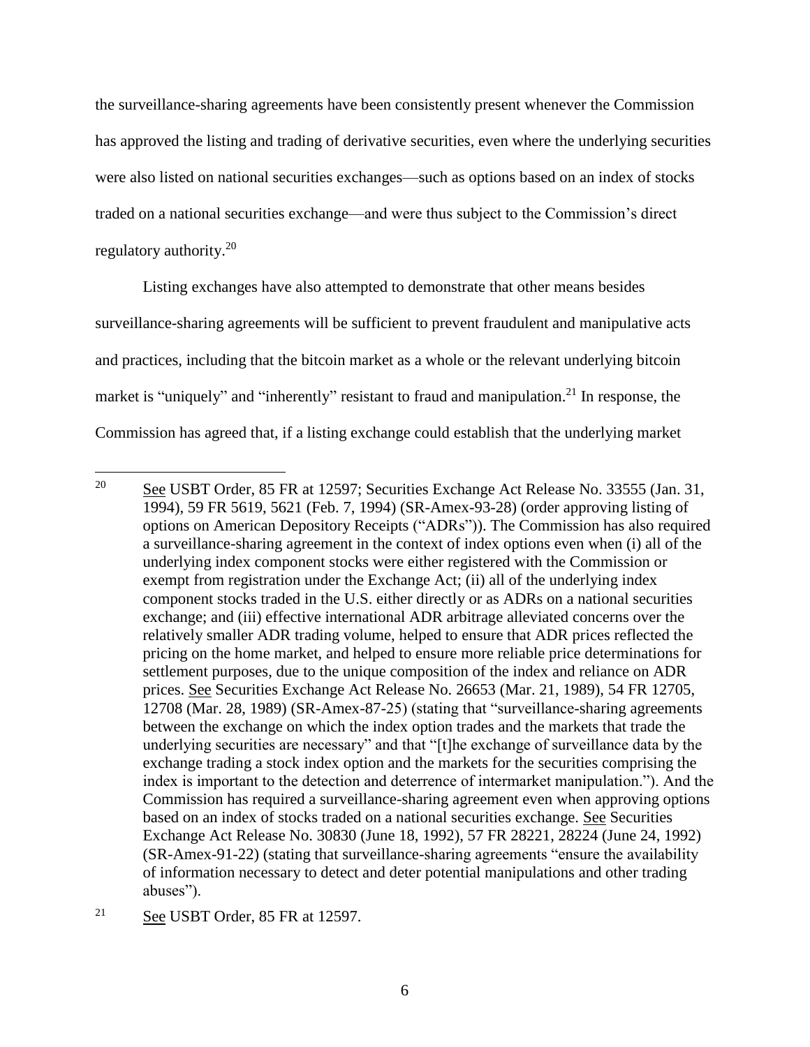the surveillance-sharing agreements have been consistently present whenever the Commission has approved the listing and trading of derivative securities, even where the underlying securities were also listed on national securities exchanges—such as options based on an index of stocks traded on a national securities exchange—and were thus subject to the Commission's direct regulatory authority.[20]

Listing exchanges have also attempted to demonstrate that other means besides surveillance-sharing agreements will be sufficient to prevent fraudulent and manipulative acts and practices, including that the bitcoin market as a whole or the relevant underlying bitcoin market is "uniquely" and "inherently" resistant to fraud and manipulation.[21] In response, the Commission has agreed that, if a listing exchange could establish that the underlying market

---

[20] See USBT Order, 85 FR at 12597; Securities Exchange Act Release No. 33555 (Jan. 31, 1994), 59 FR 5619, 5621 (Feb. 7, 1994) (SR-Amex-93-28) (order approving listing of options on American Depository Receipts ("ADRs")). The Commission has also required a surveillance-sharing agreement in the context of index options even when (i) all of the underlying index component stocks were either registered with the Commission or exempt from registration under the Exchange Act; (ii) all of the underlying index component stocks traded in the U.S. either directly or as ADRs on a national securities exchange; and (iii) effective international ADR arbitrage alleviated concerns over the relatively smaller ADR trading volume, helped to ensure that ADR prices reflected the pricing on the home market, and helped to ensure more reliable price determinations for settlement purposes, due to the unique composition of the index and reliance on ADR prices. See Securities Exchange Act Release No. 26653 (Mar. 21, 1989), 54 FR 12705, 12708 (Mar. 28, 1989) (SR-Amex-87-25) (stating that "surveillance-sharing agreements between the exchange on which the index option trades and the markets that trade the underlying securities are necessary" and that "[t]he exchange of surveillance data by the exchange trading a stock index option and the markets for the securities comprising the index is important to the detection and deterrence of intermarket manipulation."). And the Commission has required a surveillance-sharing agreement even when approving options based on an index of stocks traded on a national securities exchange. See Securities Exchange Act Release No. 30830 (June 18, 1992), 57 FR 28221, 28224 (June 24, 1992) (SR-Amex-91-22) (stating that surveillance-sharing agreements "ensure the availability of information necessary to detect and deter potential manipulations and other trading abuses").

[21] See USBT Order, 85 FR at 12597.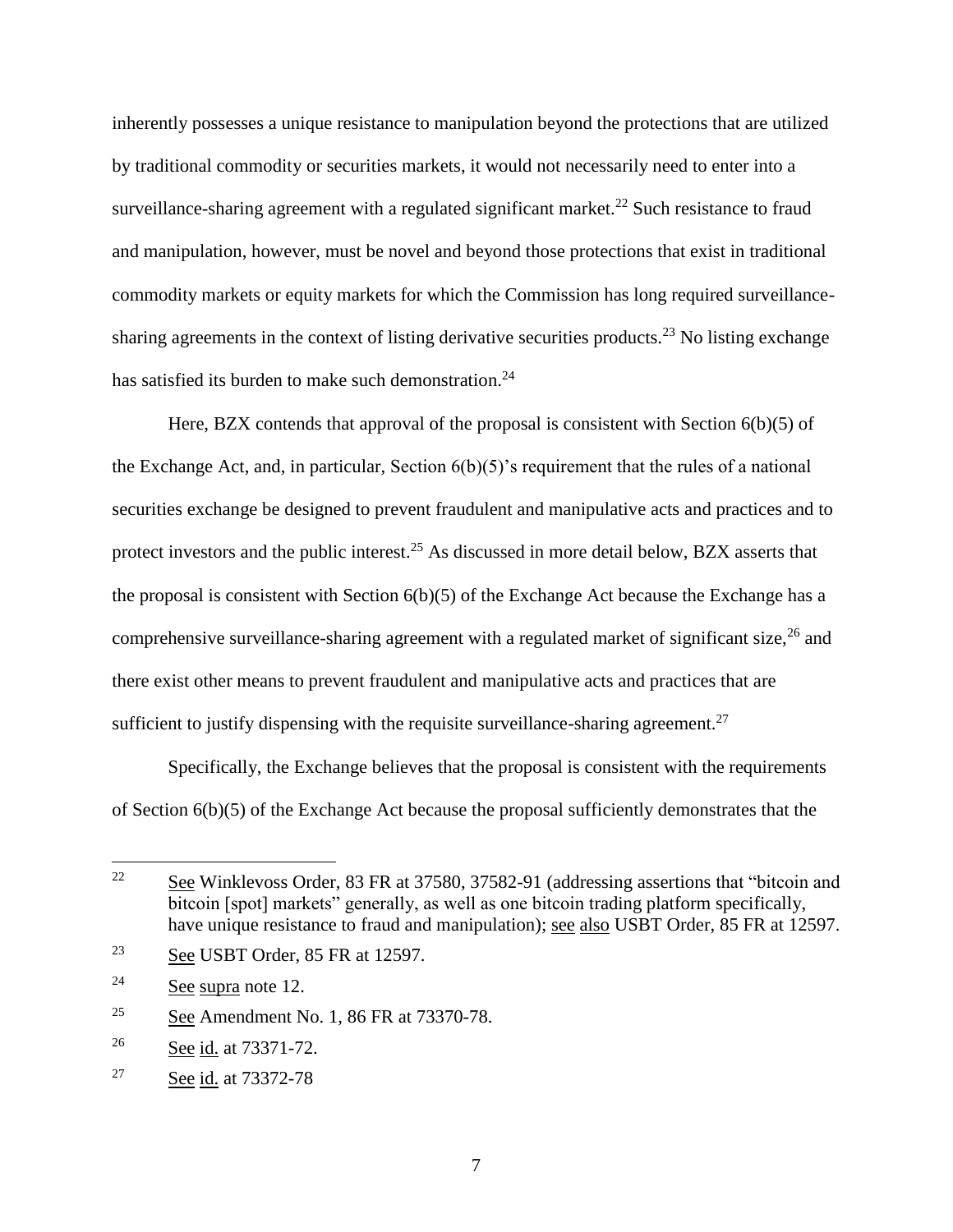inherently possesses a unique resistance to manipulation beyond the protections that are utilized by traditional commodity or securities markets, it would not necessarily need to enter into a surveillance-sharing agreement with a regulated significant market.[22] Such resistance to fraud and manipulation, however, must be novel and beyond those protections that exist in traditional commodity markets or equity markets for which the Commission has long required surveillance-sharing agreements in the context of listing derivative securities products.[23] No listing exchange has satisfied its burden to make such demonstration.[24]

Here, BZX contends that approval of the proposal is consistent with Section 6(b)(5) of the Exchange Act, and, in particular, Section 6(b)(5)'s requirement that the rules of a national securities exchange be designed to prevent fraudulent and manipulative acts and practices and to protect investors and the public interest.[25] As discussed in more detail below, BZX asserts that the proposal is consistent with Section 6(b)(5) of the Exchange Act because the Exchange has a comprehensive surveillance-sharing agreement with a regulated market of significant size,[26] and there exist other means to prevent fraudulent and manipulative acts and practices that are sufficient to justify dispensing with the requisite surveillance-sharing agreement.[27]

Specifically, the Exchange believes that the proposal is consistent with the requirements of Section 6(b)(5) of the Exchange Act because the proposal sufficiently demonstrates that the

---

[22] See Winklevoss Order, 83 FR at 37580, 37582-91 (addressing assertions that "bitcoin and bitcoin [spot] markets" generally, as well as one bitcoin trading platform specifically, have unique resistance to fraud and manipulation); see also USBT Order, 85 FR at 12597.

[23] See USBT Order, 85 FR at 12597.

[24] See supra note 12.

[25] See Amendment No. 1, 86 FR at 73370-78.

[26] See id. at 73371-72.

[27] See id. at 73372-78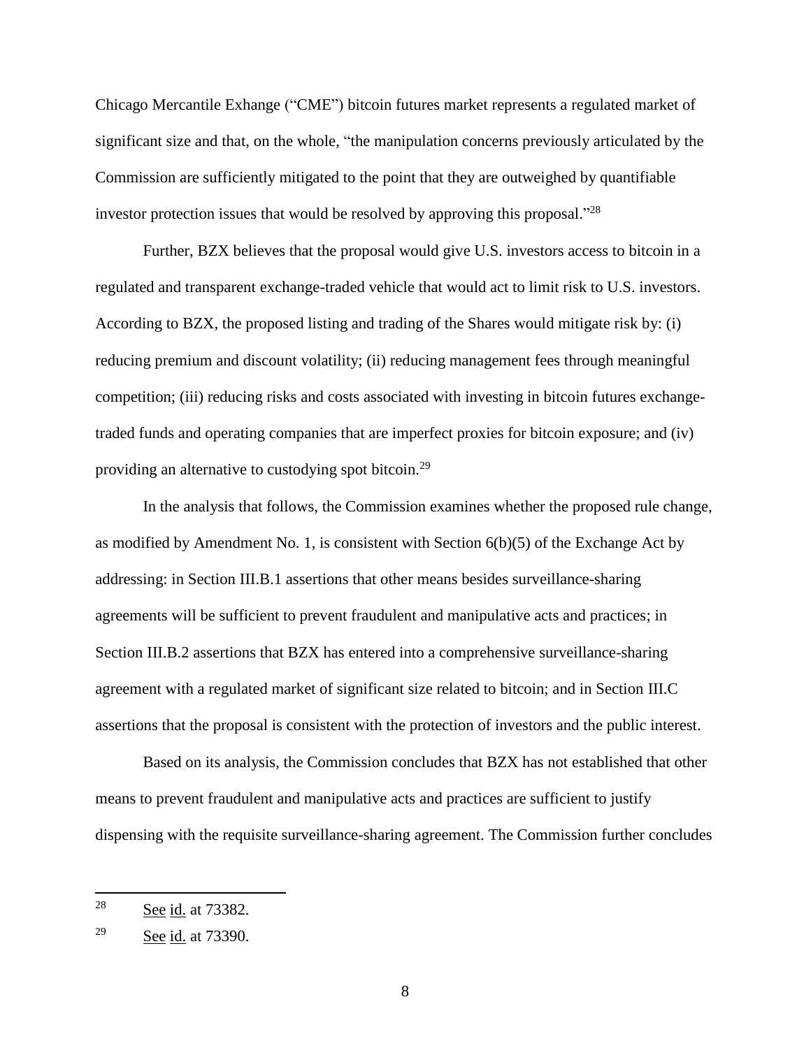Chicago Mercantile Exhange ("CME") bitcoin futures market represents a regulated market of significant size and that, on the whole, "the manipulation concerns previously articulated by the Commission are sufficiently mitigated to the point that they are outweighed by quantifiable investor protection issues that would be resolved by approving this proposal."[28]

Further, BZX believes that the proposal would give U.S. investors access to bitcoin in a regulated and transparent exchange-traded vehicle that would act to limit risk to U.S. investors. According to BZX, the proposed listing and trading of the Shares would mitigate risk by: (i) reducing premium and discount volatility; (ii) reducing management fees through meaningful competition; (iii) reducing risks and costs associated with investing in bitcoin futures exchange-traded funds and operating companies that are imperfect proxies for bitcoin exposure; and (iv) providing an alternative to custodying spot bitcoin.[29]

In the analysis that follows, the Commission examines whether the proposed rule change, as modified by Amendment No. 1, is consistent with Section 6(b)(5) of the Exchange Act by addressing: in Section III.B.1 assertions that other means besides surveillance-sharing agreements will be sufficient to prevent fraudulent and manipulative acts and practices; in Section III.B.2 assertions that BZX has entered into a comprehensive surveillance-sharing agreement with a regulated market of significant size related to bitcoin; and in Section III.C assertions that the proposal is consistent with the protection of investors and the public interest.

Based on its analysis, the Commission concludes that BZX has not established that other means to prevent fraudulent and manipulative acts and practices are sufficient to justify dispensing with the requisite surveillance-sharing agreement. The Commission further concludes

---

[28] See id. at 73382.

[29] See id. at 73390.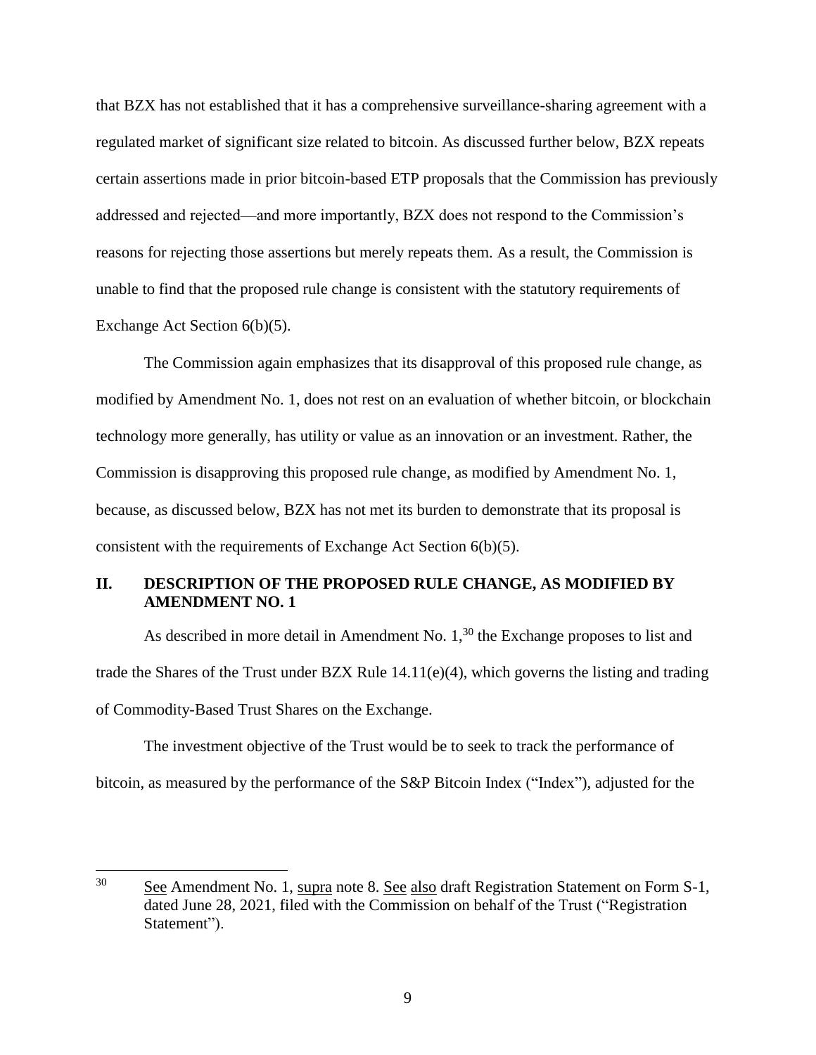that BZX has not established that it has a comprehensive surveillance-sharing agreement with a regulated market of significant size related to bitcoin. As discussed further below, BZX repeats certain assertions made in prior bitcoin-based ETP proposals that the Commission has previously addressed and rejected—and more importantly, BZX does not respond to the Commission's reasons for rejecting those assertions but merely repeats them. As a result, the Commission is unable to find that the proposed rule change is consistent with the statutory requirements of Exchange Act Section 6(b)(5).

The Commission again emphasizes that its disapproval of this proposed rule change, as modified by Amendment No. 1, does not rest on an evaluation of whether bitcoin, or blockchain technology more generally, has utility or value as an innovation or an investment. Rather, the Commission is disapproving this proposed rule change, as modified by Amendment No. 1, because, as discussed below, BZX has not met its burden to demonstrate that its proposal is consistent with the requirements of Exchange Act Section 6(b)(5).

## II. DESCRIPTION OF THE PROPOSED RULE CHANGE, AS MODIFIED BY AMENDMENT NO. 1

As described in more detail in Amendment No. 1,[30] the Exchange proposes to list and trade the Shares of the Trust under BZX Rule 14.11(e)(4), which governs the listing and trading of Commodity-Based Trust Shares on the Exchange.

The investment objective of the Trust would be to seek to track the performance of bitcoin, as measured by the performance of the S&P Bitcoin Index ("Index"), adjusted for the

---

[30] See Amendment No. 1, supra note 8. See also draft Registration Statement on Form S-1, dated June 28, 2021, filed with the Commission on behalf of the Trust ("Registration Statement").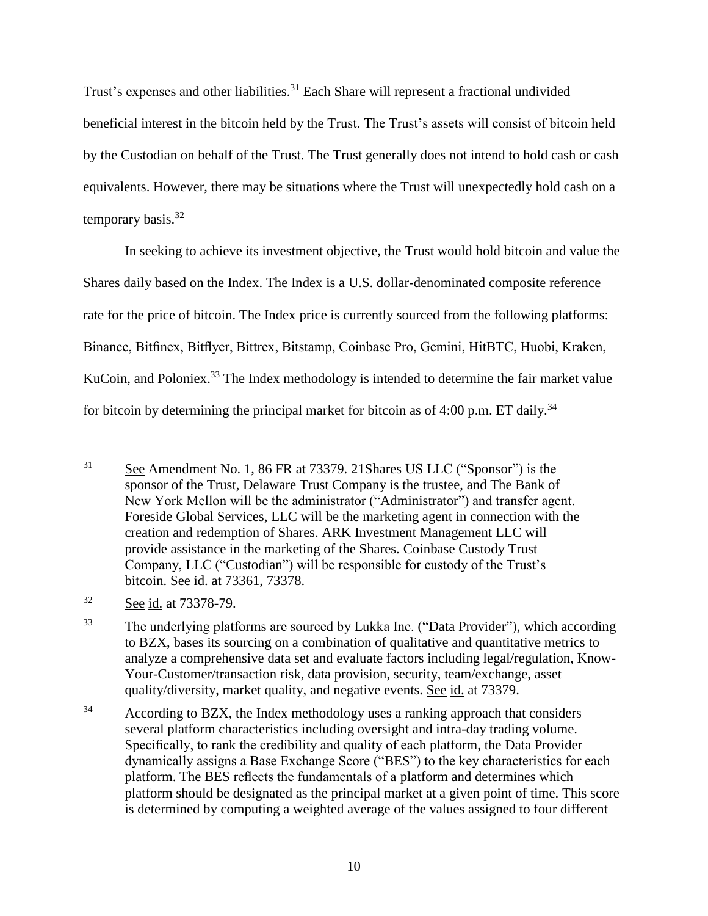Trust's expenses and other liabilities.[31] Each Share will represent a fractional undivided beneficial interest in the bitcoin held by the Trust. The Trust's assets will consist of bitcoin held by the Custodian on behalf of the Trust. The Trust generally does not intend to hold cash or cash equivalents. However, there may be situations where the Trust will unexpectedly hold cash on a temporary basis.[32]

In seeking to achieve its investment objective, the Trust would hold bitcoin and value the Shares daily based on the Index. The Index is a U.S. dollar-denominated composite reference rate for the price of bitcoin. The Index price is currently sourced from the following platforms: Binance, Bitfinex, Bitflyer, Bittrex, Bitstamp, Coinbase Pro, Gemini, HitBTC, Huobi, Kraken, KuCoin, and Poloniex.[33] The Index methodology is intended to determine the fair market value for bitcoin by determining the principal market for bitcoin as of 4:00 p.m. ET daily.[34]

---

[31] See Amendment No. 1, 86 FR at 73379. 21Shares US LLC ("Sponsor") is the sponsor of the Trust, Delaware Trust Company is the trustee, and The Bank of New York Mellon will be the administrator ("Administrator") and transfer agent. Foreside Global Services, LLC will be the marketing agent in connection with the creation and redemption of Shares. ARK Investment Management LLC will provide assistance in the marketing of the Shares. Coinbase Custody Trust Company, LLC ("Custodian") will be responsible for custody of the Trust's bitcoin. See id. at 73361, 73378.

[32] See id. at 73378-79.

[33] The underlying platforms are sourced by Lukka Inc. ("Data Provider"), which according to BZX, bases its sourcing on a combination of qualitative and quantitative metrics to analyze a comprehensive data set and evaluate factors including legal/regulation, Know-Your-Customer/transaction risk, data provision, security, team/exchange, asset quality/diversity, market quality, and negative events. See id. at 73379.

[34] According to BZX, the Index methodology uses a ranking approach that considers several platform characteristics including oversight and intra-day trading volume. Specifically, to rank the credibility and quality of each platform, the Data Provider dynamically assigns a Base Exchange Score ("BES") to the key characteristics for each platform. The BES reflects the fundamentals of a platform and determines which platform should be designated as the principal market at a given point of time. This score is determined by computing a weighted average of the values assigned to four different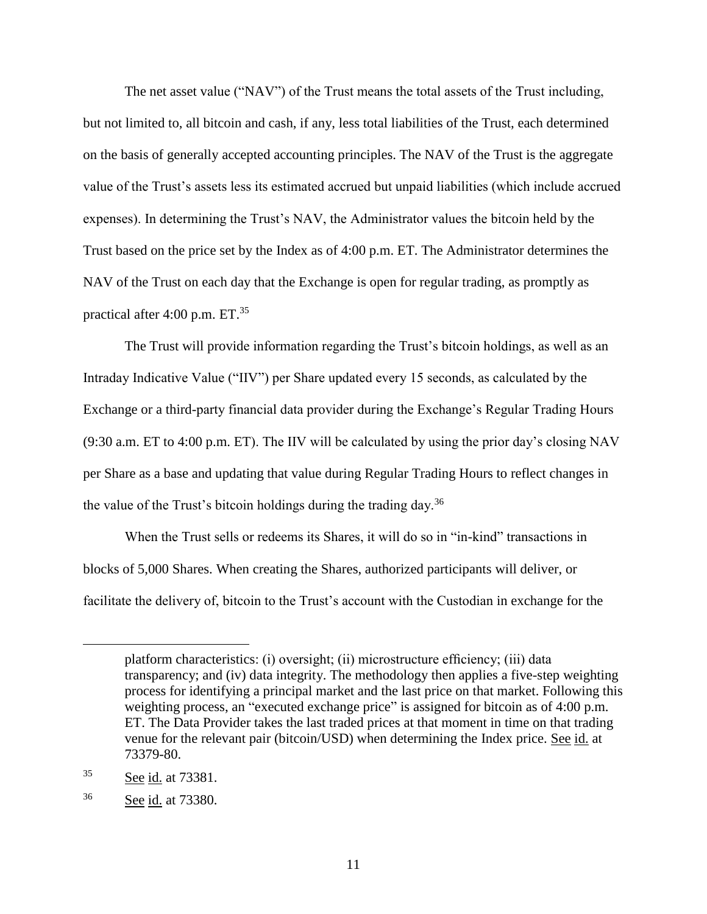The net asset value ("NAV") of the Trust means the total assets of the Trust including, but not limited to, all bitcoin and cash, if any, less total liabilities of the Trust, each determined on the basis of generally accepted accounting principles. The NAV of the Trust is the aggregate value of the Trust's assets less its estimated accrued but unpaid liabilities (which include accrued expenses). In determining the Trust's NAV, the Administrator values the bitcoin held by the Trust based on the price set by the Index as of 4:00 p.m. ET. The Administrator determines the NAV of the Trust on each day that the Exchange is open for regular trading, as promptly as practical after 4:00 p.m. ET.[35]

The Trust will provide information regarding the Trust's bitcoin holdings, as well as an Intraday Indicative Value ("IIV") per Share updated every 15 seconds, as calculated by the Exchange or a third-party financial data provider during the Exchange's Regular Trading Hours (9:30 a.m. ET to 4:00 p.m. ET). The IIV will be calculated by using the prior day's closing NAV per Share as a base and updating that value during Regular Trading Hours to reflect changes in the value of the Trust's bitcoin holdings during the trading day.[36]

When the Trust sells or redeems its Shares, it will do so in "in-kind" transactions in blocks of 5,000 Shares. When creating the Shares, authorized participants will deliver, or facilitate the delivery of, bitcoin to the Trust's account with the Custodian in exchange for the

---

platform characteristics: (i) oversight; (ii) microstructure efficiency; (iii) data transparency; and (iv) data integrity. The methodology then applies a five-step weighting process for identifying a principal market and the last price on that market. Following this weighting process, an "executed exchange price" is assigned for bitcoin as of 4:00 p.m. ET. The Data Provider takes the last traded prices at that moment in time on that trading venue for the relevant pair (bitcoin/USD) when determining the Index price. See id. at 73379-80.

[35] See id. at 73381.

[36] See id. at 73380.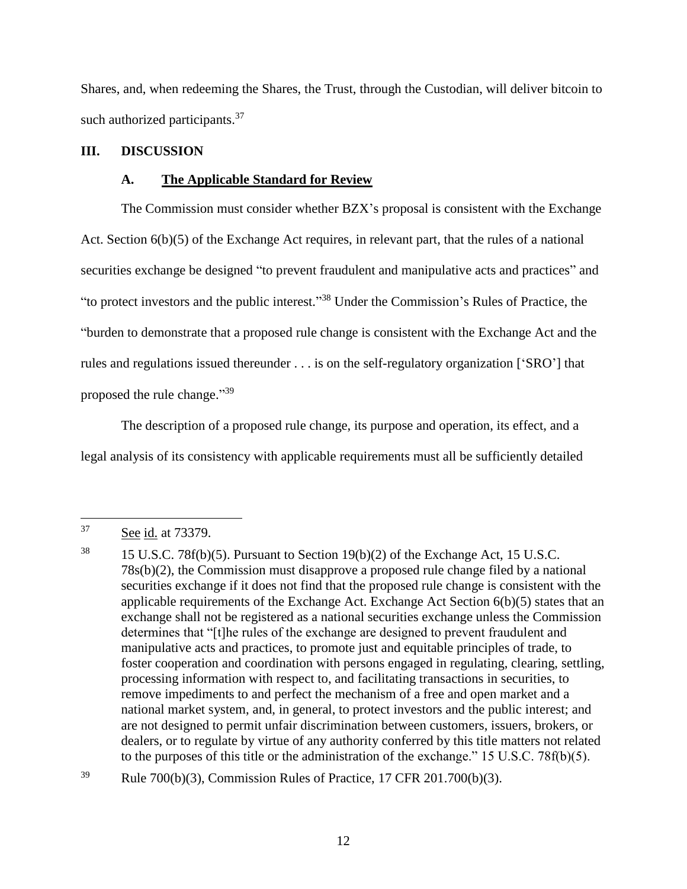Shares, and, when redeeming the Shares, the Trust, through the Custodian, will deliver bitcoin to such authorized participants.[37]

## III. DISCUSSION

### A. The Applicable Standard for Review

The Commission must consider whether BZX's proposal is consistent with the Exchange Act. Section 6(b)(5) of the Exchange Act requires, in relevant part, that the rules of a national securities exchange be designed "to prevent fraudulent and manipulative acts and practices" and "to protect investors and the public interest."[38] Under the Commission's Rules of Practice, the "burden to demonstrate that a proposed rule change is consistent with the Exchange Act and the rules and regulations issued thereunder . . . is on the self-regulatory organization ['SRO'] that proposed the rule change."[39]

The description of a proposed rule change, its purpose and operation, its effect, and a legal analysis of its consistency with applicable requirements must all be sufficiently detailed

---

[37] See id. at 73379.

[38] 15 U.S.C. 78f(b)(5). Pursuant to Section 19(b)(2) of the Exchange Act, 15 U.S.C. 78s(b)(2), the Commission must disapprove a proposed rule change filed by a national securities exchange if it does not find that the proposed rule change is consistent with the applicable requirements of the Exchange Act. Exchange Act Section 6(b)(5) states that an exchange shall not be registered as a national securities exchange unless the Commission determines that "[t]he rules of the exchange are designed to prevent fraudulent and manipulative acts and practices, to promote just and equitable principles of trade, to foster cooperation and coordination with persons engaged in regulating, clearing, settling, processing information with respect to, and facilitating transactions in securities, to remove impediments to and perfect the mechanism of a free and open market and a national market system, and, in general, to protect investors and the public interest; and are not designed to permit unfair discrimination between customers, issuers, brokers, or dealers, or to regulate by virtue of any authority conferred by this title matters not related to the purposes of this title or the administration of the exchange." 15 U.S.C. 78f(b)(5).

[39] Rule 700(b)(3), Commission Rules of Practice, 17 CFR 201.700(b)(3).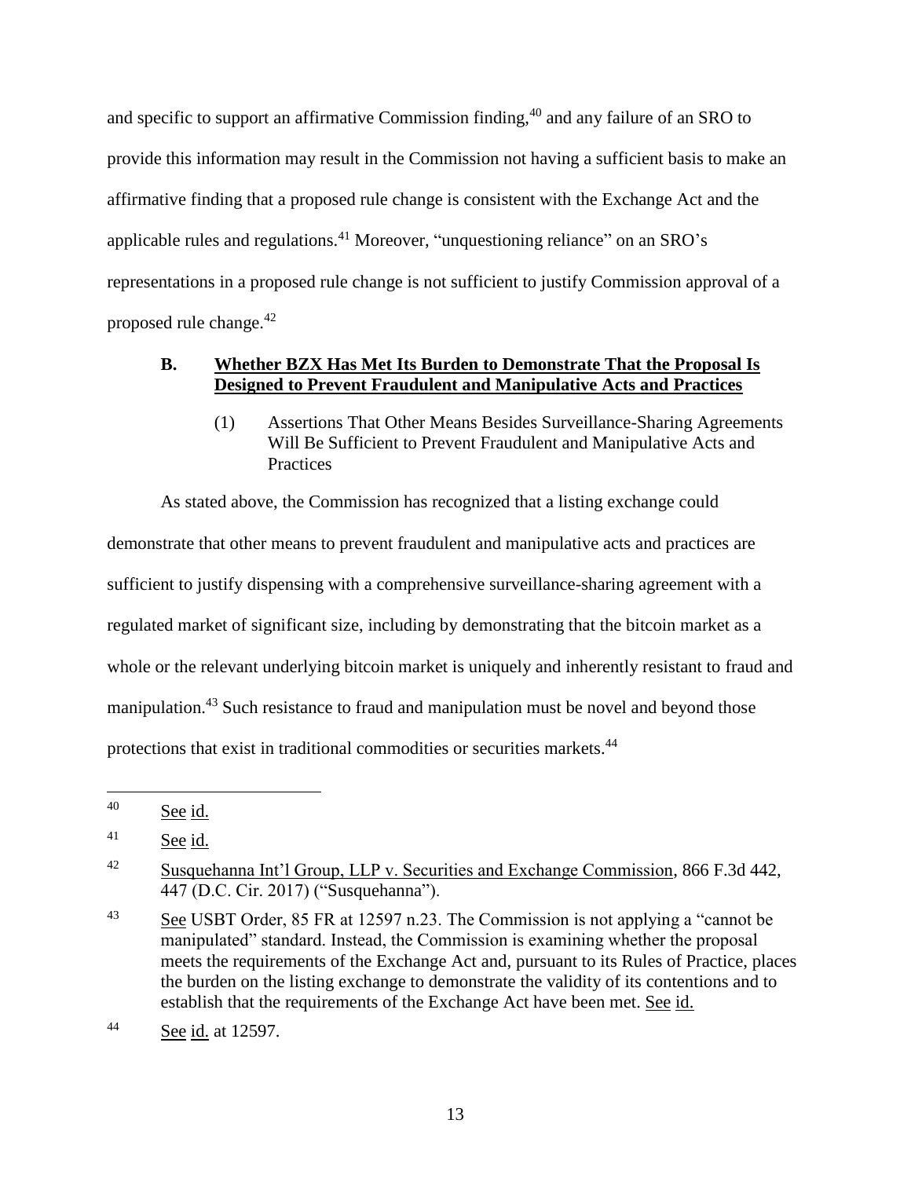and specific to support an affirmative Commission finding,[40] and any failure of an SRO to provide this information may result in the Commission not having a sufficient basis to make an affirmative finding that a proposed rule change is consistent with the Exchange Act and the applicable rules and regulations.[41] Moreover, "unquestioning reliance" on an SRO's representations in a proposed rule change is not sufficient to justify Commission approval of a proposed rule change.[42]

### B. Whether BZX Has Met Its Burden to Demonstrate That the Proposal Is Designed to Prevent Fraudulent and Manipulative Acts and Practices

#### (1) Assertions That Other Means Besides Surveillance-Sharing Agreements Will Be Sufficient to Prevent Fraudulent and Manipulative Acts and Practices

As stated above, the Commission has recognized that a listing exchange could demonstrate that other means to prevent fraudulent and manipulative acts and practices are sufficient to justify dispensing with a comprehensive surveillance-sharing agreement with a regulated market of significant size, including by demonstrating that the bitcoin market as a whole or the relevant underlying bitcoin market is uniquely and inherently resistant to fraud and manipulation.[43] Such resistance to fraud and manipulation must be novel and beyond those protections that exist in traditional commodities or securities markets.[44]

---

[40] See id.

[41] See id.

[42] Susquehanna Int'l Group, LLP v. Securities and Exchange Commission, 866 F.3d 442, 447 (D.C. Cir. 2017) ("Susquehanna").

[43] See USBT Order, 85 FR at 12597 n.23. The Commission is not applying a "cannot be manipulated" standard. Instead, the Commission is examining whether the proposal meets the requirements of the Exchange Act and, pursuant to its Rules of Practice, places the burden on the listing exchange to demonstrate the validity of its contentions and to establish that the requirements of the Exchange Act have been met. See id.

[44] See id. at 12597.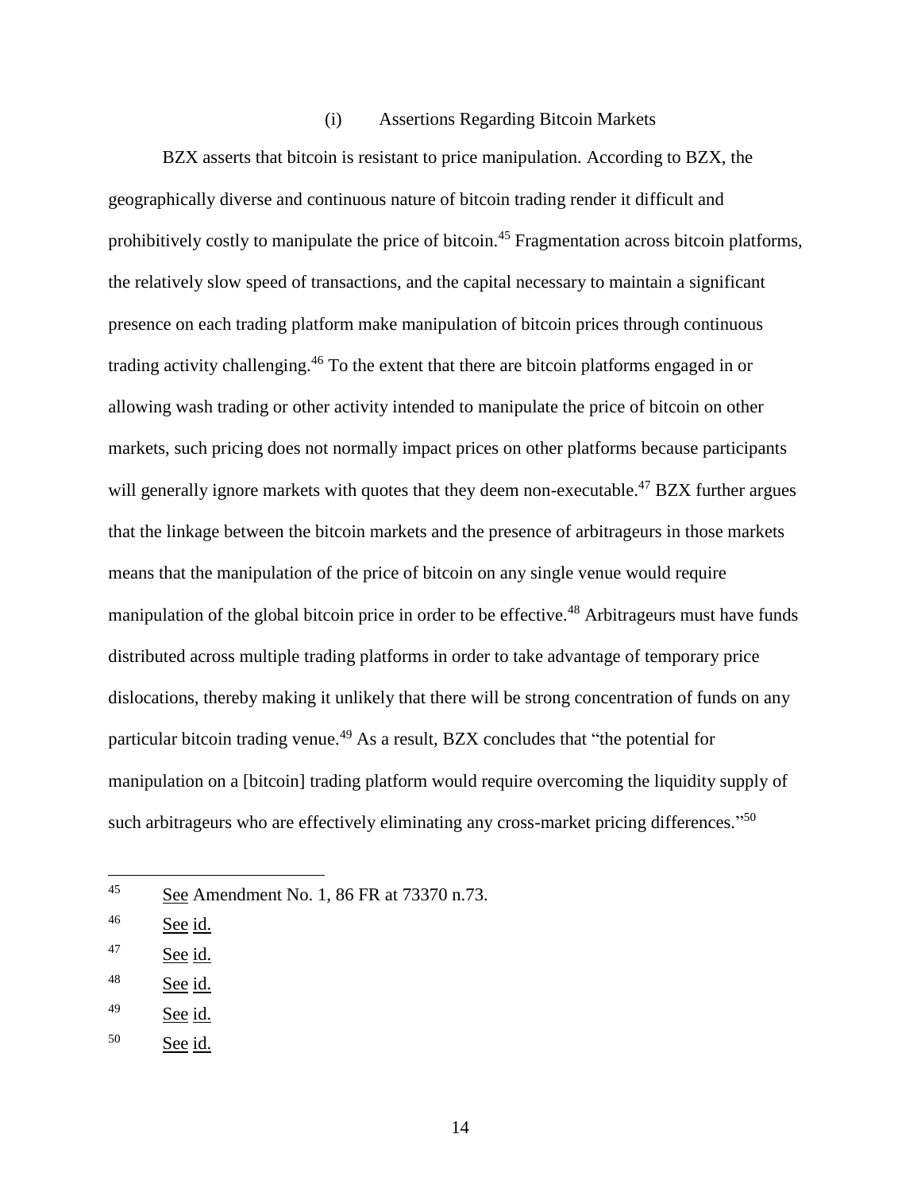(i) Assertions Regarding Bitcoin Markets

BZX asserts that bitcoin is resistant to price manipulation. According to BZX, the geographically diverse and continuous nature of bitcoin trading render it difficult and prohibitively costly to manipulate the price of bitcoin.[45] Fragmentation across bitcoin platforms, the relatively slow speed of transactions, and the capital necessary to maintain a significant presence on each trading platform make manipulation of bitcoin prices through continuous trading activity challenging.[46] To the extent that there are bitcoin platforms engaged in or allowing wash trading or other activity intended to manipulate the price of bitcoin on other markets, such pricing does not normally impact prices on other platforms because participants will generally ignore markets with quotes that they deem non-executable.[47] BZX further argues that the linkage between the bitcoin markets and the presence of arbitrageurs in those markets means that the manipulation of the price of bitcoin on any single venue would require manipulation of the global bitcoin price in order to be effective.[48] Arbitrageurs must have funds distributed across multiple trading platforms in order to take advantage of temporary price dislocations, thereby making it unlikely that there will be strong concentration of funds on any particular bitcoin trading venue.[49] As a result, BZX concludes that "the potential for manipulation on a [bitcoin] trading platform would require overcoming the liquidity supply of such arbitrageurs who are effectively eliminating any cross-market pricing differences."[50]

---

[45] See Amendment No. 1, 86 FR at 73370 n.73.

[46] See id.

[47] See id.

[48] See id.

[49] See id.

[50] See id.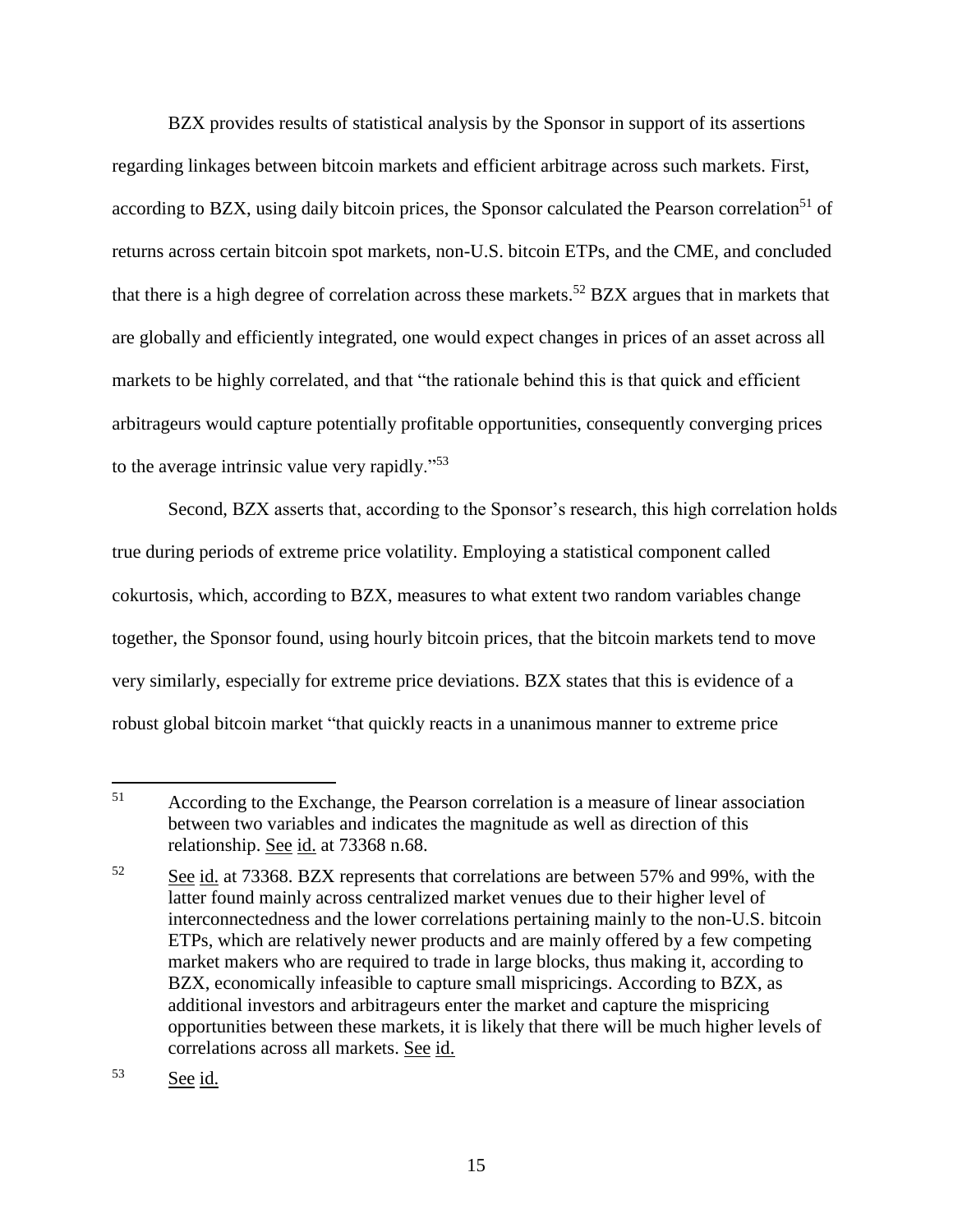BZX provides results of statistical analysis by the Sponsor in support of its assertions regarding linkages between bitcoin markets and efficient arbitrage across such markets. First, according to BZX, using daily bitcoin prices, the Sponsor calculated the Pearson correlation[51] of returns across certain bitcoin spot markets, non-U.S. bitcoin ETPs, and the CME, and concluded that there is a high degree of correlation across these markets.[52] BZX argues that in markets that are globally and efficiently integrated, one would expect changes in prices of an asset across all markets to be highly correlated, and that "the rationale behind this is that quick and efficient arbitrageurs would capture potentially profitable opportunities, consequently converging prices to the average intrinsic value very rapidly."[53]

Second, BZX asserts that, according to the Sponsor's research, this high correlation holds true during periods of extreme price volatility. Employing a statistical component called cokurtosis, which, according to BZX, measures to what extent two random variables change together, the Sponsor found, using hourly bitcoin prices, that the bitcoin markets tend to move very similarly, especially for extreme price deviations. BZX states that this is evidence of a robust global bitcoin market "that quickly reacts in a unanimous manner to extreme price

---

[51] According to the Exchange, the Pearson correlation is a measure of linear association between two variables and indicates the magnitude as well as direction of this relationship. See id. at 73368 n.68.

[52] See id. at 73368. BZX represents that correlations are between 57% and 99%, with the latter found mainly across centralized market venues due to their higher level of interconnectedness and the lower correlations pertaining mainly to the non-U.S. bitcoin ETPs, which are relatively newer products and are mainly offered by a few competing market makers who are required to trade in large blocks, thus making it, according to BZX, economically infeasible to capture small mispricings. According to BZX, as additional investors and arbitrageurs enter the market and capture the mispricing opportunities between these markets, it is likely that there will be much higher levels of correlations across all markets. See id.

[53] See id.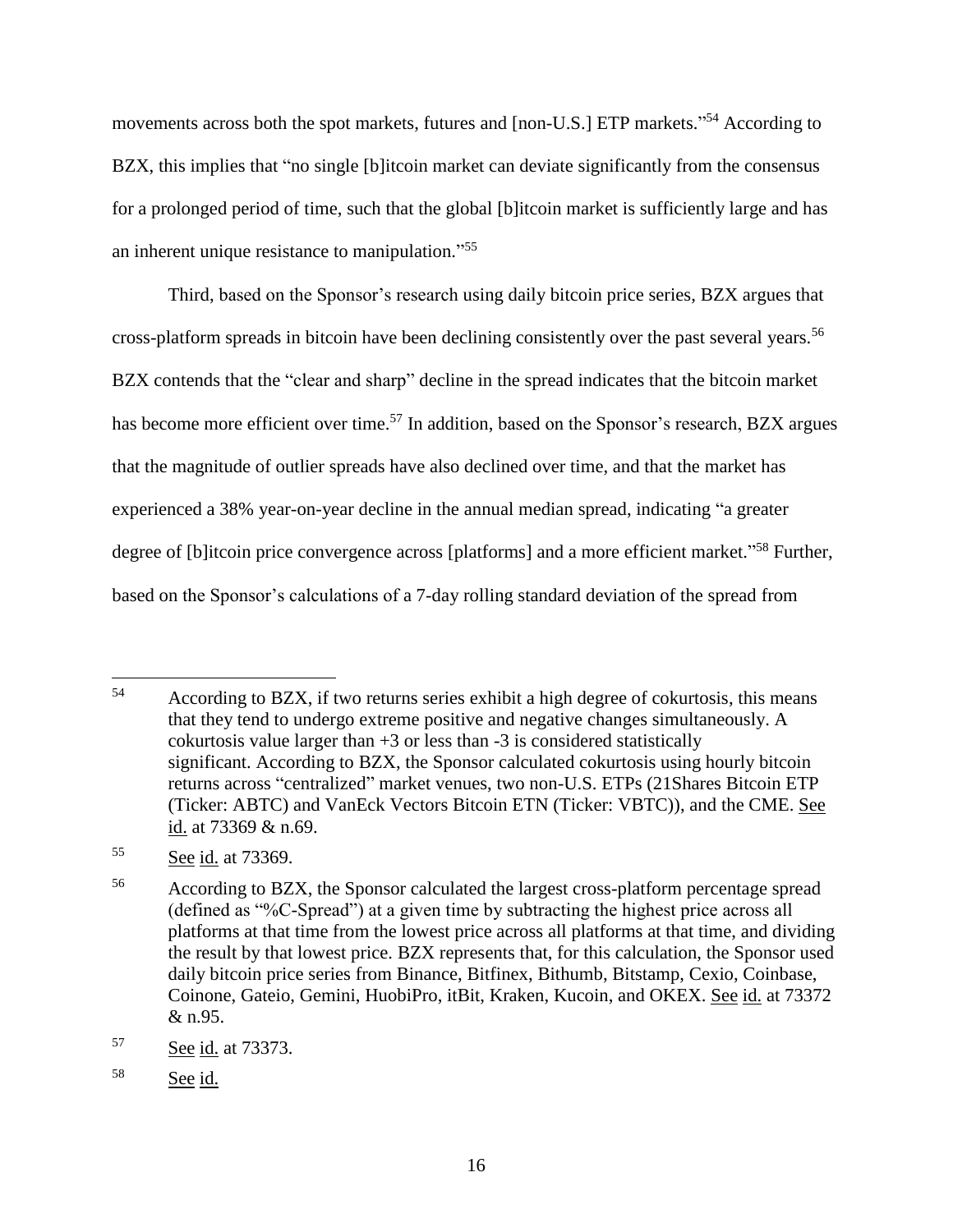movements across both the spot markets, futures and [non-U.S.] ETP markets."[54] According to BZX, this implies that "no single [b]itcoin market can deviate significantly from the consensus for a prolonged period of time, such that the global [b]itcoin market is sufficiently large and has an inherent unique resistance to manipulation."[55]

Third, based on the Sponsor's research using daily bitcoin price series, BZX argues that cross-platform spreads in bitcoin have been declining consistently over the past several years.[56] BZX contends that the "clear and sharp" decline in the spread indicates that the bitcoin market has become more efficient over time.[57] In addition, based on the Sponsor's research, BZX argues that the magnitude of outlier spreads have also declined over time, and that the market has experienced a 38% year-on-year decline in the annual median spread, indicating "a greater degree of [b]itcoin price convergence across [platforms] and a more efficient market."[58] Further, based on the Sponsor's calculations of a 7-day rolling standard deviation of the spread from

---

[54] According to BZX, if two returns series exhibit a high degree of cokurtosis, this means that they tend to undergo extreme positive and negative changes simultaneously. A cokurtosis value larger than +3 or less than -3 is considered statistically significant. According to BZX, the Sponsor calculated cokurtosis using hourly bitcoin returns across "centralized" market venues, two non-U.S. ETPs (21Shares Bitcoin ETP (Ticker: ABTC) and VanEck Vectors Bitcoin ETN (Ticker: VBTC)), and the CME. See id. at 73369 & n.69.

[55] See id. at 73369.

[56] According to BZX, the Sponsor calculated the largest cross-platform percentage spread (defined as "%C-Spread") at a given time by subtracting the highest price across all platforms at that time from the lowest price across all platforms at that time, and dividing the result by that lowest price. BZX represents that, for this calculation, the Sponsor used daily bitcoin price series from Binance, Bitfinex, Bithumb, Bitstamp, Cexio, Coinbase, Coinone, Gateio, Gemini, HuobiPro, itBit, Kraken, Kucoin, and OKEX. See id. at 73372 & n.95.

[57] See id. at 73373.

[58] See id.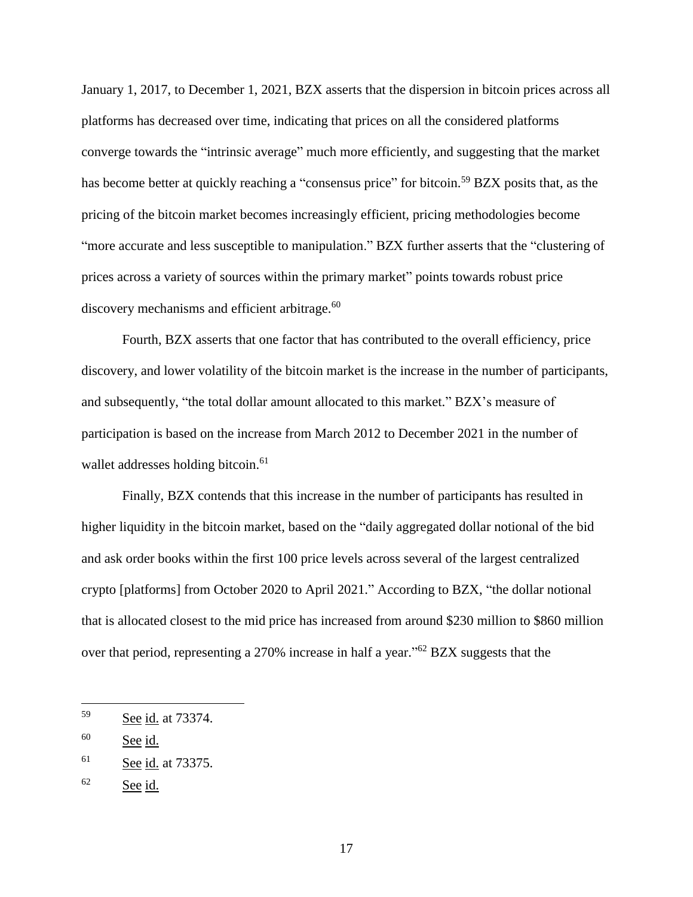January 1, 2017, to December 1, 2021, BZX asserts that the dispersion in bitcoin prices across all platforms has decreased over time, indicating that prices on all the considered platforms converge towards the "intrinsic average" much more efficiently, and suggesting that the market has become better at quickly reaching a "consensus price" for bitcoin.[59] BZX posits that, as the pricing of the bitcoin market becomes increasingly efficient, pricing methodologies become "more accurate and less susceptible to manipulation." BZX further asserts that the "clustering of prices across a variety of sources within the primary market" points towards robust price discovery mechanisms and efficient arbitrage.[60]

Fourth, BZX asserts that one factor that has contributed to the overall efficiency, price discovery, and lower volatility of the bitcoin market is the increase in the number of participants, and subsequently, "the total dollar amount allocated to this market." BZX's measure of participation is based on the increase from March 2012 to December 2021 in the number of wallet addresses holding bitcoin.[61]

Finally, BZX contends that this increase in the number of participants has resulted in higher liquidity in the bitcoin market, based on the "daily aggregated dollar notional of the bid and ask order books within the first 100 price levels across several of the largest centralized crypto [platforms] from October 2020 to April 2021." According to BZX, "the dollar notional that is allocated closest to the mid price has increased from around $230 million to $860 million over that period, representing a 270% increase in half a year."[62] BZX suggests that the

---

[59] See id. at 73374.

[60] See id.

[61] See id. at 73375.

[62] See id.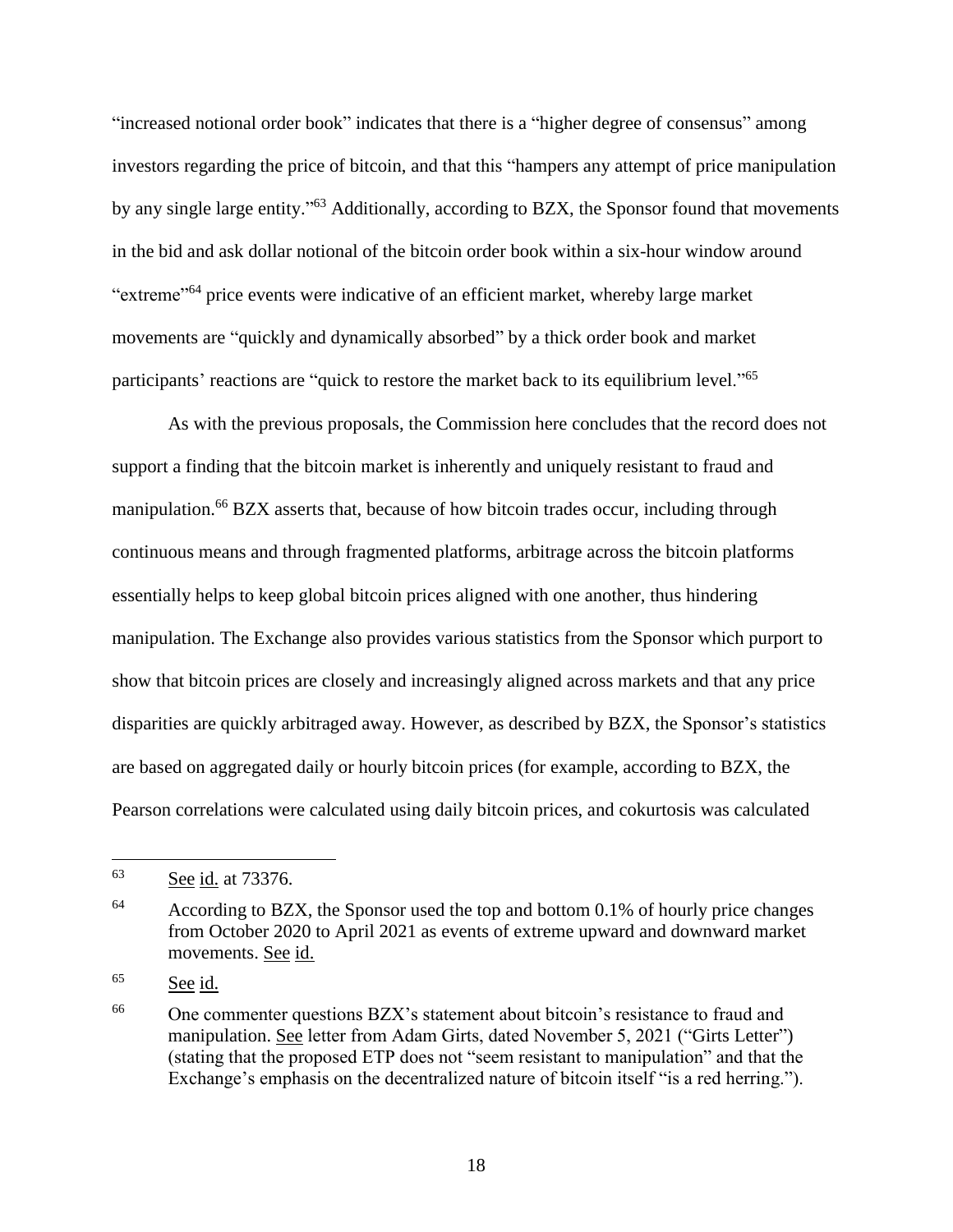"increased notional order book" indicates that there is a "higher degree of consensus" among investors regarding the price of bitcoin, and that this "hampers any attempt of price manipulation by any single large entity."[63] Additionally, according to BZX, the Sponsor found that movements in the bid and ask dollar notional of the bitcoin order book within a six-hour window around "extreme"[64] price events were indicative of an efficient market, whereby large market movements are "quickly and dynamically absorbed" by a thick order book and market participants' reactions are "quick to restore the market back to its equilibrium level."[65]

As with the previous proposals, the Commission here concludes that the record does not support a finding that the bitcoin market is inherently and uniquely resistant to fraud and manipulation.[66] BZX asserts that, because of how bitcoin trades occur, including through continuous means and through fragmented platforms, arbitrage across the bitcoin platforms essentially helps to keep global bitcoin prices aligned with one another, thus hindering manipulation. The Exchange also provides various statistics from the Sponsor which purport to show that bitcoin prices are closely and increasingly aligned across markets and that any price disparities are quickly arbitraged away. However, as described by BZX, the Sponsor's statistics are based on aggregated daily or hourly bitcoin prices (for example, according to BZX, the Pearson correlations were calculated using daily bitcoin prices, and cokurtosis was calculated

---

[63] See id. at 73376.

[64] According to BZX, the Sponsor used the top and bottom 0.1% of hourly price changes from October 2020 to April 2021 as events of extreme upward and downward market movements. See id.

[65] See id.

[66] One commenter questions BZX's statement about bitcoin's resistance to fraud and manipulation. See letter from Adam Girts, dated November 5, 2021 ("Girts Letter") (stating that the proposed ETP does not "seem resistant to manipulation" and that the Exchange's emphasis on the decentralized nature of bitcoin itself "is a red herring.").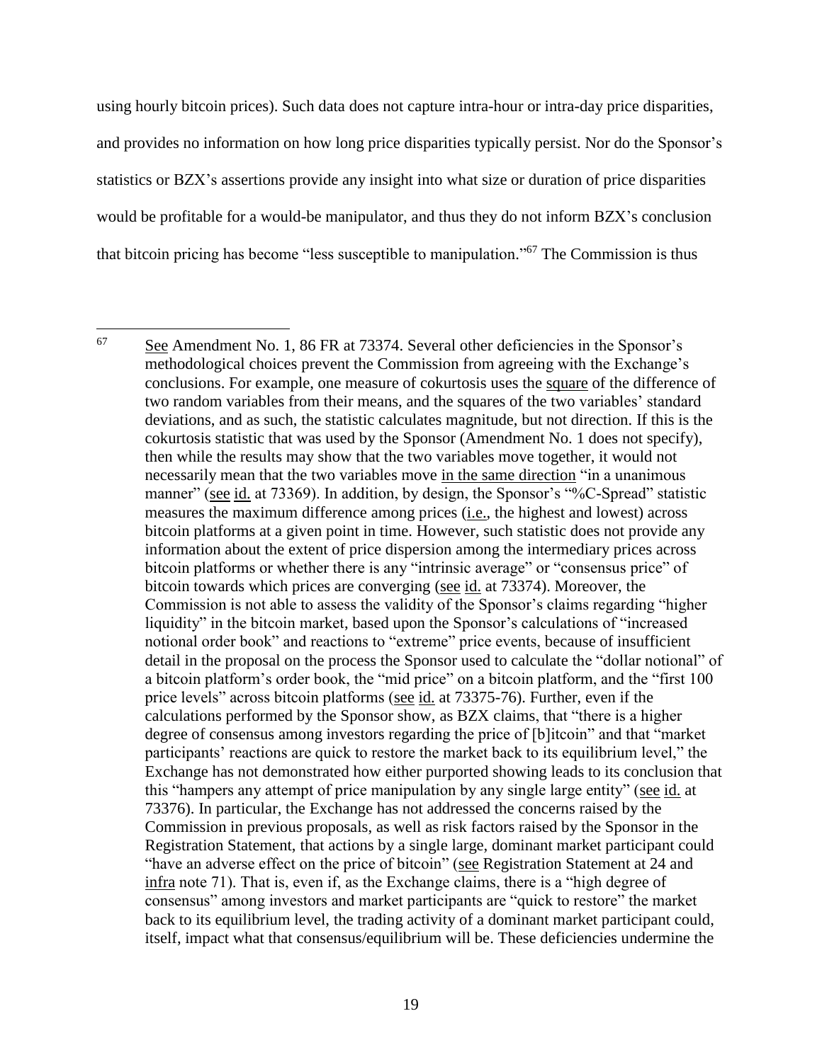using hourly bitcoin prices). Such data does not capture intra-hour or intra-day price disparities, and provides no information on how long price disparities typically persist. Nor do the Sponsor's statistics or BZX's assertions provide any insight into what size or duration of price disparities would be profitable for a would-be manipulator, and thus they do not inform BZX's conclusion that bitcoin pricing has become "less susceptible to manipulation."[67] The Commission is thus

---

[67] See Amendment No. 1, 86 FR at 73374. Several other deficiencies in the Sponsor's methodological choices prevent the Commission from agreeing with the Exchange's conclusions. For example, one measure of cokurtosis uses the square of the difference of two random variables from their means, and the squares of the two variables' standard deviations, and as such, the statistic calculates magnitude, but not direction. If this is the cokurtosis statistic that was used by the Sponsor (Amendment No. 1 does not specify), then while the results may show that the two variables move together, it would not necessarily mean that the two variables move in the same direction "in a unanimous manner" (see id. at 73369). In addition, by design, the Sponsor's "%C-Spread" statistic measures the maximum difference among prices (i.e., the highest and lowest) across bitcoin platforms at a given point in time. However, such statistic does not provide any information about the extent of price dispersion among the intermediary prices across bitcoin platforms or whether there is any "intrinsic average" or "consensus price" of bitcoin towards which prices are converging (see id. at 73374). Moreover, the Commission is not able to assess the validity of the Sponsor's claims regarding "higher liquidity" in the bitcoin market, based upon the Sponsor's calculations of "increased notional order book" and reactions to "extreme" price events, because of insufficient detail in the proposal on the process the Sponsor used to calculate the "dollar notional" of a bitcoin platform's order book, the "mid price" on a bitcoin platform, and the "first 100 price levels" across bitcoin platforms (see id. at 73375-76). Further, even if the calculations performed by the Sponsor show, as BZX claims, that "there is a higher degree of consensus among investors regarding the price of [b]itcoin" and that "market participants' reactions are quick to restore the market back to its equilibrium level," the Exchange has not demonstrated how either purported showing leads to its conclusion that this "hampers any attempt of price manipulation by any single large entity" (see id. at 73376). In particular, the Exchange has not addressed the concerns raised by the Commission in previous proposals, as well as risk factors raised by the Sponsor in the Registration Statement, that actions by a single large, dominant market participant could "have an adverse effect on the price of bitcoin" (see Registration Statement at 24 and infra note 71). That is, even if, as the Exchange claims, there is a "high degree of consensus" among investors and market participants are "quick to restore" the market back to its equilibrium level, the trading activity of a dominant market participant could, itself, impact what that consensus/equilibrium will be. These deficiencies undermine the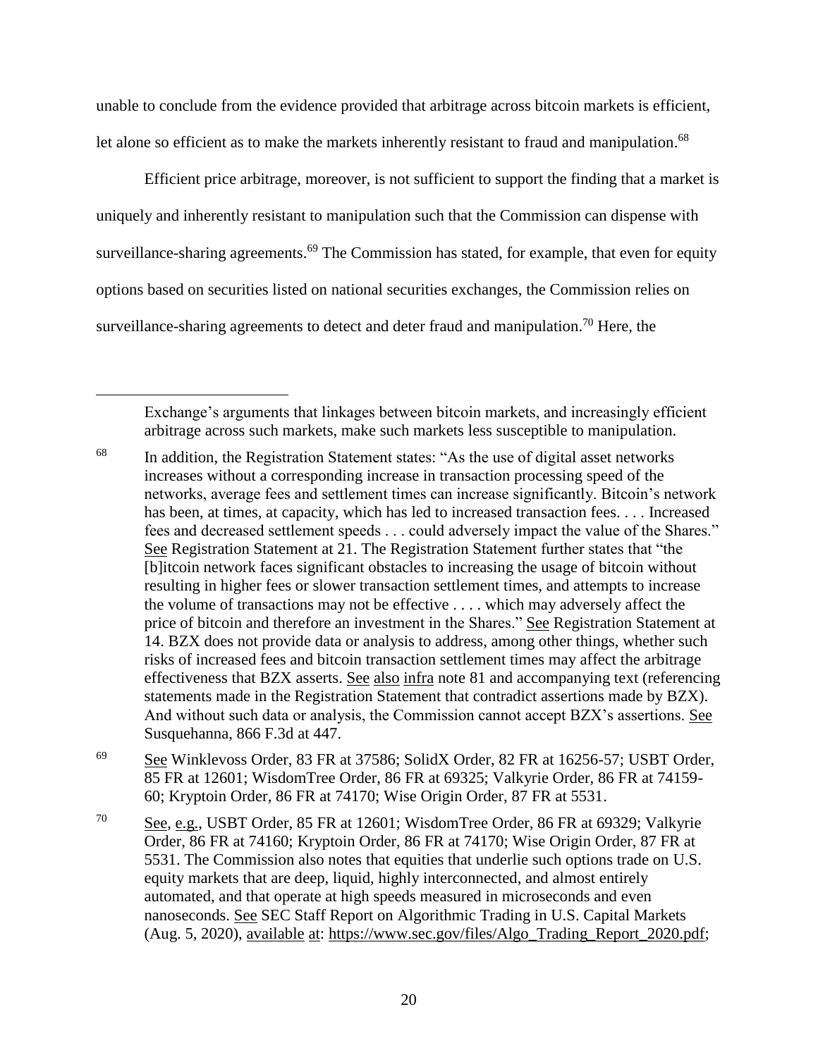unable to conclude from the evidence provided that arbitrage across bitcoin markets is efficient, let alone so efficient as to make the markets inherently resistant to fraud and manipulation.[68]

Efficient price arbitrage, moreover, is not sufficient to support the finding that a market is uniquely and inherently resistant to manipulation such that the Commission can dispense with surveillance-sharing agreements.[69] The Commission has stated, for example, that even for equity options based on securities listed on national securities exchanges, the Commission relies on surveillance-sharing agreements to detect and deter fraud and manipulation.[70] Here, the

---

Exchange's arguments that linkages between bitcoin markets, and increasingly efficient arbitrage across such markets, make such markets less susceptible to manipulation.

[68] In addition, the Registration Statement states: "As the use of digital asset networks increases without a corresponding increase in transaction processing speed of the networks, average fees and settlement times can increase significantly. Bitcoin's network has been, at times, at capacity, which has led to increased transaction fees. . . . Increased fees and decreased settlement speeds . . . could adversely impact the value of the Shares." See Registration Statement at 21. The Registration Statement further states that "the [b]itcoin network faces significant obstacles to increasing the usage of bitcoin without resulting in higher fees or slower transaction settlement times, and attempts to increase the volume of transactions may not be effective . . . . which may adversely affect the price of bitcoin and therefore an investment in the Shares." See Registration Statement at 14. BZX does not provide data or analysis to address, among other things, whether such risks of increased fees and bitcoin transaction settlement times may affect the arbitrage effectiveness that BZX asserts. See also infra note 81 and accompanying text (referencing statements made in the Registration Statement that contradict assertions made by BZX). And without such data or analysis, the Commission cannot accept BZX's assertions. See Susquehanna, 866 F.3d at 447.

[69] See Winklevoss Order, 83 FR at 37586; SolidX Order, 82 FR at 16256-57; USBT Order, 85 FR at 12601; WisdomTree Order, 86 FR at 69325; Valkyrie Order, 86 FR at 74159-60; Kryptoin Order, 86 FR at 74170; Wise Origin Order, 87 FR at 5531.

[70] See, e.g., USBT Order, 85 FR at 12601; WisdomTree Order, 86 FR at 69329; Valkyrie Order, 86 FR at 74160; Kryptoin Order, 86 FR at 74170; Wise Origin Order, 87 FR at 5531. The Commission also notes that equities that underlie such options trade on U.S. equity markets that are deep, liquid, highly interconnected, and almost entirely automated, and that operate at high speeds measured in microseconds and even nanoseconds. See SEC Staff Report on Algorithmic Trading in U.S. Capital Markets (Aug. 5, 2020), available at: https://www.sec.gov/files/Algo_Trading_Report_2020.pdf;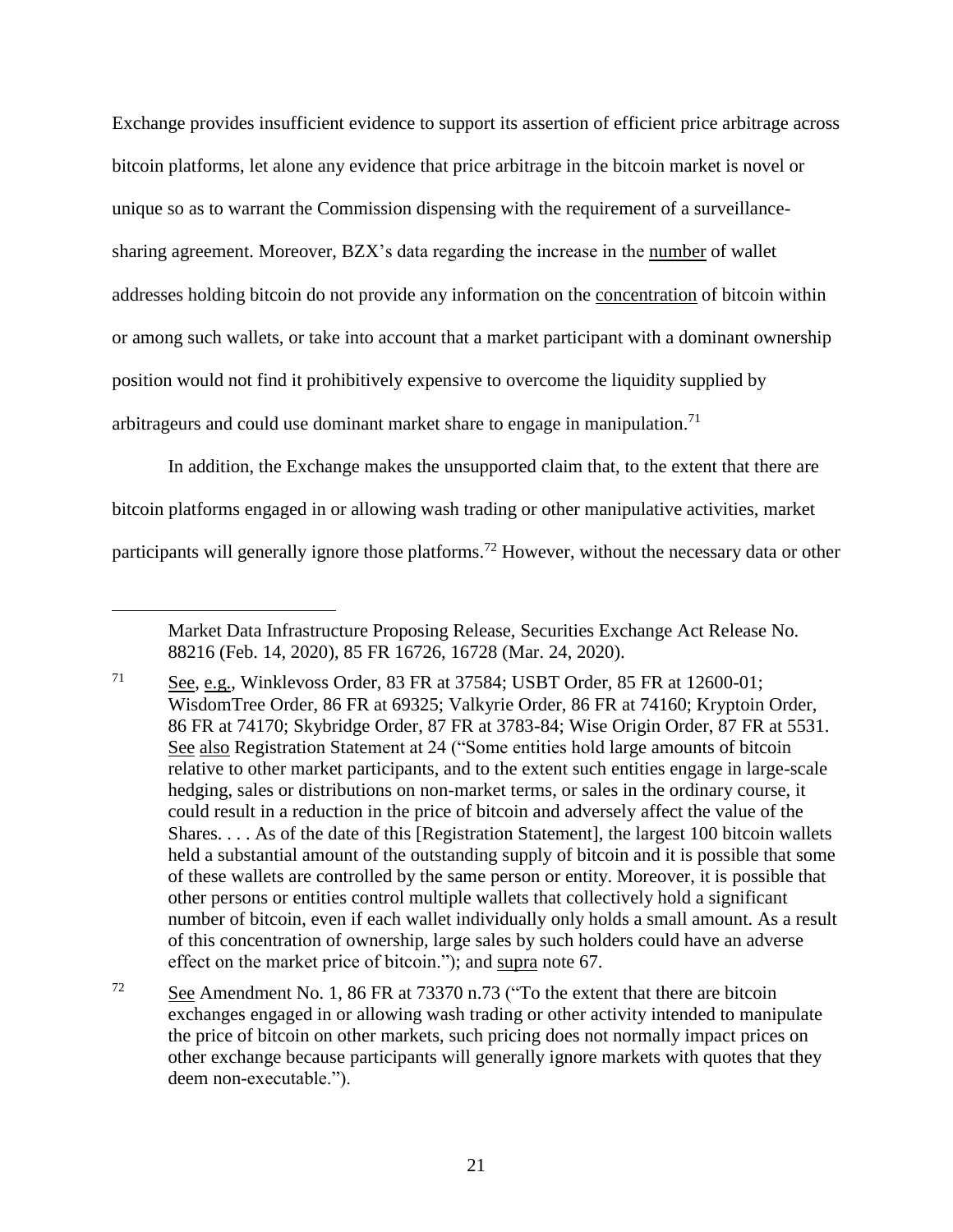Exchange provides insufficient evidence to support its assertion of efficient price arbitrage across bitcoin platforms, let alone any evidence that price arbitrage in the bitcoin market is novel or unique so as to warrant the Commission dispensing with the requirement of a surveillance-sharing agreement. Moreover, BZX's data regarding the increase in the number of wallet addresses holding bitcoin do not provide any information on the concentration of bitcoin within or among such wallets, or take into account that a market participant with a dominant ownership position would not find it prohibitively expensive to overcome the liquidity supplied by arbitrageurs and could use dominant market share to engage in manipulation.[71]

In addition, the Exchange makes the unsupported claim that, to the extent that there are bitcoin platforms engaged in or allowing wash trading or other manipulative activities, market participants will generally ignore those platforms.[72] However, without the necessary data or other

---

Market Data Infrastructure Proposing Release, Securities Exchange Act Release No. 88216 (Feb. 14, 2020), 85 FR 16726, 16728 (Mar. 24, 2020).

71 See, e.g., Winklevoss Order, 83 FR at 37584; USBT Order, 85 FR at 12600-01; WisdomTree Order, 86 FR at 69325; Valkyrie Order, 86 FR at 74160; Kryptoin Order, 86 FR at 74170; Skybridge Order, 87 FR at 3783-84; Wise Origin Order, 87 FR at 5531. See also Registration Statement at 24 ("Some entities hold large amounts of bitcoin relative to other market participants, and to the extent such entities engage in large-scale hedging, sales or distributions on non-market terms, or sales in the ordinary course, it could result in a reduction in the price of bitcoin and adversely affect the value of the Shares. . . . As of the date of this [Registration Statement], the largest 100 bitcoin wallets held a substantial amount of the outstanding supply of bitcoin and it is possible that some of these wallets are controlled by the same person or entity. Moreover, it is possible that other persons or entities control multiple wallets that collectively hold a significant number of bitcoin, even if each wallet individually only holds a small amount. As a result of this concentration of ownership, large sales by such holders could have an adverse effect on the market price of bitcoin."); and supra note 67.

72 See Amendment No. 1, 86 FR at 73370 n.73 ("To the extent that there are bitcoin exchanges engaged in or allowing wash trading or other activity intended to manipulate the price of bitcoin on other markets, such pricing does not normally impact prices on other exchange because participants will generally ignore markets with quotes that they deem non-executable.").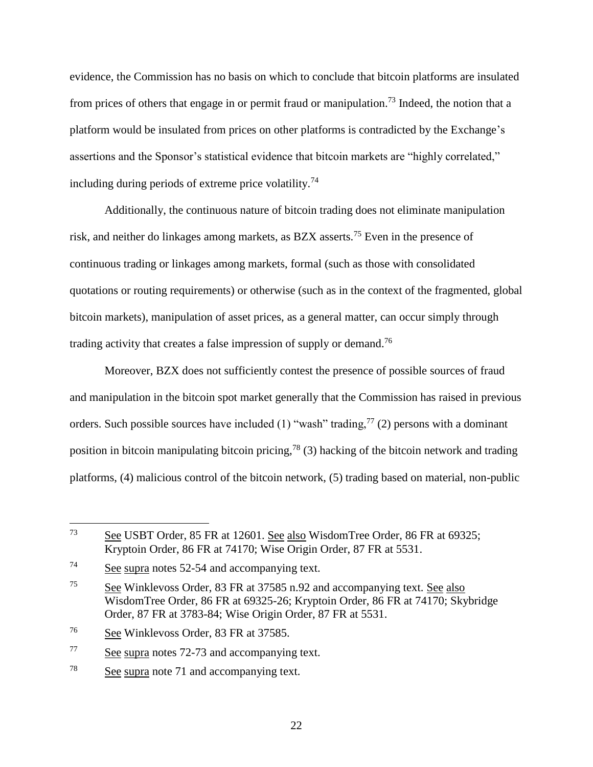evidence, the Commission has no basis on which to conclude that bitcoin platforms are insulated from prices of others that engage in or permit fraud or manipulation.[73] Indeed, the notion that a platform would be insulated from prices on other platforms is contradicted by the Exchange's assertions and the Sponsor's statistical evidence that bitcoin markets are "highly correlated," including during periods of extreme price volatility.[74]

Additionally, the continuous nature of bitcoin trading does not eliminate manipulation risk, and neither do linkages among markets, as BZX asserts.[75] Even in the presence of continuous trading or linkages among markets, formal (such as those with consolidated quotations or routing requirements) or otherwise (such as in the context of the fragmented, global bitcoin markets), manipulation of asset prices, as a general matter, can occur simply through trading activity that creates a false impression of supply or demand.[76]

Moreover, BZX does not sufficiently contest the presence of possible sources of fraud and manipulation in the bitcoin spot market generally that the Commission has raised in previous orders. Such possible sources have included (1) "wash" trading,[77] (2) persons with a dominant position in bitcoin manipulating bitcoin pricing,[78] (3) hacking of the bitcoin network and trading platforms, (4) malicious control of the bitcoin network, (5) trading based on material, non-public

---

73 See USBT Order, 85 FR at 12601. See also WisdomTree Order, 86 FR at 69325; Kryptoin Order, 86 FR at 74170; Wise Origin Order, 87 FR at 5531.

74 See supra notes 52-54 and accompanying text.

75 See Winklevoss Order, 83 FR at 37585 n.92 and accompanying text. See also WisdomTree Order, 86 FR at 69325-26; Kryptoin Order, 86 FR at 74170; Skybridge Order, 87 FR at 3783-84; Wise Origin Order, 87 FR at 5531.

76 See Winklevoss Order, 83 FR at 37585.

77 See supra notes 72-73 and accompanying text.

78 See supra note 71 and accompanying text.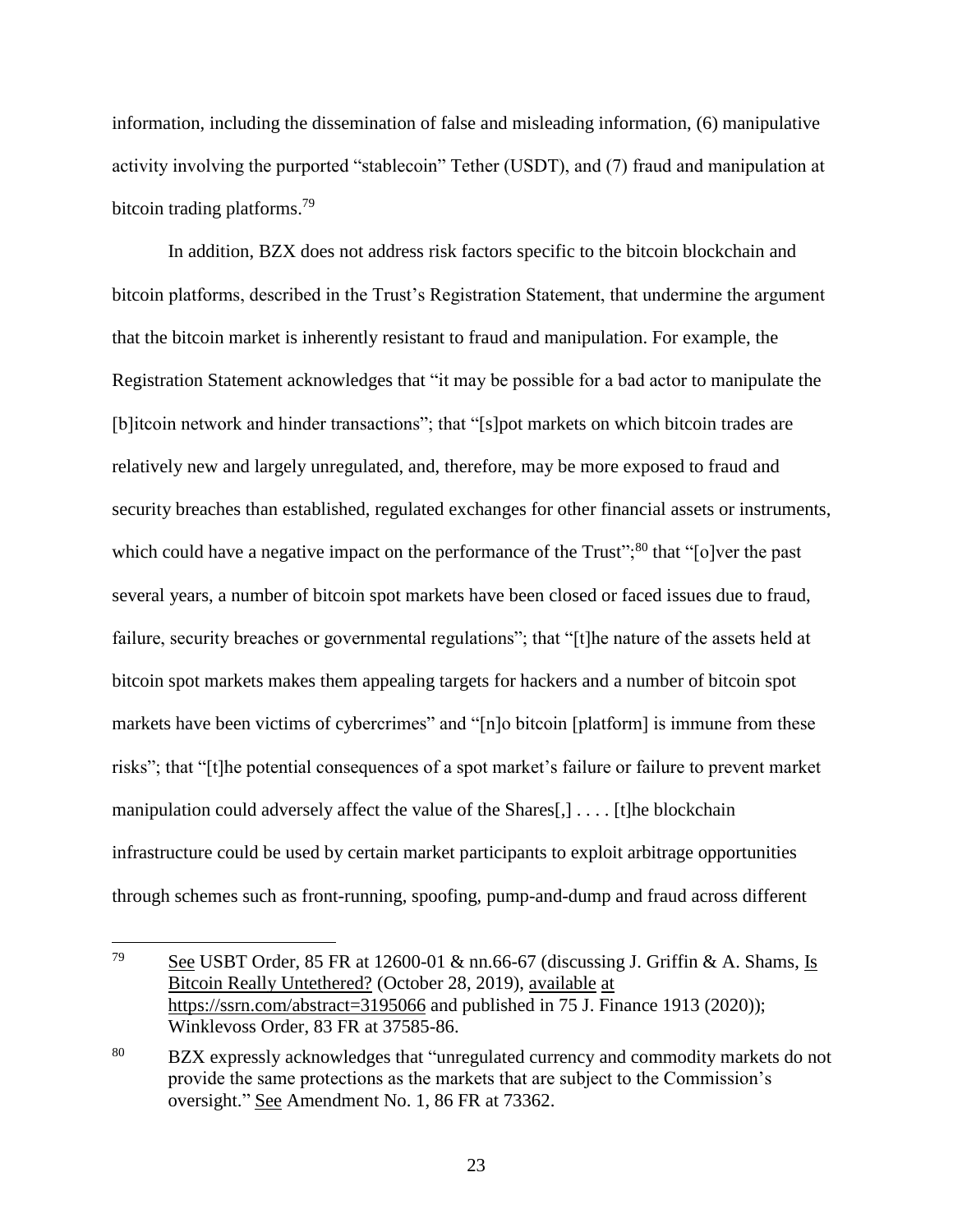information, including the dissemination of false and misleading information, (6) manipulative activity involving the purported "stablecoin" Tether (USDT), and (7) fraud and manipulation at bitcoin trading platforms.[79]

In addition, BZX does not address risk factors specific to the bitcoin blockchain and bitcoin platforms, described in the Trust's Registration Statement, that undermine the argument that the bitcoin market is inherently resistant to fraud and manipulation. For example, the Registration Statement acknowledges that "it may be possible for a bad actor to manipulate the [b]itcoin network and hinder transactions"; that "[s]pot markets on which bitcoin trades are relatively new and largely unregulated, and, therefore, may be more exposed to fraud and security breaches than established, regulated exchanges for other financial assets or instruments, which could have a negative impact on the performance of the Trust";[80] that "[o]ver the past several years, a number of bitcoin spot markets have been closed or faced issues due to fraud, failure, security breaches or governmental regulations"; that "[t]he nature of the assets held at bitcoin spot markets makes them appealing targets for hackers and a number of bitcoin spot markets have been victims of cybercrimes" and "[n]o bitcoin [platform] is immune from these risks"; that "[t]he potential consequences of a spot market's failure or failure to prevent market manipulation could adversely affect the value of the Shares[,] . . . . [t]he blockchain infrastructure could be used by certain market participants to exploit arbitrage opportunities through schemes such as front-running, spoofing, pump-and-dump and fraud across different

---

[79] See USBT Order, 85 FR at 12600-01 & nn.66-67 (discussing J. Griffin & A. Shams, Is Bitcoin Really Untethered? (October 28, 2019), available at https://ssrn.com/abstract=3195066 and published in 75 J. Finance 1913 (2020)); Winklevoss Order, 83 FR at 37585-86.

[80] BZX expressly acknowledges that "unregulated currency and commodity markets do not provide the same protections as the markets that are subject to the Commission's oversight." See Amendment No. 1, 86 FR at 73362.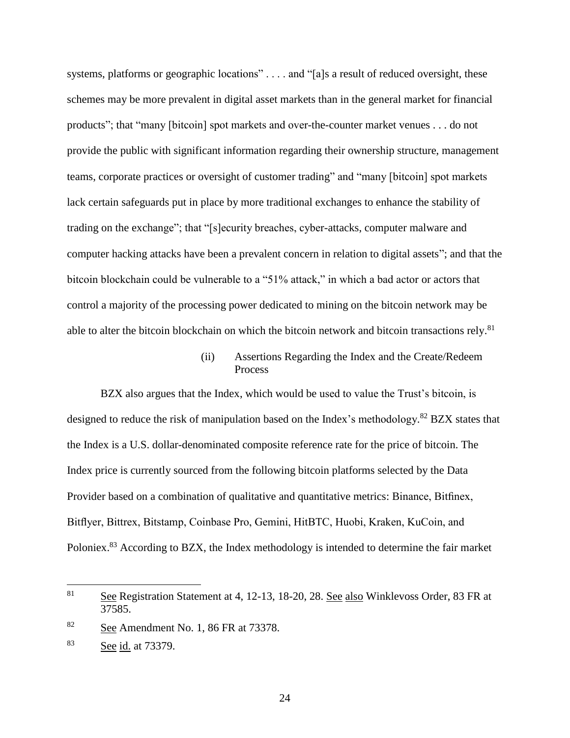systems, platforms or geographic locations" . . . . and "[a]s a result of reduced oversight, these schemes may be more prevalent in digital asset markets than in the general market for financial products"; that "many [bitcoin] spot markets and over-the-counter market venues . . . do not provide the public with significant information regarding their ownership structure, management teams, corporate practices or oversight of customer trading" and "many [bitcoin] spot markets lack certain safeguards put in place by more traditional exchanges to enhance the stability of trading on the exchange"; that "[s]ecurity breaches, cyber-attacks, computer malware and computer hacking attacks have been a prevalent concern in relation to digital assets"; and that the bitcoin blockchain could be vulnerable to a "51% attack," in which a bad actor or actors that control a majority of the processing power dedicated to mining on the bitcoin network may be able to alter the bitcoin blockchain on which the bitcoin network and bitcoin transactions rely.[81]

(ii) Assertions Regarding the Index and the Create/Redeem Process

BZX also argues that the Index, which would be used to value the Trust's bitcoin, is designed to reduce the risk of manipulation based on the Index's methodology.[82] BZX states that the Index is a U.S. dollar-denominated composite reference rate for the price of bitcoin. The Index price is currently sourced from the following bitcoin platforms selected by the Data Provider based on a combination of qualitative and quantitative metrics: Binance, Bitfinex, Bitflyer, Bittrex, Bitstamp, Coinbase Pro, Gemini, HitBTC, Huobi, Kraken, KuCoin, and Poloniex.[83] According to BZX, the Index methodology is intended to determine the fair market

---

[81] See Registration Statement at 4, 12-13, 18-20, 28. See also Winklevoss Order, 83 FR at 37585.

[82] See Amendment No. 1, 86 FR at 73378.

[83] See id. at 73379.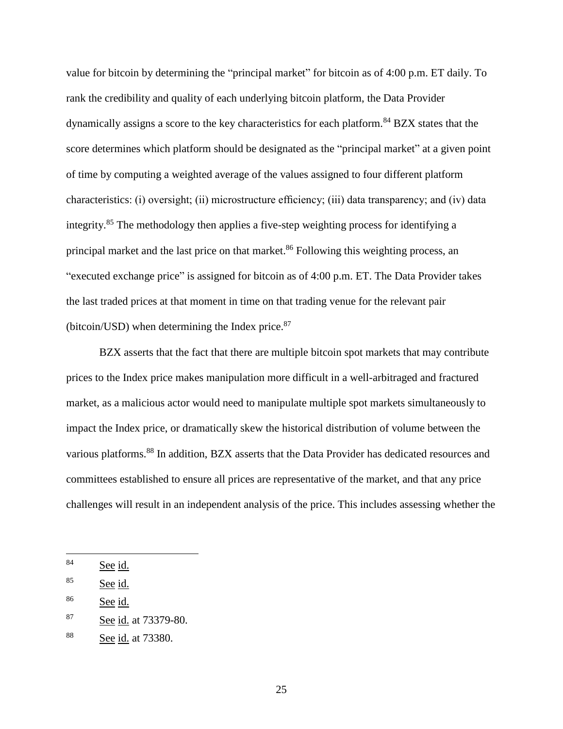value for bitcoin by determining the "principal market" for bitcoin as of 4:00 p.m. ET daily. To rank the credibility and quality of each underlying bitcoin platform, the Data Provider dynamically assigns a score to the key characteristics for each platform.[84] BZX states that the score determines which platform should be designated as the "principal market" at a given point of time by computing a weighted average of the values assigned to four different platform characteristics: (i) oversight; (ii) microstructure efficiency; (iii) data transparency; and (iv) data integrity.[85] The methodology then applies a five-step weighting process for identifying a principal market and the last price on that market.[86] Following this weighting process, an "executed exchange price" is assigned for bitcoin as of 4:00 p.m. ET. The Data Provider takes the last traded prices at that moment in time on that trading venue for the relevant pair (bitcoin/USD) when determining the Index price.[87]

BZX asserts that the fact that there are multiple bitcoin spot markets that may contribute prices to the Index price makes manipulation more difficult in a well-arbitraged and fractured market, as a malicious actor would need to manipulate multiple spot markets simultaneously to impact the Index price, or dramatically skew the historical distribution of volume between the various platforms.[88] In addition, BZX asserts that the Data Provider has dedicated resources and committees established to ensure all prices are representative of the market, and that any price challenges will result in an independent analysis of the price. This includes assessing whether the

---

[84] See id.

[85] See id.

[86] See id.

[87] See id. at 73379-80.

[88] See id. at 73380.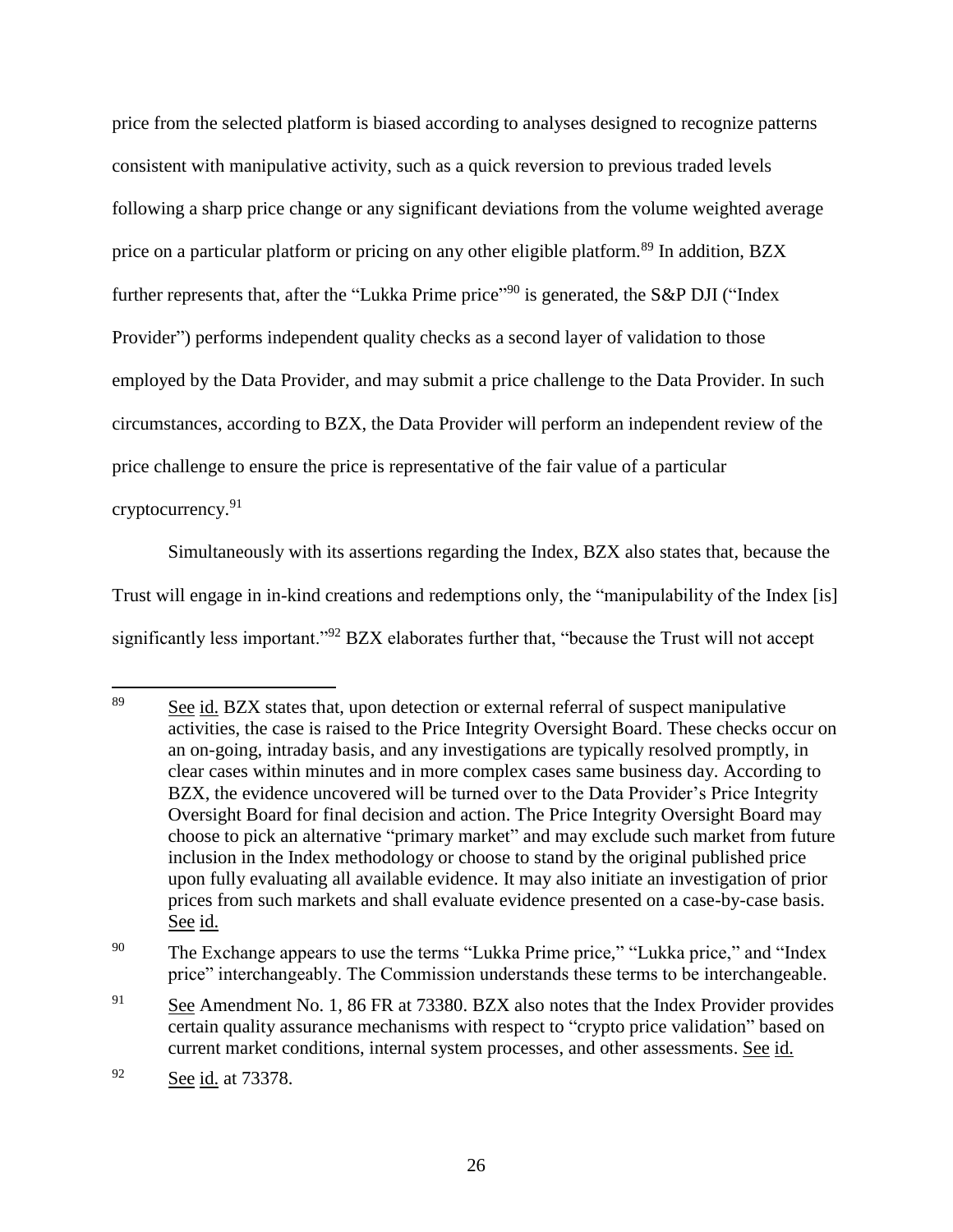price from the selected platform is biased according to analyses designed to recognize patterns consistent with manipulative activity, such as a quick reversion to previous traded levels following a sharp price change or any significant deviations from the volume weighted average price on a particular platform or pricing on any other eligible platform.[89] In addition, BZX further represents that, after the "Lukka Prime price"[90] is generated, the S&P DJI ("Index Provider") performs independent quality checks as a second layer of validation to those employed by the Data Provider, and may submit a price challenge to the Data Provider. In such circumstances, according to BZX, the Data Provider will perform an independent review of the price challenge to ensure the price is representative of the fair value of a particular cryptocurrency.[91]

Simultaneously with its assertions regarding the Index, BZX also states that, because the Trust will engage in in-kind creations and redemptions only, the "manipulability of the Index [is] significantly less important."[92] BZX elaborates further that, "because the Trust will not accept

---

[89] See id. BZX states that, upon detection or external referral of suspect manipulative activities, the case is raised to the Price Integrity Oversight Board. These checks occur on an on-going, intraday basis, and any investigations are typically resolved promptly, in clear cases within minutes and in more complex cases same business day. According to BZX, the evidence uncovered will be turned over to the Data Provider's Price Integrity Oversight Board for final decision and action. The Price Integrity Oversight Board may choose to pick an alternative "primary market" and may exclude such market from future inclusion in the Index methodology or choose to stand by the original published price upon fully evaluating all available evidence. It may also initiate an investigation of prior prices from such markets and shall evaluate evidence presented on a case-by-case basis. See id.

[90] The Exchange appears to use the terms "Lukka Prime price," "Lukka price," and "Index price" interchangeably. The Commission understands these terms to be interchangeable.

[91] See Amendment No. 1, 86 FR at 73380. BZX also notes that the Index Provider provides certain quality assurance mechanisms with respect to "crypto price validation" based on current market conditions, internal system processes, and other assessments. See id.

[92] See id. at 73378.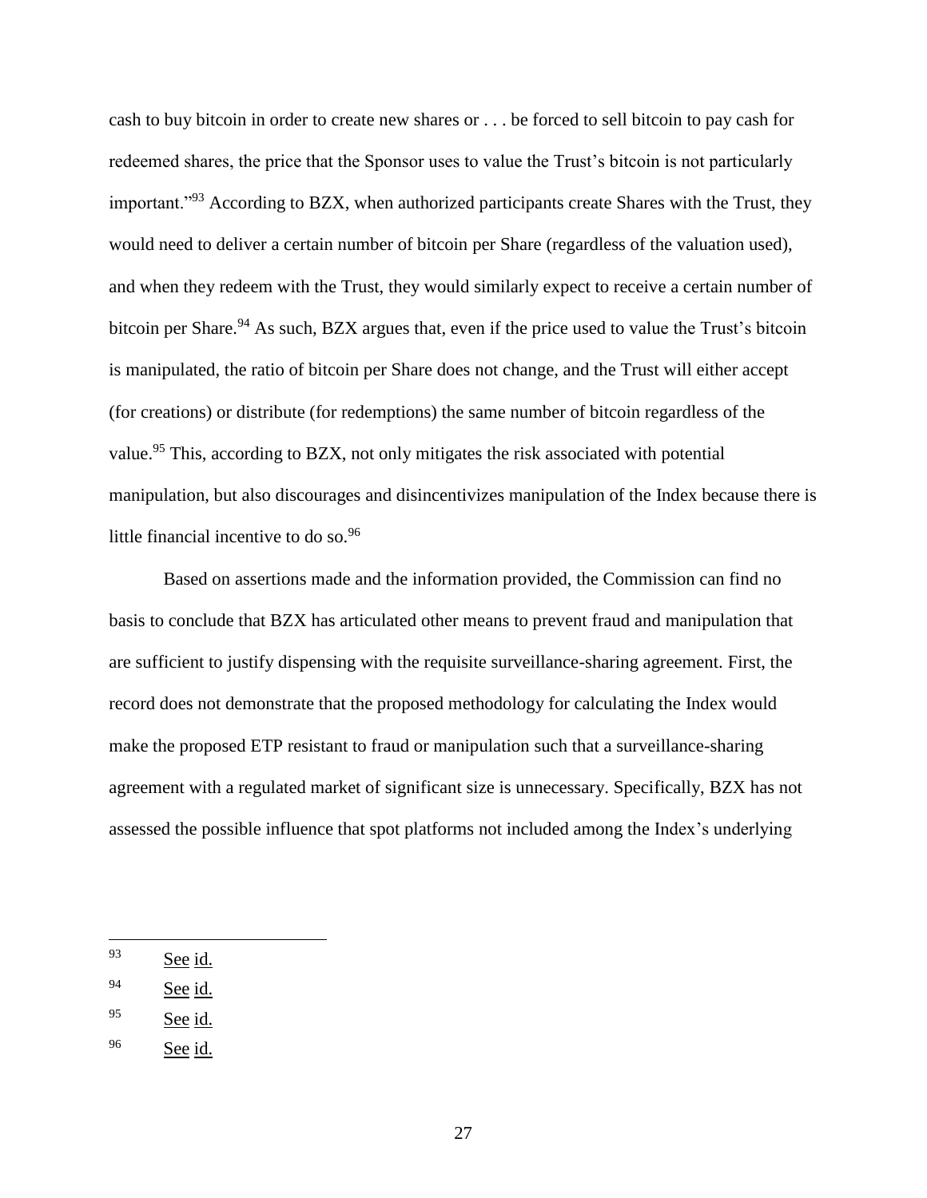cash to buy bitcoin in order to create new shares or . . . be forced to sell bitcoin to pay cash for redeemed shares, the price that the Sponsor uses to value the Trust's bitcoin is not particularly important."[93] According to BZX, when authorized participants create Shares with the Trust, they would need to deliver a certain number of bitcoin per Share (regardless of the valuation used), and when they redeem with the Trust, they would similarly expect to receive a certain number of bitcoin per Share.[94] As such, BZX argues that, even if the price used to value the Trust's bitcoin is manipulated, the ratio of bitcoin per Share does not change, and the Trust will either accept (for creations) or distribute (for redemptions) the same number of bitcoin regardless of the value.[95] This, according to BZX, not only mitigates the risk associated with potential manipulation, but also discourages and disincentivizes manipulation of the Index because there is little financial incentive to do so.[96]

Based on assertions made and the information provided, the Commission can find no basis to conclude that BZX has articulated other means to prevent fraud and manipulation that are sufficient to justify dispensing with the requisite surveillance-sharing agreement. First, the record does not demonstrate that the proposed methodology for calculating the Index would make the proposed ETP resistant to fraud or manipulation such that a surveillance-sharing agreement with a regulated market of significant size is unnecessary. Specifically, BZX has not assessed the possible influence that spot platforms not included among the Index's underlying

---

93 See id.

94 See id.

95 See id.

96 See id.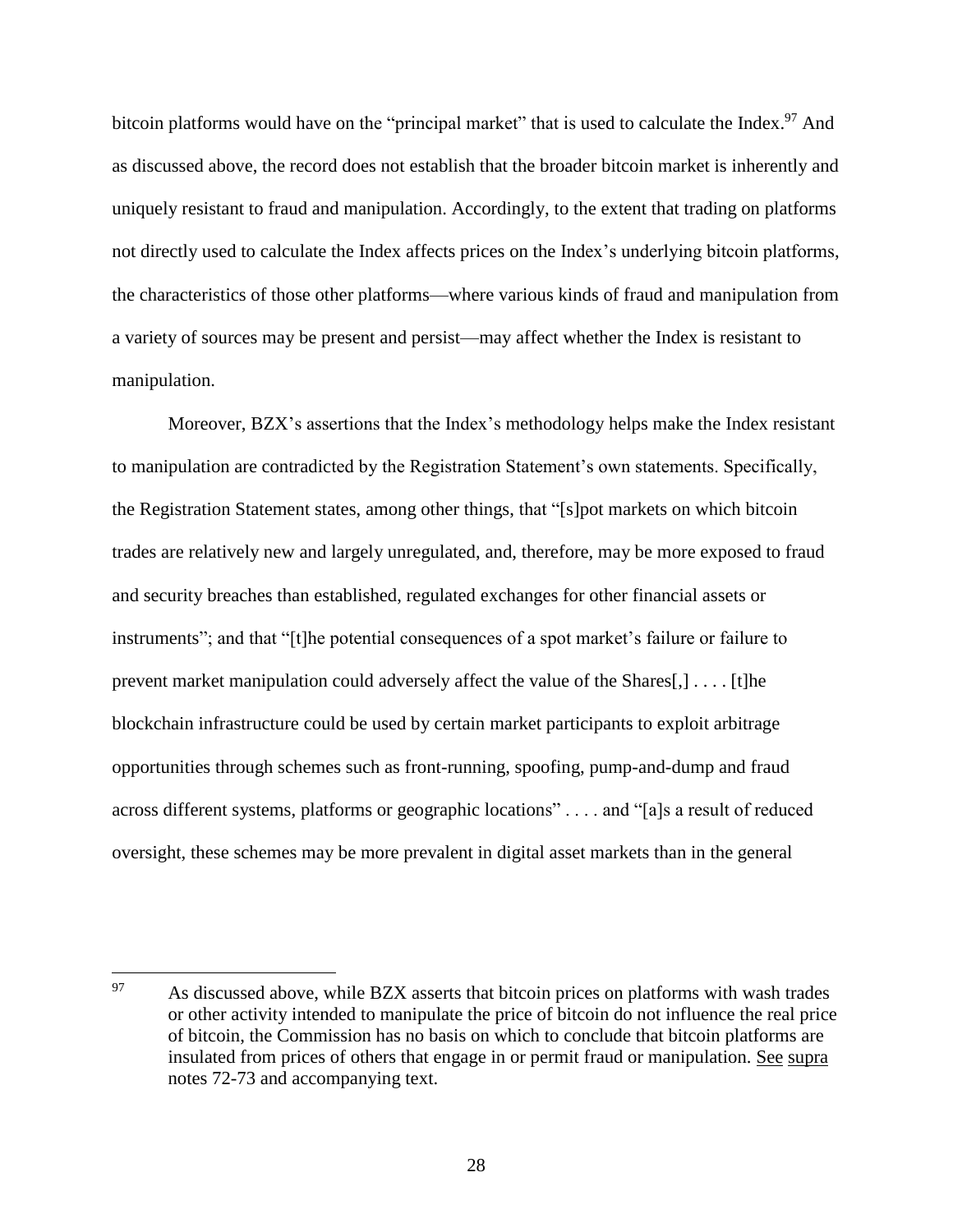bitcoin platforms would have on the "principal market" that is used to calculate the Index.[97] And as discussed above, the record does not establish that the broader bitcoin market is inherently and uniquely resistant to fraud and manipulation. Accordingly, to the extent that trading on platforms not directly used to calculate the Index affects prices on the Index's underlying bitcoin platforms, the characteristics of those other platforms—where various kinds of fraud and manipulation from a variety of sources may be present and persist—may affect whether the Index is resistant to manipulation.

Moreover, BZX's assertions that the Index's methodology helps make the Index resistant to manipulation are contradicted by the Registration Statement's own statements. Specifically, the Registration Statement states, among other things, that "[s]pot markets on which bitcoin trades are relatively new and largely unregulated, and, therefore, may be more exposed to fraud and security breaches than established, regulated exchanges for other financial assets or instruments"; and that "[t]he potential consequences of a spot market's failure or failure to prevent market manipulation could adversely affect the value of the Shares[,] . . . . [t]he blockchain infrastructure could be used by certain market participants to exploit arbitrage opportunities through schemes such as front-running, spoofing, pump-and-dump and fraud across different systems, platforms or geographic locations" . . . . and "[a]s a result of reduced oversight, these schemes may be more prevalent in digital asset markets than in the general

---

[97] As discussed above, while BZX asserts that bitcoin prices on platforms with wash trades or other activity intended to manipulate the price of bitcoin do not influence the real price of bitcoin, the Commission has no basis on which to conclude that bitcoin platforms are insulated from prices of others that engage in or permit fraud or manipulation. See supra notes 72-73 and accompanying text.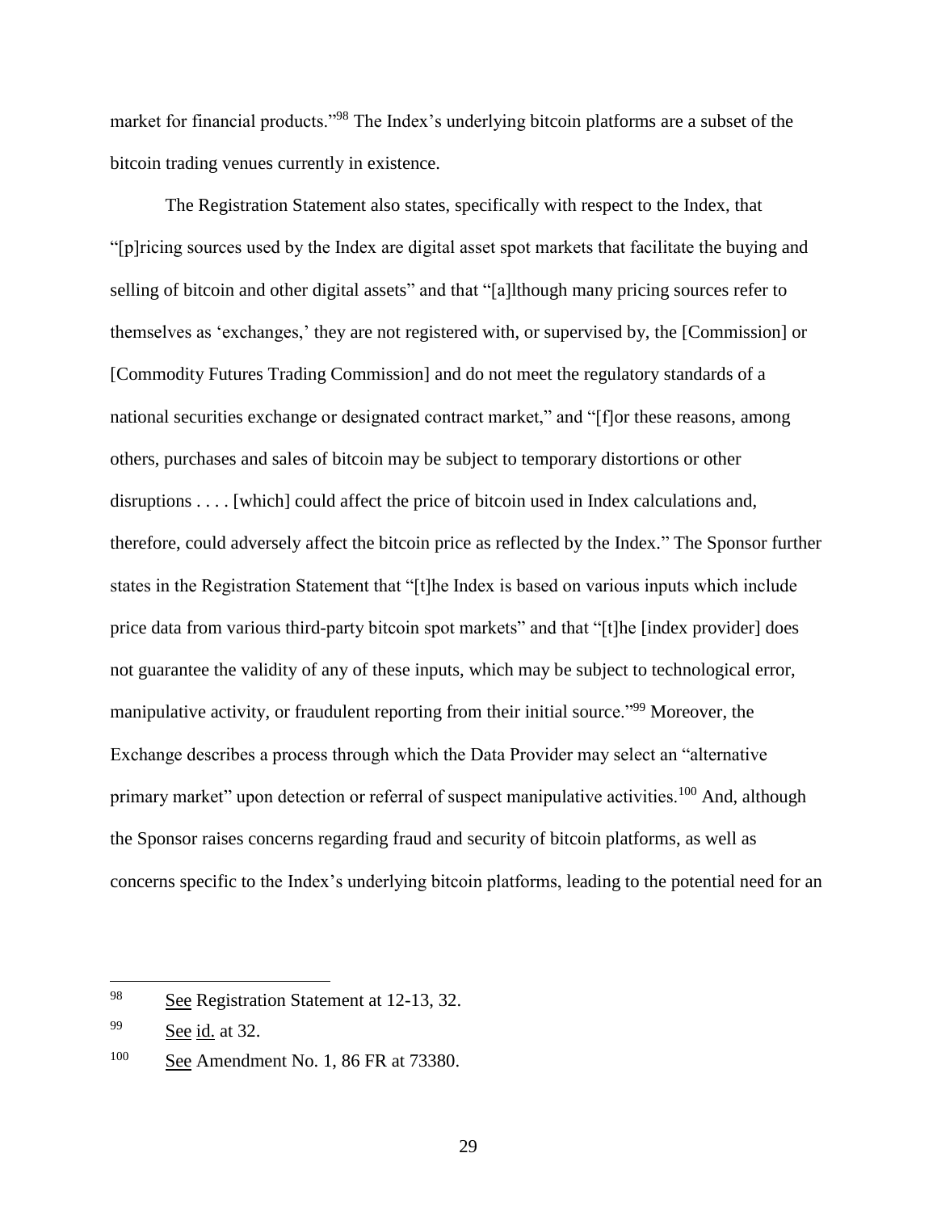market for financial products."[98] The Index's underlying bitcoin platforms are a subset of the bitcoin trading venues currently in existence.

The Registration Statement also states, specifically with respect to the Index, that "[p]ricing sources used by the Index are digital asset spot markets that facilitate the buying and selling of bitcoin and other digital assets" and that "[a]lthough many pricing sources refer to themselves as 'exchanges,' they are not registered with, or supervised by, the [Commission] or [Commodity Futures Trading Commission] and do not meet the regulatory standards of a national securities exchange or designated contract market," and "[f]or these reasons, among others, purchases and sales of bitcoin may be subject to temporary distortions or other disruptions . . . . [which] could affect the price of bitcoin used in Index calculations and, therefore, could adversely affect the bitcoin price as reflected by the Index." The Sponsor further states in the Registration Statement that "[t]he Index is based on various inputs which include price data from various third-party bitcoin spot markets" and that "[t]he [index provider] does not guarantee the validity of any of these inputs, which may be subject to technological error, manipulative activity, or fraudulent reporting from their initial source."[99] Moreover, the Exchange describes a process through which the Data Provider may select an "alternative primary market" upon detection or referral of suspect manipulative activities.[100] And, although the Sponsor raises concerns regarding fraud and security of bitcoin platforms, as well as concerns specific to the Index's underlying bitcoin platforms, leading to the potential need for an

---

[98] See Registration Statement at 12-13, 32.

[99] See id. at 32.

[100] See Amendment No. 1, 86 FR at 73380.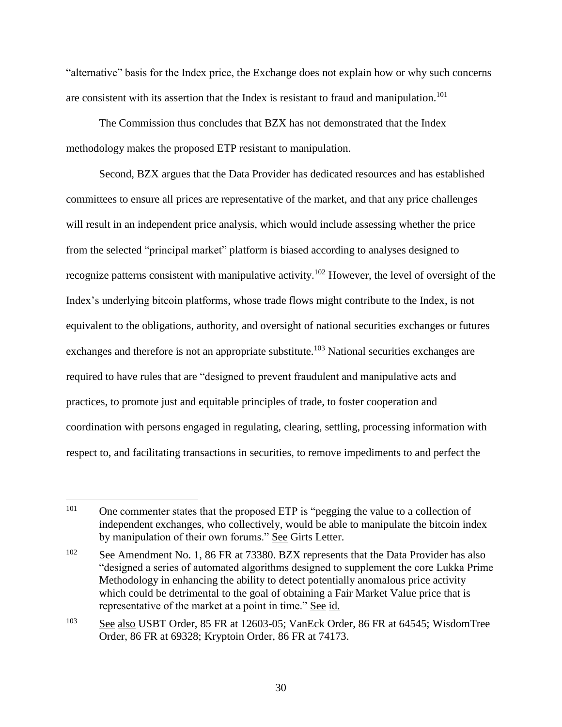"alternative" basis for the Index price, the Exchange does not explain how or why such concerns are consistent with its assertion that the Index is resistant to fraud and manipulation.[101]

The Commission thus concludes that BZX has not demonstrated that the Index methodology makes the proposed ETP resistant to manipulation.

Second, BZX argues that the Data Provider has dedicated resources and has established committees to ensure all prices are representative of the market, and that any price challenges will result in an independent price analysis, which would include assessing whether the price from the selected "principal market" platform is biased according to analyses designed to recognize patterns consistent with manipulative activity.[102] However, the level of oversight of the Index's underlying bitcoin platforms, whose trade flows might contribute to the Index, is not equivalent to the obligations, authority, and oversight of national securities exchanges or futures exchanges and therefore is not an appropriate substitute.[103] National securities exchanges are required to have rules that are "designed to prevent fraudulent and manipulative acts and practices, to promote just and equitable principles of trade, to foster cooperation and coordination with persons engaged in regulating, clearing, settling, processing information with respect to, and facilitating transactions in securities, to remove impediments to and perfect the

---

[101] One commenter states that the proposed ETP is "pegging the value to a collection of independent exchanges, who collectively, would be able to manipulate the bitcoin index by manipulation of their own forums." See Girts Letter.

[102] See Amendment No. 1, 86 FR at 73380. BZX represents that the Data Provider has also "designed a series of automated algorithms designed to supplement the core Lukka Prime Methodology in enhancing the ability to detect potentially anomalous price activity which could be detrimental to the goal of obtaining a Fair Market Value price that is representative of the market at a point in time." See id.

[103] See also USBT Order, 85 FR at 12603-05; VanEck Order, 86 FR at 64545; WisdomTree Order, 86 FR at 69328; Kryptoin Order, 86 FR at 74173.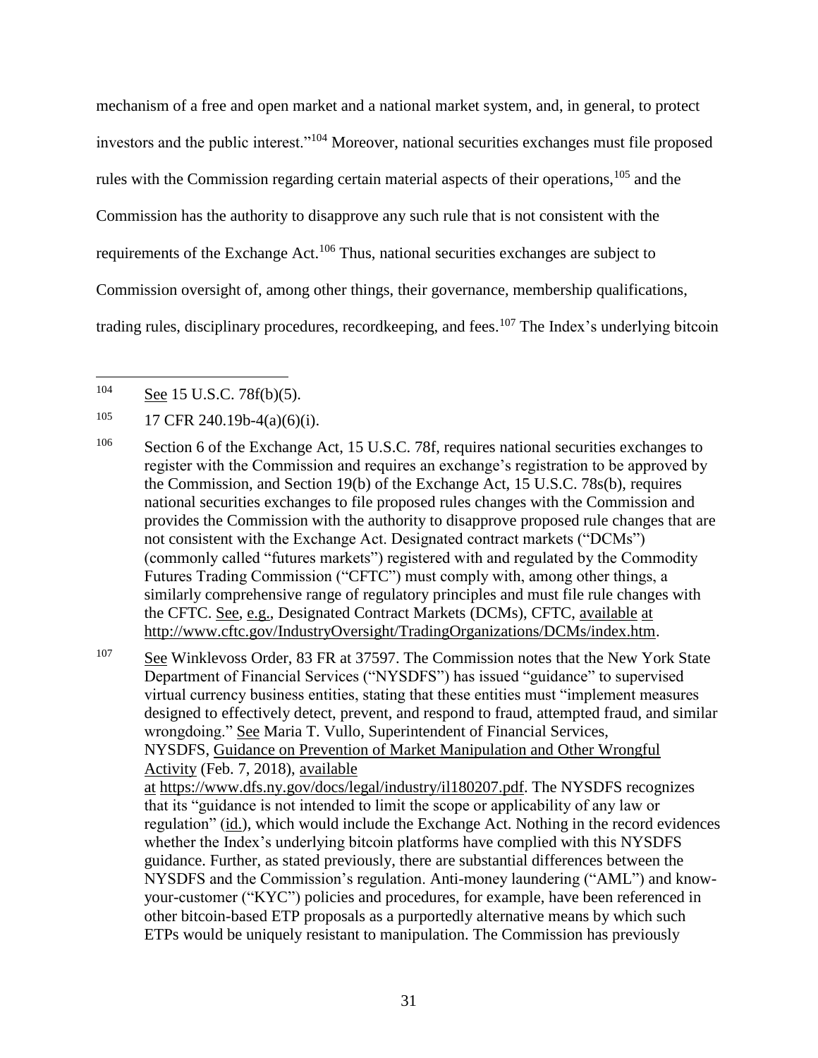mechanism of a free and open market and a national market system, and, in general, to protect investors and the public interest."[104] Moreover, national securities exchanges must file proposed rules with the Commission regarding certain material aspects of their operations,[105] and the Commission has the authority to disapprove any such rule that is not consistent with the requirements of the Exchange Act.[106] Thus, national securities exchanges are subject to Commission oversight of, among other things, their governance, membership qualifications, trading rules, disciplinary procedures, recordkeeping, and fees.[107] The Index's underlying bitcoin

---

[104] See 15 U.S.C. 78f(b)(5).

[105] 17 CFR 240.19b-4(a)(6)(i).

[106] Section 6 of the Exchange Act, 15 U.S.C. 78f, requires national securities exchanges to register with the Commission and requires an exchange's registration to be approved by the Commission, and Section 19(b) of the Exchange Act, 15 U.S.C. 78s(b), requires national securities exchanges to file proposed rules changes with the Commission and provides the Commission with the authority to disapprove proposed rule changes that are not consistent with the Exchange Act. Designated contract markets ("DCMs") (commonly called "futures markets") registered with and regulated by the Commodity Futures Trading Commission ("CFTC") must comply with, among other things, a similarly comprehensive range of regulatory principles and must file rule changes with the CFTC. See, e.g., Designated Contract Markets (DCMs), CFTC, available at http://www.cftc.gov/IndustryOversight/TradingOrganizations/DCMs/index.htm.

[107] See Winklevoss Order, 83 FR at 37597. The Commission notes that the New York State Department of Financial Services ("NYSDFS") has issued "guidance" to supervised virtual currency business entities, stating that these entities must "implement measures designed to effectively detect, prevent, and respond to fraud, attempted fraud, and similar wrongdoing." See Maria T. Vullo, Superintendent of Financial Services, NYSDFS, Guidance on Prevention of Market Manipulation and Other Wrongful Activity (Feb. 7, 2018), available at https://www.dfs.ny.gov/docs/legal/industry/il180207.pdf. The NYSDFS recognizes that its "guidance is not intended to limit the scope or applicability of any law or regulation" (id.), which would include the Exchange Act. Nothing in the record evidences whether the Index's underlying bitcoin platforms have complied with this NYSDFS guidance. Further, as stated previously, there are substantial differences between the NYSDFS and the Commission's regulation. Anti-money laundering ("AML") and know-your-customer ("KYC") policies and procedures, for example, have been referenced in other bitcoin-based ETP proposals as a purportedly alternative means by which such ETPs would be uniquely resistant to manipulation. The Commission has previously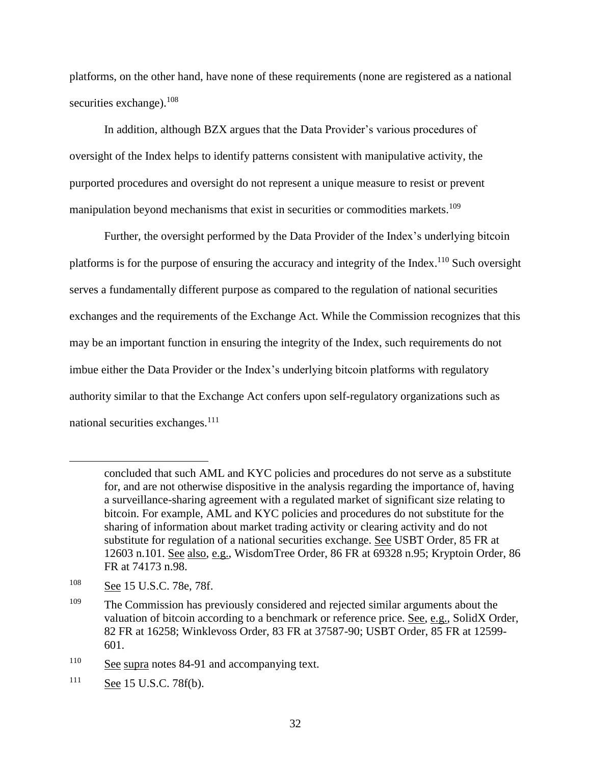platforms, on the other hand, have none of these requirements (none are registered as a national securities exchange).[108]

In addition, although BZX argues that the Data Provider's various procedures of oversight of the Index helps to identify patterns consistent with manipulative activity, the purported procedures and oversight do not represent a unique measure to resist or prevent manipulation beyond mechanisms that exist in securities or commodities markets.[109]

Further, the oversight performed by the Data Provider of the Index's underlying bitcoin platforms is for the purpose of ensuring the accuracy and integrity of the Index.[110] Such oversight serves a fundamentally different purpose as compared to the regulation of national securities exchanges and the requirements of the Exchange Act. While the Commission recognizes that this may be an important function in ensuring the integrity of the Index, such requirements do not imbue either the Data Provider or the Index's underlying bitcoin platforms with regulatory authority similar to that the Exchange Act confers upon self-regulatory organizations such as national securities exchanges.[111]

---

concluded that such AML and KYC policies and procedures do not serve as a substitute for, and are not otherwise dispositive in the analysis regarding the importance of, having a surveillance-sharing agreement with a regulated market of significant size relating to bitcoin. For example, AML and KYC policies and procedures do not substitute for the sharing of information about market trading activity or clearing activity and do not substitute for regulation of a national securities exchange. See USBT Order, 85 FR at 12603 n.101. See also, e.g., WisdomTree Order, 86 FR at 69328 n.95; Kryptoin Order, 86 FR at 74173 n.98.

[108] See 15 U.S.C. 78e, 78f.

[109] The Commission has previously considered and rejected similar arguments about the valuation of bitcoin according to a benchmark or reference price. See, e.g., SolidX Order, 82 FR at 16258; Winklevoss Order, 83 FR at 37587-90; USBT Order, 85 FR at 12599-601.

[110] See supra notes 84-91 and accompanying text.

[111] See 15 U.S.C. 78f(b).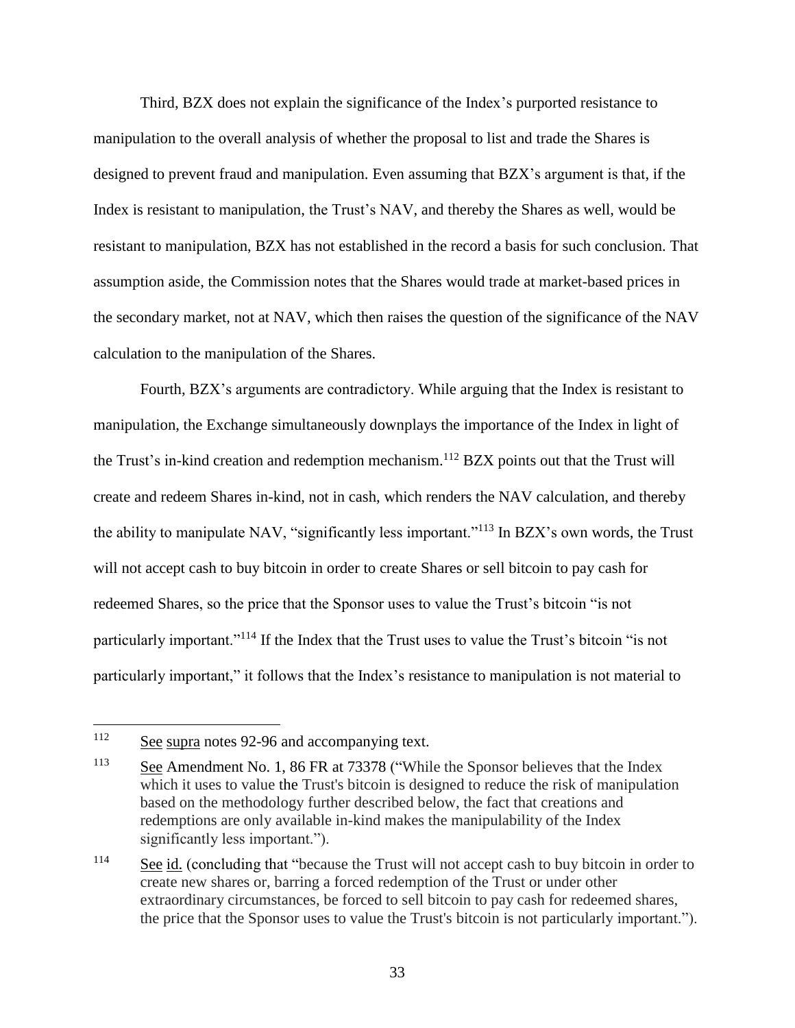Third, BZX does not explain the significance of the Index's purported resistance to manipulation to the overall analysis of whether the proposal to list and trade the Shares is designed to prevent fraud and manipulation. Even assuming that BZX's argument is that, if the Index is resistant to manipulation, the Trust's NAV, and thereby the Shares as well, would be resistant to manipulation, BZX has not established in the record a basis for such conclusion. That assumption aside, the Commission notes that the Shares would trade at market-based prices in the secondary market, not at NAV, which then raises the question of the significance of the NAV calculation to the manipulation of the Shares.

Fourth, BZX's arguments are contradictory. While arguing that the Index is resistant to manipulation, the Exchange simultaneously downplays the importance of the Index in light of the Trust's in-kind creation and redemption mechanism.[112] BZX points out that the Trust will create and redeem Shares in-kind, not in cash, which renders the NAV calculation, and thereby the ability to manipulate NAV, "significantly less important."[113] In BZX's own words, the Trust will not accept cash to buy bitcoin in order to create Shares or sell bitcoin to pay cash for redeemed Shares, so the price that the Sponsor uses to value the Trust's bitcoin "is not particularly important."[114] If the Index that the Trust uses to value the Trust's bitcoin "is not particularly important," it follows that the Index's resistance to manipulation is not material to

---

[112] See supra notes 92-96 and accompanying text.

[113] See Amendment No. 1, 86 FR at 73378 ("While the Sponsor believes that the Index which it uses to value the Trust's bitcoin is designed to reduce the risk of manipulation based on the methodology further described below, the fact that creations and redemptions are only available in-kind makes the manipulability of the Index significantly less important.").

[114] See id. (concluding that "because the Trust will not accept cash to buy bitcoin in order to create new shares or, barring a forced redemption of the Trust or under other extraordinary circumstances, be forced to sell bitcoin to pay cash for redeemed shares, the price that the Sponsor uses to value the Trust's bitcoin is not particularly important.").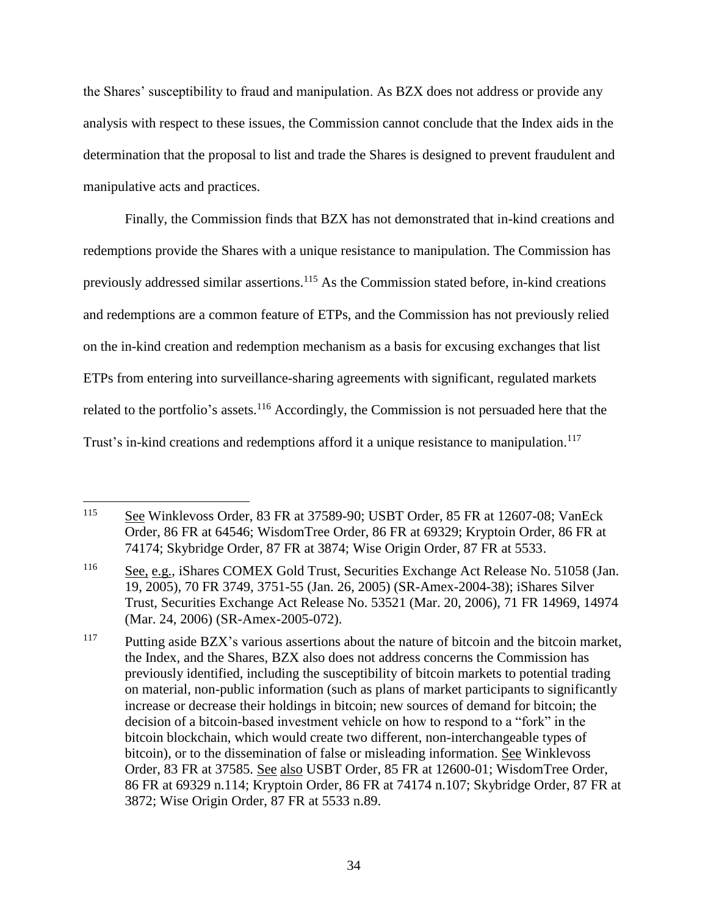the Shares' susceptibility to fraud and manipulation. As BZX does not address or provide any analysis with respect to these issues, the Commission cannot conclude that the Index aids in the determination that the proposal to list and trade the Shares is designed to prevent fraudulent and manipulative acts and practices.

Finally, the Commission finds that BZX has not demonstrated that in-kind creations and redemptions provide the Shares with a unique resistance to manipulation. The Commission has previously addressed similar assertions.[115] As the Commission stated before, in-kind creations and redemptions are a common feature of ETPs, and the Commission has not previously relied on the in-kind creation and redemption mechanism as a basis for excusing exchanges that list ETPs from entering into surveillance-sharing agreements with significant, regulated markets related to the portfolio's assets.[116] Accordingly, the Commission is not persuaded here that the Trust's in-kind creations and redemptions afford it a unique resistance to manipulation.[117]

---

[115] See Winklevoss Order, 83 FR at 37589-90; USBT Order, 85 FR at 12607-08; VanEck Order, 86 FR at 64546; WisdomTree Order, 86 FR at 69329; Kryptoin Order, 86 FR at 74174; Skybridge Order, 87 FR at 3874; Wise Origin Order, 87 FR at 5533.

[116] See, e.g., iShares COMEX Gold Trust, Securities Exchange Act Release No. 51058 (Jan. 19, 2005), 70 FR 3749, 3751-55 (Jan. 26, 2005) (SR-Amex-2004-38); iShares Silver Trust, Securities Exchange Act Release No. 53521 (Mar. 20, 2006), 71 FR 14969, 14974 (Mar. 24, 2006) (SR-Amex-2005-072).

[117] Putting aside BZX's various assertions about the nature of bitcoin and the bitcoin market, the Index, and the Shares, BZX also does not address concerns the Commission has previously identified, including the susceptibility of bitcoin markets to potential trading on material, non-public information (such as plans of market participants to significantly increase or decrease their holdings in bitcoin; new sources of demand for bitcoin; the decision of a bitcoin-based investment vehicle on how to respond to a "fork" in the bitcoin blockchain, which would create two different, non-interchangeable types of bitcoin), or to the dissemination of false or misleading information. See Winklevoss Order, 83 FR at 37585. See also USBT Order, 85 FR at 12600-01; WisdomTree Order, 86 FR at 69329 n.114; Kryptoin Order, 86 FR at 74174 n.107; Skybridge Order, 87 FR at 3872; Wise Origin Order, 87 FR at 5533 n.89.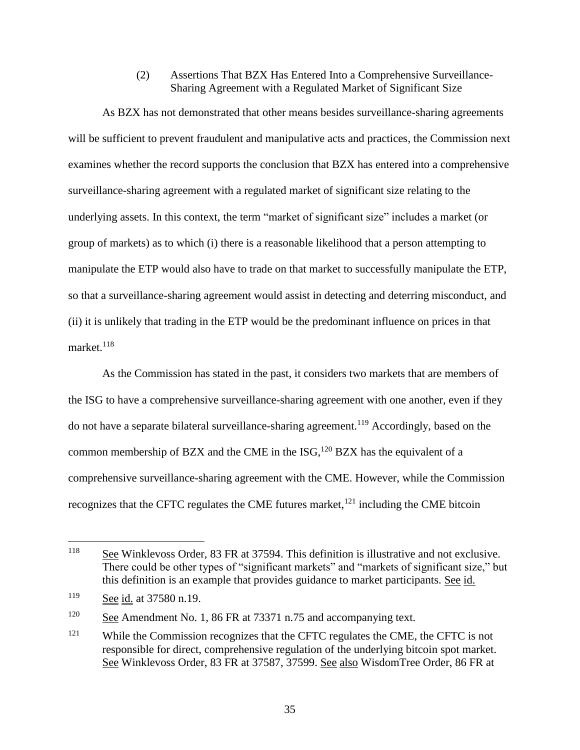### (2) Assertions That BZX Has Entered Into a Comprehensive Surveillance-Sharing Agreement with a Regulated Market of Significant Size

As BZX has not demonstrated that other means besides surveillance-sharing agreements will be sufficient to prevent fraudulent and manipulative acts and practices, the Commission next examines whether the record supports the conclusion that BZX has entered into a comprehensive surveillance-sharing agreement with a regulated market of significant size relating to the underlying assets. In this context, the term "market of significant size" includes a market (or group of markets) as to which (i) there is a reasonable likelihood that a person attempting to manipulate the ETP would also have to trade on that market to successfully manipulate the ETP, so that a surveillance-sharing agreement would assist in detecting and deterring misconduct, and (ii) it is unlikely that trading in the ETP would be the predominant influence on prices in that market.[118]

As the Commission has stated in the past, it considers two markets that are members of the ISG to have a comprehensive surveillance-sharing agreement with one another, even if they do not have a separate bilateral surveillance-sharing agreement.[119] Accordingly, based on the common membership of BZX and the CME in the ISG,[120] BZX has the equivalent of a comprehensive surveillance-sharing agreement with the CME. However, while the Commission recognizes that the CFTC regulates the CME futures market,[121] including the CME bitcoin

---

[118] See Winklevoss Order, 83 FR at 37594. This definition is illustrative and not exclusive. There could be other types of "significant markets" and "markets of significant size," but this definition is an example that provides guidance to market participants. See id.

[119] See id. at 37580 n.19.

[120] See Amendment No. 1, 86 FR at 73371 n.75 and accompanying text.

[121] While the Commission recognizes that the CFTC regulates the CME, the CFTC is not responsible for direct, comprehensive regulation of the underlying bitcoin spot market. See Winklevoss Order, 83 FR at 37587, 37599. See also WisdomTree Order, 86 FR at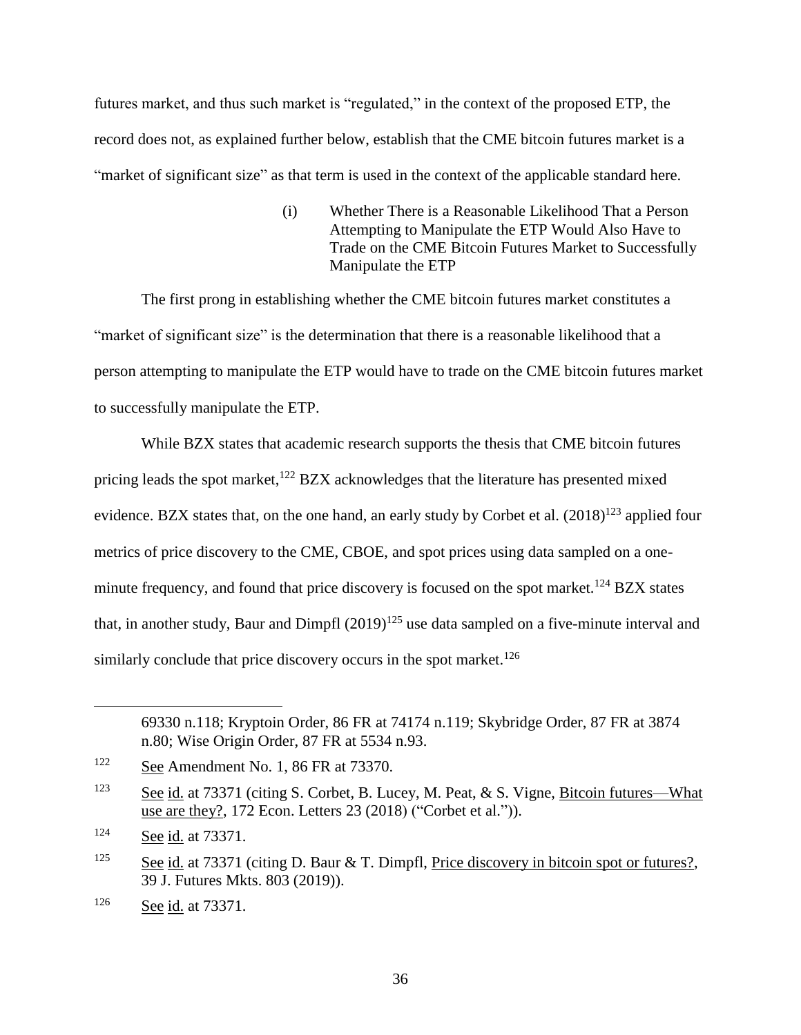futures market, and thus such market is "regulated," in the context of the proposed ETP, the record does not, as explained further below, establish that the CME bitcoin futures market is a "market of significant size" as that term is used in the context of the applicable standard here.

#### (i) Whether There is a Reasonable Likelihood That a Person Attempting to Manipulate the ETP Would Also Have to Trade on the CME Bitcoin Futures Market to Successfully Manipulate the ETP

The first prong in establishing whether the CME bitcoin futures market constitutes a "market of significant size" is the determination that there is a reasonable likelihood that a person attempting to manipulate the ETP would have to trade on the CME bitcoin futures market to successfully manipulate the ETP.

While BZX states that academic research supports the thesis that CME bitcoin futures pricing leads the spot market,[122] BZX acknowledges that the literature has presented mixed evidence. BZX states that, on the one hand, an early study by Corbet et al. (2018)[123] applied four metrics of price discovery to the CME, CBOE, and spot prices using data sampled on a one-minute frequency, and found that price discovery is focused on the spot market.[124] BZX states that, in another study, Baur and Dimpfl (2019)[125] use data sampled on a five-minute interval and similarly conclude that price discovery occurs in the spot market.[126]

---

69330 n.118; Kryptoin Order, 86 FR at 74174 n.119; Skybridge Order, 87 FR at 3874 n.80; Wise Origin Order, 87 FR at 5534 n.93.

[122] See Amendment No. 1, 86 FR at 73370.

[123] See id. at 73371 (citing S. Corbet, B. Lucey, M. Peat, & S. Vigne, Bitcoin futures—What use are they?, 172 Econ. Letters 23 (2018) ("Corbet et al.")).

[124] See id. at 73371.

[125] See id. at 73371 (citing D. Baur & T. Dimpfl, Price discovery in bitcoin spot or futures?, 39 J. Futures Mkts. 803 (2019)).

[126] See id. at 73371.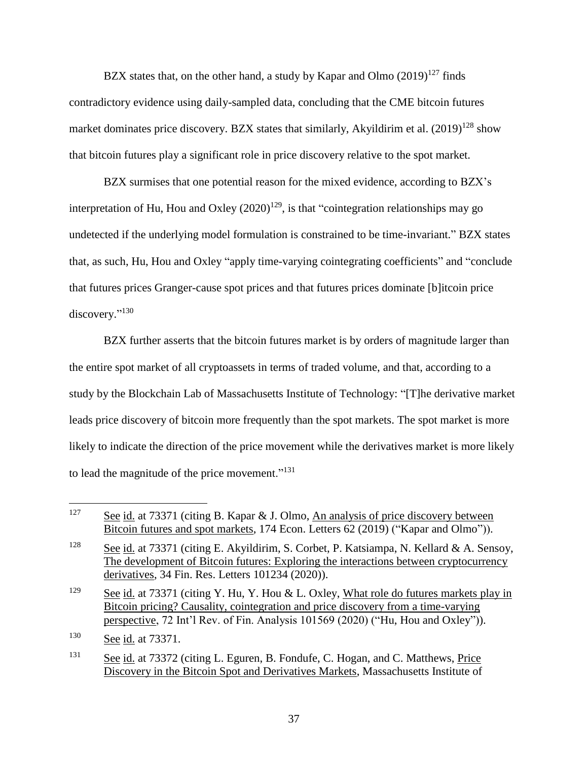BZX states that, on the other hand, a study by Kapar and Olmo (2019)[127] finds contradictory evidence using daily-sampled data, concluding that the CME bitcoin futures market dominates price discovery. BZX states that similarly, Akyildirim et al. (2019)[128] show that bitcoin futures play a significant role in price discovery relative to the spot market.

BZX surmises that one potential reason for the mixed evidence, according to BZX's interpretation of Hu, Hou and Oxley (2020)[129], is that "cointegration relationships may go undetected if the underlying model formulation is constrained to be time-invariant." BZX states that, as such, Hu, Hou and Oxley "apply time-varying cointegrating coefficients" and "conclude that futures prices Granger-cause spot prices and that futures prices dominate [b]itcoin price discovery."[130]

BZX further asserts that the bitcoin futures market is by orders of magnitude larger than the entire spot market of all cryptoassets in terms of traded volume, and that, according to a study by the Blockchain Lab of Massachusetts Institute of Technology: "[T]he derivative market leads price discovery of bitcoin more frequently than the spot markets. The spot market is more likely to indicate the direction of the price movement while the derivatives market is more likely to lead the magnitude of the price movement."[131]

---

[127] See id. at 73371 (citing B. Kapar & J. Olmo, An analysis of price discovery between Bitcoin futures and spot markets, 174 Econ. Letters 62 (2019) ("Kapar and Olmo")).

[128] See id. at 73371 (citing E. Akyildirim, S. Corbet, P. Katsiampa, N. Kellard & A. Sensoy, The development of Bitcoin futures: Exploring the interactions between cryptocurrency derivatives, 34 Fin. Res. Letters 101234 (2020)).

[129] See id. at 73371 (citing Y. Hu, Y. Hou & L. Oxley, What role do futures markets play in Bitcoin pricing? Causality, cointegration and price discovery from a time-varying perspective, 72 Int'l Rev. of Fin. Analysis 101569 (2020) ("Hu, Hou and Oxley")).

[130] See id. at 73371.

[131] See id. at 73372 (citing L. Eguren, B. Fondufe, C. Hogan, and C. Matthews, Price Discovery in the Bitcoin Spot and Derivatives Markets, Massachusetts Institute of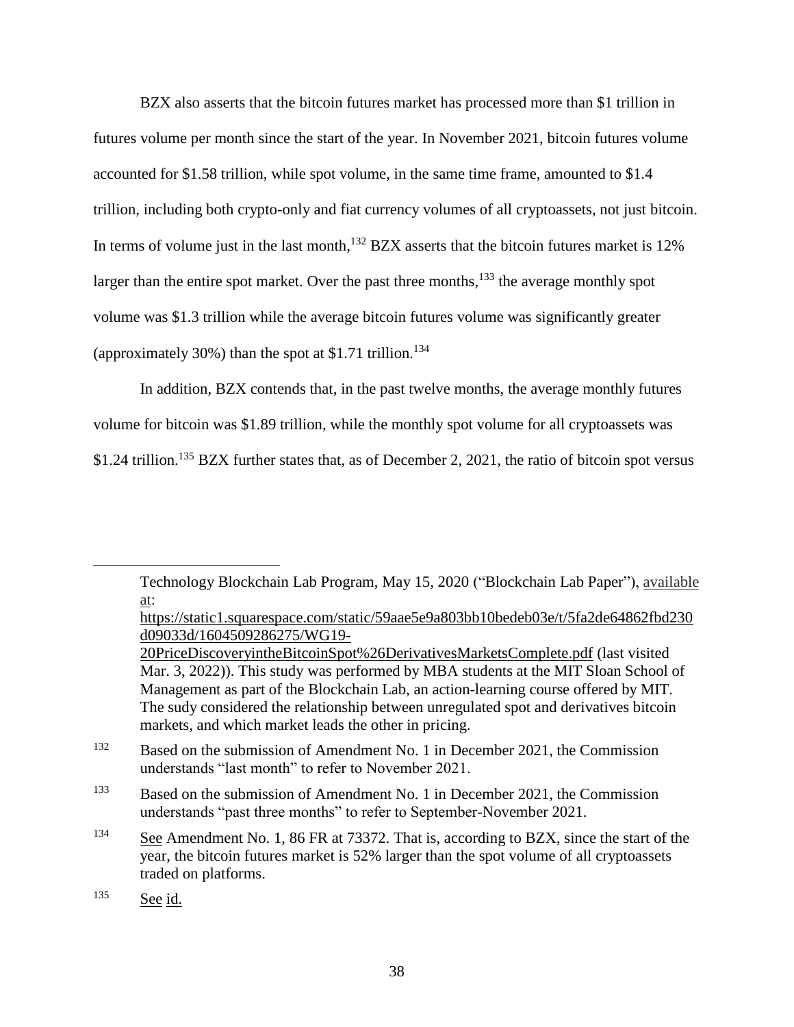BZX also asserts that the bitcoin futures market has processed more than $1 trillion in futures volume per month since the start of the year. In November 2021, bitcoin futures volume accounted for $1.58 trillion, while spot volume, in the same time frame, amounted to $1.4 trillion, including both crypto-only and fiat currency volumes of all cryptoassets, not just bitcoin. In terms of volume just in the last month,[132] BZX asserts that the bitcoin futures market is 12% larger than the entire spot market. Over the past three months,[133] the average monthly spot volume was $1.3 trillion while the average bitcoin futures volume was significantly greater (approximately 30%) than the spot at $1.71 trillion.[134]

In addition, BZX contends that, in the past twelve months, the average monthly futures volume for bitcoin was $1.89 trillion, while the monthly spot volume for all cryptoassets was $1.24 trillion.[135] BZX further states that, as of December 2, 2021, the ratio of bitcoin spot versus

---

Technology Blockchain Lab Program, May 15, 2020 ("Blockchain Lab Paper"), available at: https://static1.squarespace.com/static/59aae5e9a803bb10bedeb03e/t/5fa2de64862fbd230d09033d/1604509286275/WG19-20PriceDiscoveryintheBitcoinSpot%26DerivativesMarketsComplete.pdf (last visited Mar. 3, 2022)). This study was performed by MBA students at the MIT Sloan School of Management as part of the Blockchain Lab, an action-learning course offered by MIT. The sudy considered the relationship between unregulated spot and derivatives bitcoin markets, and which market leads the other in pricing.

[132] Based on the submission of Amendment No. 1 in December 2021, the Commission understands "last month" to refer to November 2021.

[133] Based on the submission of Amendment No. 1 in December 2021, the Commission understands "past three months" to refer to September-November 2021.

[134] See Amendment No. 1, 86 FR at 73372. That is, according to BZX, since the start of the year, the bitcoin futures market is 52% larger than the spot volume of all cryptoassets traded on platforms.

[135] See id.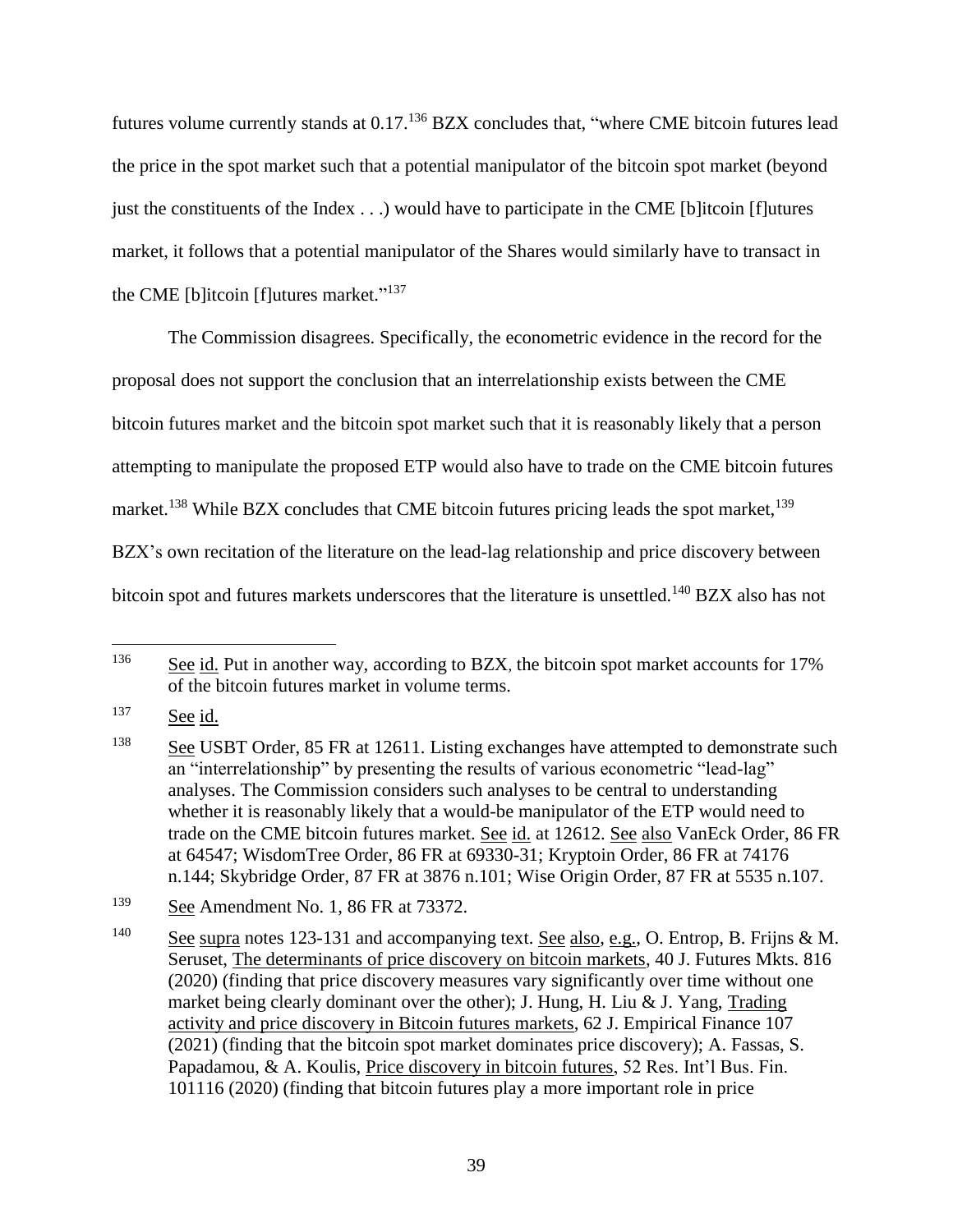futures volume currently stands at 0.17.[136] BZX concludes that, "where CME bitcoin futures lead the price in the spot market such that a potential manipulator of the bitcoin spot market (beyond just the constituents of the Index . . .) would have to participate in the CME [b]itcoin [f]utures market, it follows that a potential manipulator of the Shares would similarly have to transact in the CME [b]itcoin [f]utures market."[137]

The Commission disagrees. Specifically, the econometric evidence in the record for the proposal does not support the conclusion that an interrelationship exists between the CME bitcoin futures market and the bitcoin spot market such that it is reasonably likely that a person attempting to manipulate the proposed ETP would also have to trade on the CME bitcoin futures market.[138] While BZX concludes that CME bitcoin futures pricing leads the spot market,[139] BZX's own recitation of the literature on the lead-lag relationship and price discovery between bitcoin spot and futures markets underscores that the literature is unsettled.[140] BZX also has not

---

[136] See id. Put in another way, according to BZX, the bitcoin spot market accounts for 17% of the bitcoin futures market in volume terms.

[137] See id.

[138] See USBT Order, 85 FR at 12611. Listing exchanges have attempted to demonstrate such an "interrelationship" by presenting the results of various econometric "lead-lag" analyses. The Commission considers such analyses to be central to understanding whether it is reasonably likely that a would-be manipulator of the ETP would need to trade on the CME bitcoin futures market. See id. at 12612. See also VanEck Order, 86 FR at 64547; WisdomTree Order, 86 FR at 69330-31; Kryptoin Order, 86 FR at 74176 n.144; Skybridge Order, 87 FR at 3876 n.101; Wise Origin Order, 87 FR at 5535 n.107.

[139] See Amendment No. 1, 86 FR at 73372.

[140] See supra notes 123-131 and accompanying text. See also, e.g., O. Entrop, B. Frijns & M. Seruset, The determinants of price discovery on bitcoin markets, 40 J. Futures Mkts. 816 (2020) (finding that price discovery measures vary significantly over time without one market being clearly dominant over the other); J. Hung, H. Liu & J. Yang, Trading activity and price discovery in Bitcoin futures markets, 62 J. Empirical Finance 107 (2021) (finding that the bitcoin spot market dominates price discovery); A. Fassas, S. Papadamou, & A. Koulis, Price discovery in bitcoin futures, 52 Res. Int'l Bus. Fin. 101116 (2020) (finding that bitcoin futures play a more important role in price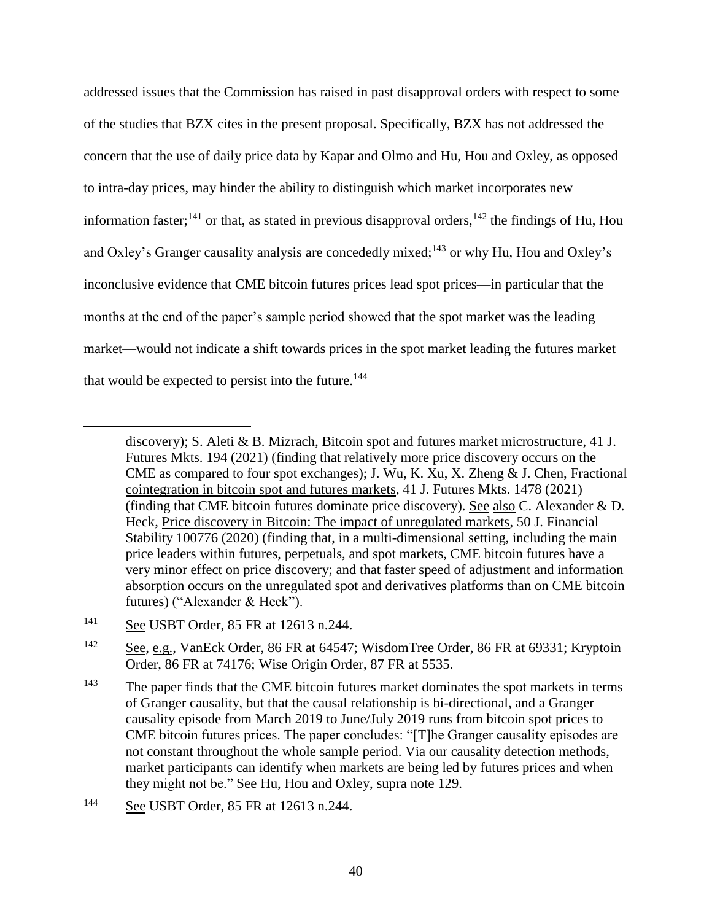addressed issues that the Commission has raised in past disapproval orders with respect to some of the studies that BZX cites in the present proposal. Specifically, BZX has not addressed the concern that the use of daily price data by Kapar and Olmo and Hu, Hou and Oxley, as opposed to intra-day prices, may hinder the ability to distinguish which market incorporates new information faster;[141] or that, as stated in previous disapproval orders,[142] the findings of Hu, Hou and Oxley's Granger causality analysis are concededly mixed;[143] or why Hu, Hou and Oxley's inconclusive evidence that CME bitcoin futures prices lead spot prices—in particular that the months at the end of the paper's sample period showed that the spot market was the leading market—would not indicate a shift towards prices in the spot market leading the futures market that would be expected to persist into the future.[144]

---

discovery); S. Aleti & B. Mizrach, Bitcoin spot and futures market microstructure, 41 J. Futures Mkts. 194 (2021) (finding that relatively more price discovery occurs on the CME as compared to four spot exchanges); J. Wu, K. Xu, X. Zheng & J. Chen, Fractional cointegration in bitcoin spot and futures markets, 41 J. Futures Mkts. 1478 (2021) (finding that CME bitcoin futures dominate price discovery). See also C. Alexander & D. Heck, Price discovery in Bitcoin: The impact of unregulated markets, 50 J. Financial Stability 100776 (2020) (finding that, in a multi-dimensional setting, including the main price leaders within futures, perpetuals, and spot markets, CME bitcoin futures have a very minor effect on price discovery; and that faster speed of adjustment and information absorption occurs on the unregulated spot and derivatives platforms than on CME bitcoin futures) ("Alexander & Heck").

[141] See USBT Order, 85 FR at 12613 n.244.

[142] See, e.g., VanEck Order, 86 FR at 64547; WisdomTree Order, 86 FR at 69331; Kryptoin Order, 86 FR at 74176; Wise Origin Order, 87 FR at 5535.

[143] The paper finds that the CME bitcoin futures market dominates the spot markets in terms of Granger causality, but that the causal relationship is bi-directional, and a Granger causality episode from March 2019 to June/July 2019 runs from bitcoin spot prices to CME bitcoin futures prices. The paper concludes: "[T]he Granger causality episodes are not constant throughout the whole sample period. Via our causality detection methods, market participants can identify when markets are being led by futures prices and when they might not be." See Hu, Hou and Oxley, supra note 129.

[144] See USBT Order, 85 FR at 12613 n.244.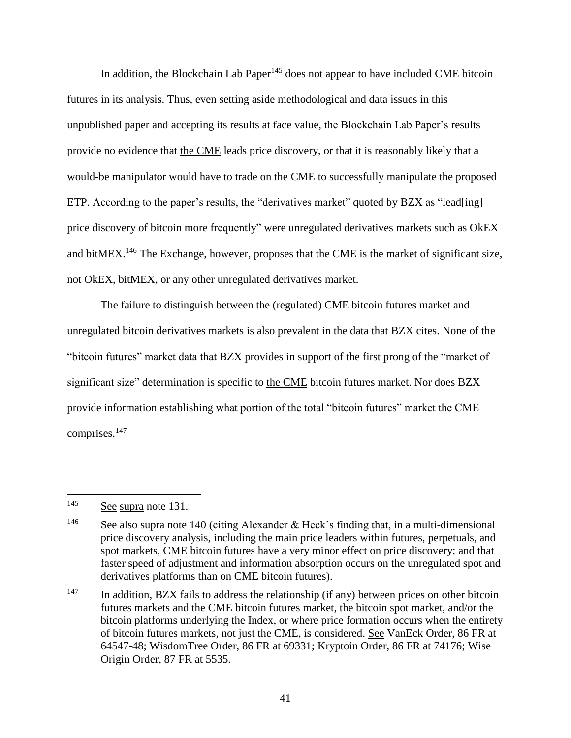In addition, the Blockchain Lab Paper[145] does not appear to have included CME bitcoin futures in its analysis. Thus, even setting aside methodological and data issues in this unpublished paper and accepting its results at face value, the Blockchain Lab Paper's results provide no evidence that the CME leads price discovery, or that it is reasonably likely that a would-be manipulator would have to trade on the CME to successfully manipulate the proposed ETP. According to the paper's results, the "derivatives market" quoted by BZX as "lead[ing] price discovery of bitcoin more frequently" were unregulated derivatives markets such as OkEX and bitMEX.[146] The Exchange, however, proposes that the CME is the market of significant size, not OkEX, bitMEX, or any other unregulated derivatives market.

The failure to distinguish between the (regulated) CME bitcoin futures market and unregulated bitcoin derivatives markets is also prevalent in the data that BZX cites. None of the "bitcoin futures" market data that BZX provides in support of the first prong of the "market of significant size" determination is specific to the CME bitcoin futures market. Nor does BZX provide information establishing what portion of the total "bitcoin futures" market the CME comprises.[147]

---

145 See supra note 131.

146 See also supra note 140 (citing Alexander & Heck's finding that, in a multi-dimensional price discovery analysis, including the main price leaders within futures, perpetuals, and spot markets, CME bitcoin futures have a very minor effect on price discovery; and that faster speed of adjustment and information absorption occurs on the unregulated spot and derivatives platforms than on CME bitcoin futures).

147 In addition, BZX fails to address the relationship (if any) between prices on other bitcoin futures markets and the CME bitcoin futures market, the bitcoin spot market, and/or the bitcoin platforms underlying the Index, or where price formation occurs when the entirety of bitcoin futures markets, not just the CME, is considered. See VanEck Order, 86 FR at 64547-48; WisdomTree Order, 86 FR at 69331; Kryptoin Order, 86 FR at 74176; Wise Origin Order, 87 FR at 5535.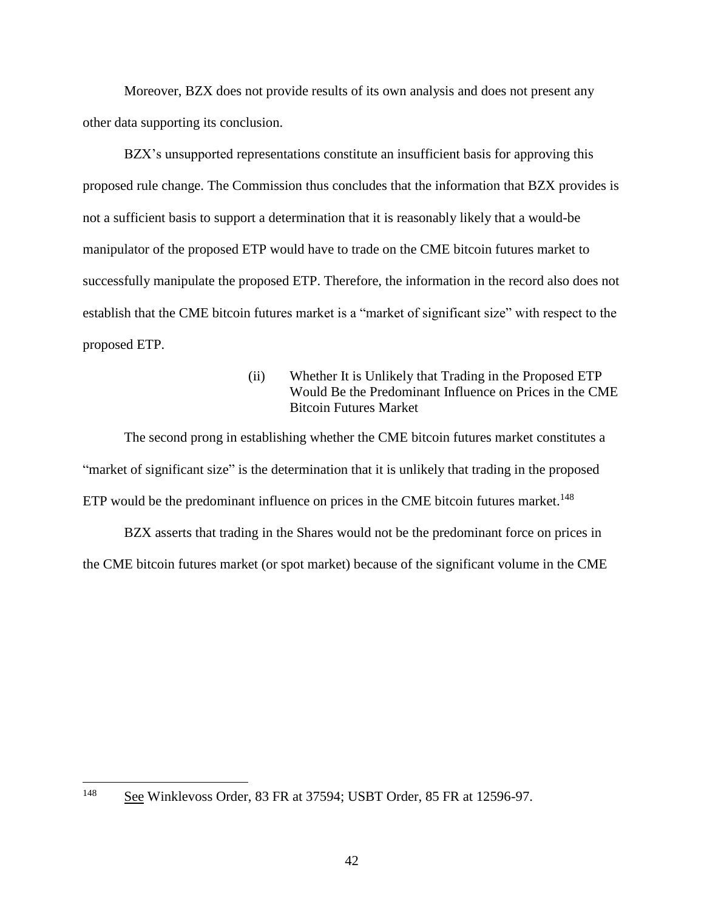Moreover, BZX does not provide results of its own analysis and does not present any other data supporting its conclusion.

BZX's unsupported representations constitute an insufficient basis for approving this proposed rule change. The Commission thus concludes that the information that BZX provides is not a sufficient basis to support a determination that it is reasonably likely that a would-be manipulator of the proposed ETP would have to trade on the CME bitcoin futures market to successfully manipulate the proposed ETP. Therefore, the information in the record also does not establish that the CME bitcoin futures market is a "market of significant size" with respect to the proposed ETP.

(ii) Whether It is Unlikely that Trading in the Proposed ETP Would Be the Predominant Influence on Prices in the CME Bitcoin Futures Market

The second prong in establishing whether the CME bitcoin futures market constitutes a "market of significant size" is the determination that it is unlikely that trading in the proposed ETP would be the predominant influence on prices in the CME bitcoin futures market.[148]

BZX asserts that trading in the Shares would not be the predominant force on prices in the CME bitcoin futures market (or spot market) because of the significant volume in the CME

---

[148] See Winklevoss Order, 83 FR at 37594; USBT Order, 85 FR at 12596-97.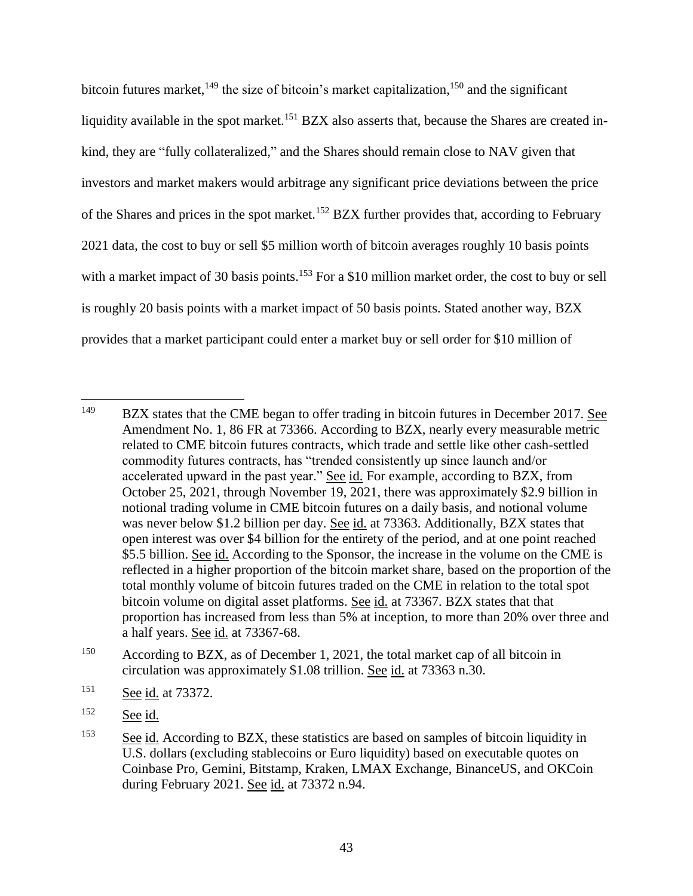bitcoin futures market,[149] the size of bitcoin's market capitalization,[150] and the significant liquidity available in the spot market.[151] BZX also asserts that, because the Shares are created in-kind, they are "fully collateralized," and the Shares should remain close to NAV given that investors and market makers would arbitrage any significant price deviations between the price of the Shares and prices in the spot market.[152] BZX further provides that, according to February 2021 data, the cost to buy or sell $5 million worth of bitcoin averages roughly 10 basis points with a market impact of 30 basis points.[153] For a $10 million market order, the cost to buy or sell is roughly 20 basis points with a market impact of 50 basis points. Stated another way, BZX provides that a market participant could enter a market buy or sell order for $10 million of

---

[149] BZX states that the CME began to offer trading in bitcoin futures in December 2017. See Amendment No. 1, 86 FR at 73366. According to BZX, nearly every measurable metric related to CME bitcoin futures contracts, which trade and settle like other cash-settled commodity futures contracts, has "trended consistently up since launch and/or accelerated upward in the past year." See id. For example, according to BZX, from October 25, 2021, through November 19, 2021, there was approximately $2.9 billion in notional trading volume in CME bitcoin futures on a daily basis, and notional volume was never below $1.2 billion per day. See id. at 73363. Additionally, BZX states that open interest was over $4 billion for the entirety of the period, and at one point reached $5.5 billion. See id. According to the Sponsor, the increase in the volume on the CME is reflected in a higher proportion of the bitcoin market share, based on the proportion of the total monthly volume of bitcoin futures traded on the CME in relation to the total spot bitcoin volume on digital asset platforms. See id. at 73367. BZX states that that proportion has increased from less than 5% at inception, to more than 20% over three and a half years. See id. at 73367-68.

[150] According to BZX, as of December 1, 2021, the total market cap of all bitcoin in circulation was approximately $1.08 trillion. See id. at 73363 n.30.

[151] See id. at 73372.

[152] See id.

[153] See id. According to BZX, these statistics are based on samples of bitcoin liquidity in U.S. dollars (excluding stablecoins or Euro liquidity) based on executable quotes on Coinbase Pro, Gemini, Bitstamp, Kraken, LMAX Exchange, BinanceUS, and OKCoin during February 2021. See id. at 73372 n.94.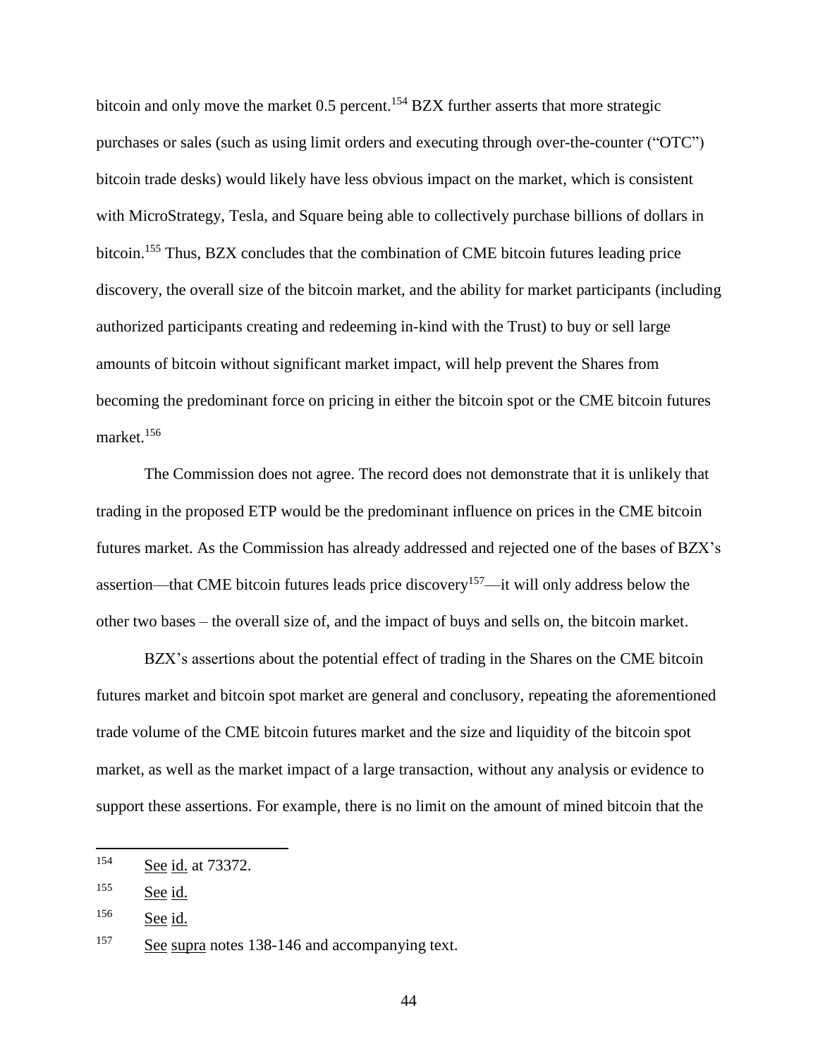bitcoin and only move the market 0.5 percent.[154] BZX further asserts that more strategic purchases or sales (such as using limit orders and executing through over-the-counter ("OTC") bitcoin trade desks) would likely have less obvious impact on the market, which is consistent with MicroStrategy, Tesla, and Square being able to collectively purchase billions of dollars in bitcoin.[155] Thus, BZX concludes that the combination of CME bitcoin futures leading price discovery, the overall size of the bitcoin market, and the ability for market participants (including authorized participants creating and redeeming in-kind with the Trust) to buy or sell large amounts of bitcoin without significant market impact, will help prevent the Shares from becoming the predominant force on pricing in either the bitcoin spot or the CME bitcoin futures market.[156]

The Commission does not agree. The record does not demonstrate that it is unlikely that trading in the proposed ETP would be the predominant influence on prices in the CME bitcoin futures market. As the Commission has already addressed and rejected one of the bases of BZX's assertion—that CME bitcoin futures leads price discovery[157]—it will only address below the other two bases – the overall size of, and the impact of buys and sells on, the bitcoin market.

BZX's assertions about the potential effect of trading in the Shares on the CME bitcoin futures market and bitcoin spot market are general and conclusory, repeating the aforementioned trade volume of the CME bitcoin futures market and the size and liquidity of the bitcoin spot market, as well as the market impact of a large transaction, without any analysis or evidence to support these assertions. For example, there is no limit on the amount of mined bitcoin that the

---

[154] See id. at 73372.

[155] See id.

[156] See id.

[157] See supra notes 138-146 and accompanying text.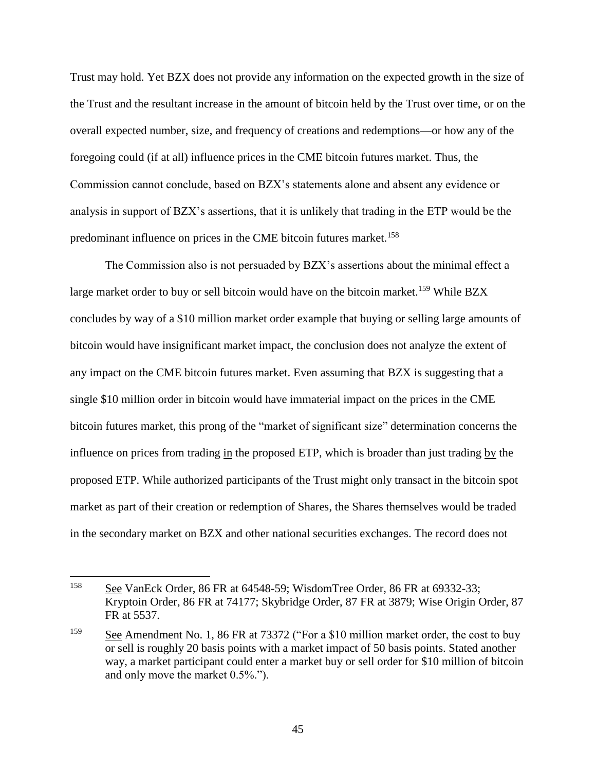Trust may hold. Yet BZX does not provide any information on the expected growth in the size of the Trust and the resultant increase in the amount of bitcoin held by the Trust over time, or on the overall expected number, size, and frequency of creations and redemptions—or how any of the foregoing could (if at all) influence prices in the CME bitcoin futures market. Thus, the Commission cannot conclude, based on BZX's statements alone and absent any evidence or analysis in support of BZX's assertions, that it is unlikely that trading in the ETP would be the predominant influence on prices in the CME bitcoin futures market.[158]

The Commission also is not persuaded by BZX's assertions about the minimal effect a large market order to buy or sell bitcoin would have on the bitcoin market.[159] While BZX concludes by way of a $10 million market order example that buying or selling large amounts of bitcoin would have insignificant market impact, the conclusion does not analyze the extent of any impact on the CME bitcoin futures market. Even assuming that BZX is suggesting that a single $10 million order in bitcoin would have immaterial impact on the prices in the CME bitcoin futures market, this prong of the "market of significant size" determination concerns the influence on prices from trading in the proposed ETP, which is broader than just trading by the proposed ETP. While authorized participants of the Trust might only transact in the bitcoin spot market as part of their creation or redemption of Shares, the Shares themselves would be traded in the secondary market on BZX and other national securities exchanges. The record does not

---

[158] See VanEck Order, 86 FR at 64548-59; WisdomTree Order, 86 FR at 69332-33; Kryptoin Order, 86 FR at 74177; Skybridge Order, 87 FR at 3879; Wise Origin Order, 87 FR at 5537.

[159] See Amendment No. 1, 86 FR at 73372 ("For a $10 million market order, the cost to buy or sell is roughly 20 basis points with a market impact of 50 basis points. Stated another way, a market participant could enter a market buy or sell order for $10 million of bitcoin and only move the market 0.5%.").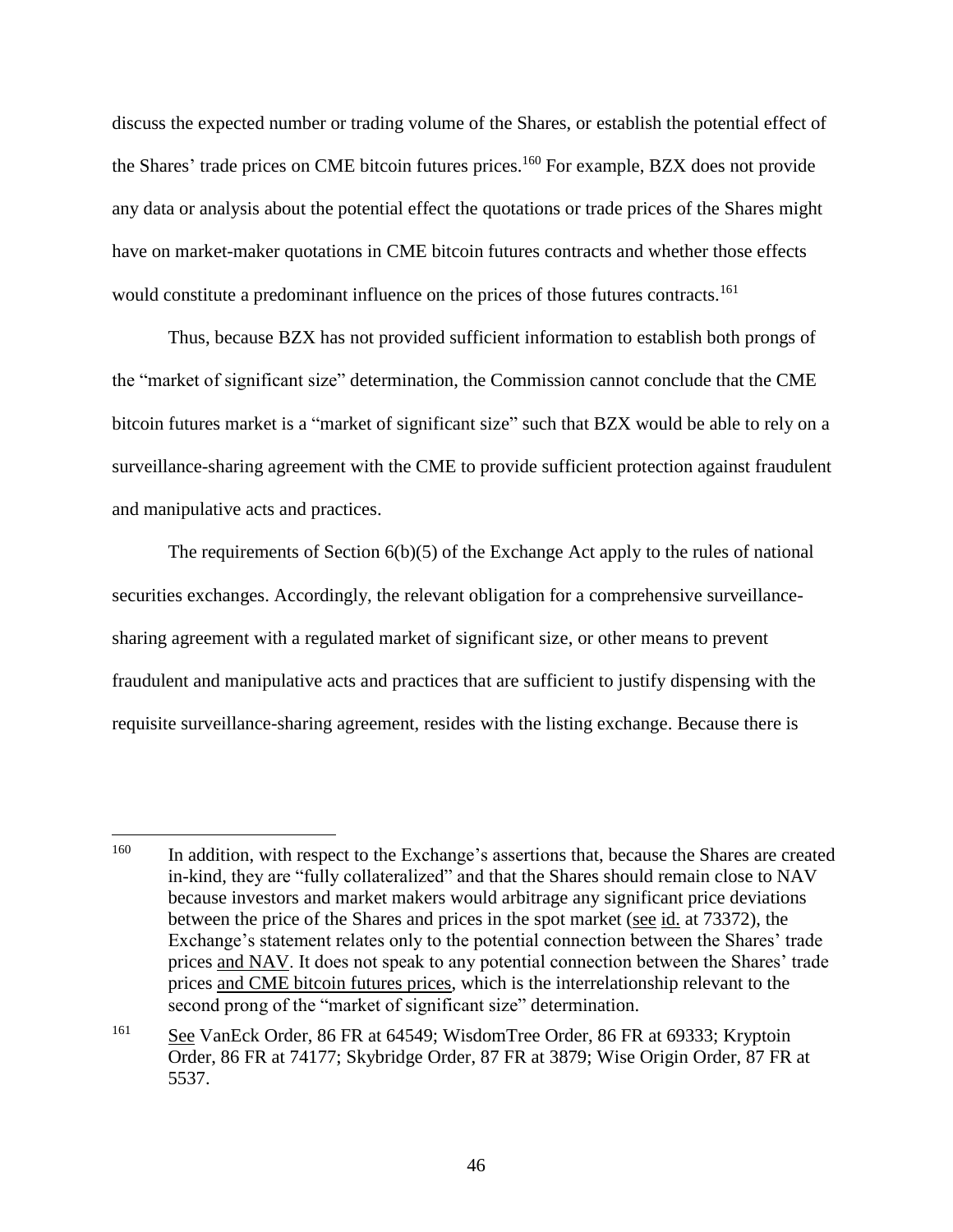discuss the expected number or trading volume of the Shares, or establish the potential effect of the Shares' trade prices on CME bitcoin futures prices.[160] For example, BZX does not provide any data or analysis about the potential effect the quotations or trade prices of the Shares might have on market-maker quotations in CME bitcoin futures contracts and whether those effects would constitute a predominant influence on the prices of those futures contracts.[161]

Thus, because BZX has not provided sufficient information to establish both prongs of the "market of significant size" determination, the Commission cannot conclude that the CME bitcoin futures market is a "market of significant size" such that BZX would be able to rely on a surveillance-sharing agreement with the CME to provide sufficient protection against fraudulent and manipulative acts and practices.

The requirements of Section 6(b)(5) of the Exchange Act apply to the rules of national securities exchanges. Accordingly, the relevant obligation for a comprehensive surveillance-sharing agreement with a regulated market of significant size, or other means to prevent fraudulent and manipulative acts and practices that are sufficient to justify dispensing with the requisite surveillance-sharing agreement, resides with the listing exchange. Because there is

---

[160] In addition, with respect to the Exchange's assertions that, because the Shares are created in-kind, they are "fully collateralized" and that the Shares should remain close to NAV because investors and market makers would arbitrage any significant price deviations between the price of the Shares and prices in the spot market (see id. at 73372), the Exchange's statement relates only to the potential connection between the Shares' trade prices and NAV. It does not speak to any potential connection between the Shares' trade prices and CME bitcoin futures prices, which is the interrelationship relevant to the second prong of the "market of significant size" determination.

[161] See VanEck Order, 86 FR at 64549; WisdomTree Order, 86 FR at 69333; Kryptoin Order, 86 FR at 74177; Skybridge Order, 87 FR at 3879; Wise Origin Order, 87 FR at 5537.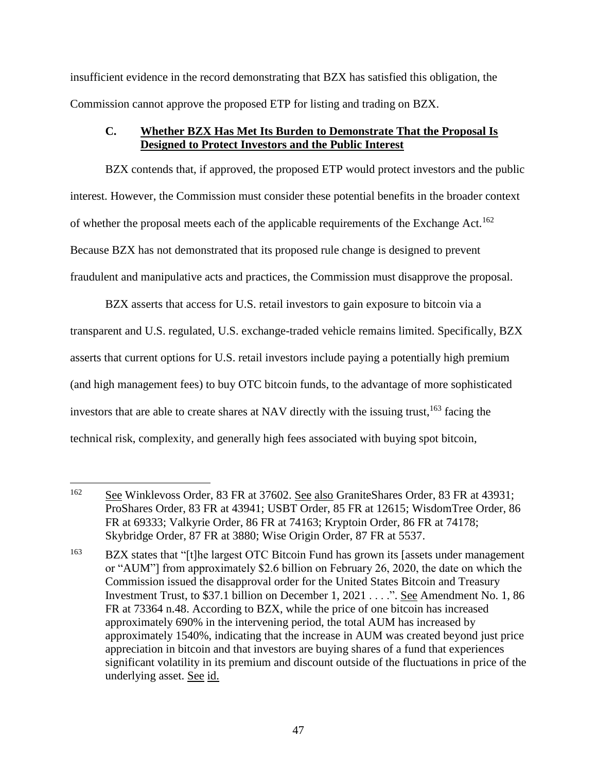insufficient evidence in the record demonstrating that BZX has satisfied this obligation, the Commission cannot approve the proposed ETP for listing and trading on BZX.

### C. Whether BZX Has Met Its Burden to Demonstrate That the Proposal Is Designed to Protect Investors and the Public Interest

BZX contends that, if approved, the proposed ETP would protect investors and the public interest. However, the Commission must consider these potential benefits in the broader context of whether the proposal meets each of the applicable requirements of the Exchange Act.[162] Because BZX has not demonstrated that its proposed rule change is designed to prevent fraudulent and manipulative acts and practices, the Commission must disapprove the proposal.

BZX asserts that access for U.S. retail investors to gain exposure to bitcoin via a transparent and U.S. regulated, U.S. exchange-traded vehicle remains limited. Specifically, BZX asserts that current options for U.S. retail investors include paying a potentially high premium (and high management fees) to buy OTC bitcoin funds, to the advantage of more sophisticated investors that are able to create shares at NAV directly with the issuing trust,[163] facing the technical risk, complexity, and generally high fees associated with buying spot bitcoin,

---

[162] See Winklevoss Order, 83 FR at 37602. See also GraniteShares Order, 83 FR at 43931; ProShares Order, 83 FR at 43941; USBT Order, 85 FR at 12615; WisdomTree Order, 86 FR at 69333; Valkyrie Order, 86 FR at 74163; Kryptoin Order, 86 FR at 74178; Skybridge Order, 87 FR at 3880; Wise Origin Order, 87 FR at 5537.

[163] BZX states that "[t]he largest OTC Bitcoin Fund has grown its [assets under management or "AUM"] from approximately $2.6 billion on February 26, 2020, the date on which the Commission issued the disapproval order for the United States Bitcoin and Treasury Investment Trust, to $37.1 billion on December 1, 2021 . . . .". See Amendment No. 1, 86 FR at 73364 n.48. According to BZX, while the price of one bitcoin has increased approximately 690% in the intervening period, the total AUM has increased by approximately 1540%, indicating that the increase in AUM was created beyond just price appreciation in bitcoin and that investors are buying shares of a fund that experiences significant volatility in its premium and discount outside of the fluctuations in price of the underlying asset. See id.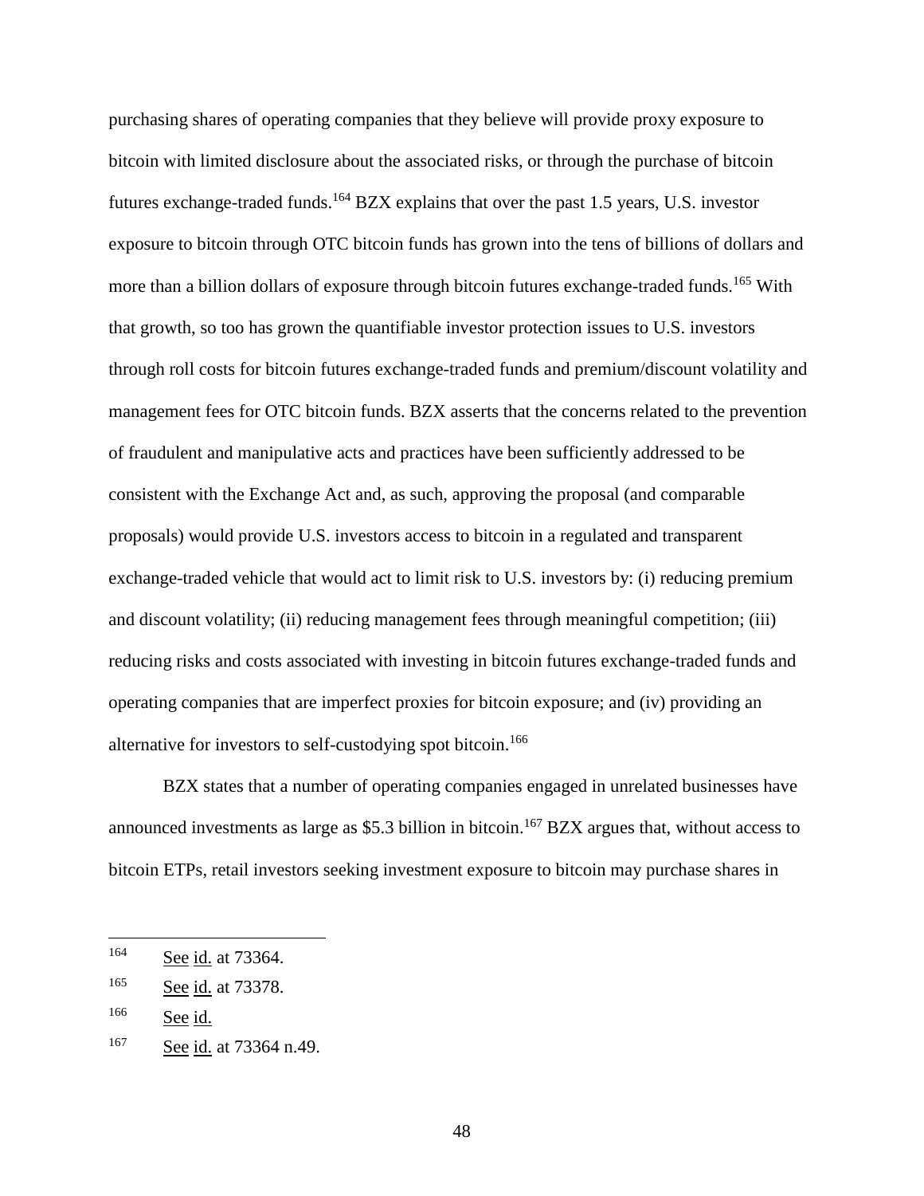purchasing shares of operating companies that they believe will provide proxy exposure to bitcoin with limited disclosure about the associated risks, or through the purchase of bitcoin futures exchange-traded funds.[164] BZX explains that over the past 1.5 years, U.S. investor exposure to bitcoin through OTC bitcoin funds has grown into the tens of billions of dollars and more than a billion dollars of exposure through bitcoin futures exchange-traded funds.[165] With that growth, so too has grown the quantifiable investor protection issues to U.S. investors through roll costs for bitcoin futures exchange-traded funds and premium/discount volatility and management fees for OTC bitcoin funds. BZX asserts that the concerns related to the prevention of fraudulent and manipulative acts and practices have been sufficiently addressed to be consistent with the Exchange Act and, as such, approving the proposal (and comparable proposals) would provide U.S. investors access to bitcoin in a regulated and transparent exchange-traded vehicle that would act to limit risk to U.S. investors by: (i) reducing premium and discount volatility; (ii) reducing management fees through meaningful competition; (iii) reducing risks and costs associated with investing in bitcoin futures exchange-traded funds and operating companies that are imperfect proxies for bitcoin exposure; and (iv) providing an alternative for investors to self-custodying spot bitcoin.[166]

BZX states that a number of operating companies engaged in unrelated businesses have announced investments as large as $5.3 billion in bitcoin.[167] BZX argues that, without access to bitcoin ETPs, retail investors seeking investment exposure to bitcoin may purchase shares in

---

[164] See id. at 73364.

[165] See id. at 73378.

[166] See id.

[167] See id. at 73364 n.49.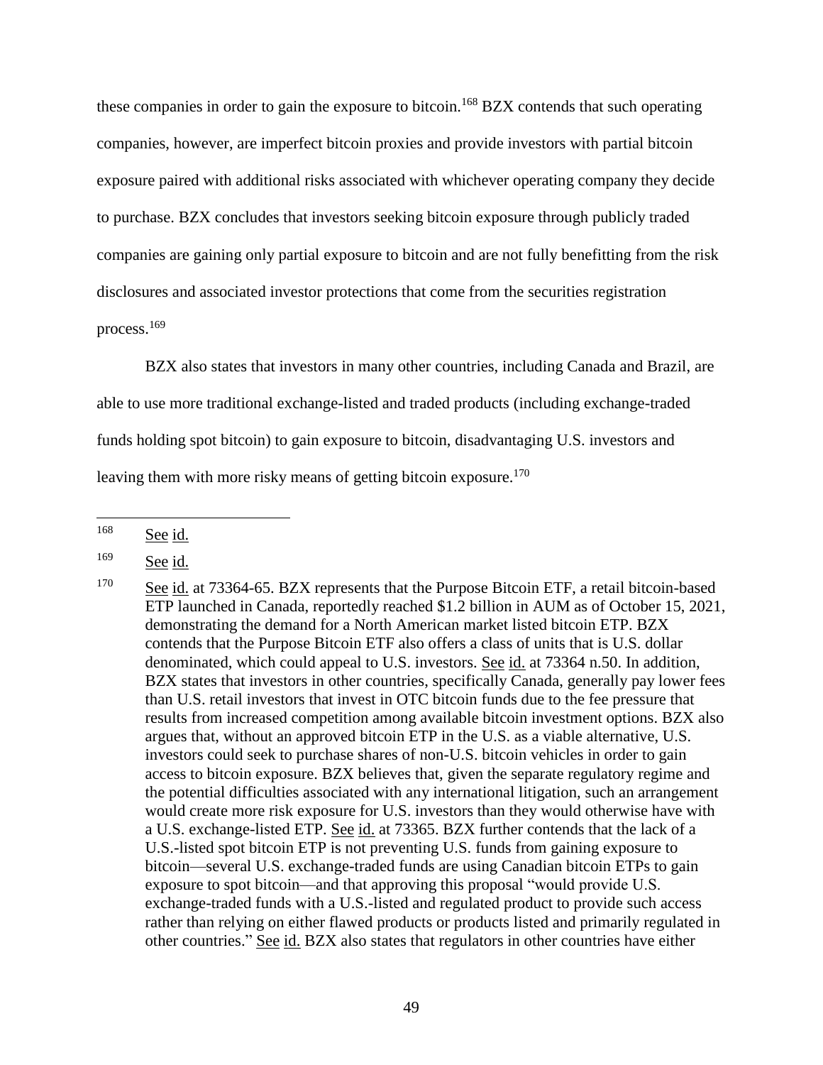these companies in order to gain the exposure to bitcoin.[168] BZX contends that such operating companies, however, are imperfect bitcoin proxies and provide investors with partial bitcoin exposure paired with additional risks associated with whichever operating company they decide to purchase. BZX concludes that investors seeking bitcoin exposure through publicly traded companies are gaining only partial exposure to bitcoin and are not fully benefitting from the risk disclosures and associated investor protections that come from the securities registration process.[169]

BZX also states that investors in many other countries, including Canada and Brazil, are able to use more traditional exchange-listed and traded products (including exchange-traded funds holding spot bitcoin) to gain exposure to bitcoin, disadvantaging U.S. investors and leaving them with more risky means of getting bitcoin exposure.[170]

---

[168] See id.

[169] See id.

[170] See id. at 73364-65. BZX represents that the Purpose Bitcoin ETF, a retail bitcoin-based ETP launched in Canada, reportedly reached $1.2 billion in AUM as of October 15, 2021, demonstrating the demand for a North American market listed bitcoin ETP. BZX contends that the Purpose Bitcoin ETF also offers a class of units that is U.S. dollar denominated, which could appeal to U.S. investors. See id. at 73364 n.50. In addition, BZX states that investors in other countries, specifically Canada, generally pay lower fees than U.S. retail investors that invest in OTC bitcoin funds due to the fee pressure that results from increased competition among available bitcoin investment options. BZX also argues that, without an approved bitcoin ETP in the U.S. as a viable alternative, U.S. investors could seek to purchase shares of non-U.S. bitcoin vehicles in order to gain access to bitcoin exposure. BZX believes that, given the separate regulatory regime and the potential difficulties associated with any international litigation, such an arrangement would create more risk exposure for U.S. investors than they would otherwise have with a U.S. exchange-listed ETP. See id. at 73365. BZX further contends that the lack of a U.S.-listed spot bitcoin ETP is not preventing U.S. funds from gaining exposure to bitcoin—several U.S. exchange-traded funds are using Canadian bitcoin ETPs to gain exposure to spot bitcoin—and that approving this proposal "would provide U.S. exchange-traded funds with a U.S.-listed and regulated product to provide such access rather than relying on either flawed products or products listed and primarily regulated in other countries." See id. BZX also states that regulators in other countries have either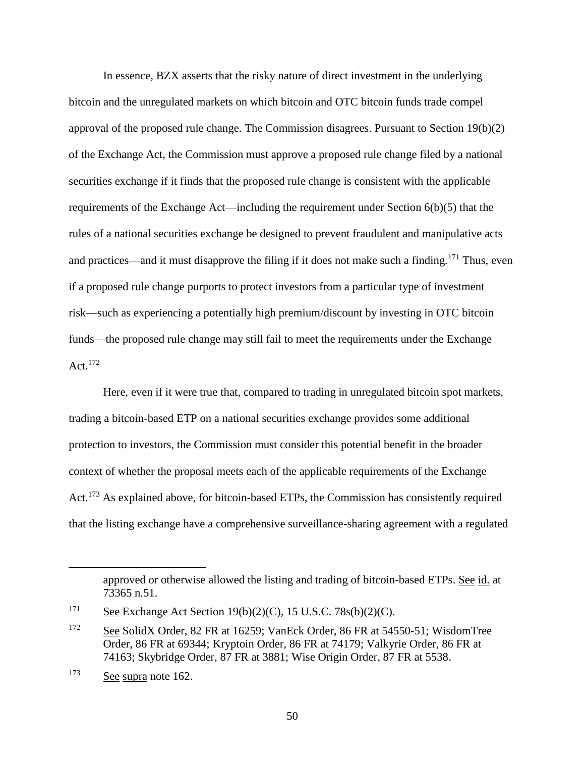In essence, BZX asserts that the risky nature of direct investment in the underlying bitcoin and the unregulated markets on which bitcoin and OTC bitcoin funds trade compel approval of the proposed rule change. The Commission disagrees. Pursuant to Section 19(b)(2) of the Exchange Act, the Commission must approve a proposed rule change filed by a national securities exchange if it finds that the proposed rule change is consistent with the applicable requirements of the Exchange Act—including the requirement under Section 6(b)(5) that the rules of a national securities exchange be designed to prevent fraudulent and manipulative acts and practices—and it must disapprove the filing if it does not make such a finding.[171] Thus, even if a proposed rule change purports to protect investors from a particular type of investment risk—such as experiencing a potentially high premium/discount by investing in OTC bitcoin funds—the proposed rule change may still fail to meet the requirements under the Exchange Act.[172]

Here, even if it were true that, compared to trading in unregulated bitcoin spot markets, trading a bitcoin-based ETP on a national securities exchange provides some additional protection to investors, the Commission must consider this potential benefit in the broader context of whether the proposal meets each of the applicable requirements of the Exchange Act.[173] As explained above, for bitcoin-based ETPs, the Commission has consistently required that the listing exchange have a comprehensive surveillance-sharing agreement with a regulated

approved or otherwise allowed the listing and trading of bitcoin-based ETPs. See id. at 73365 n.51.

[171] See Exchange Act Section 19(b)(2)(C), 15 U.S.C. 78s(b)(2)(C).

[172] See SolidX Order, 82 FR at 16259; VanEck Order, 86 FR at 54550-51; WisdomTree Order, 86 FR at 69344; Kryptoin Order, 86 FR at 74179; Valkyrie Order, 86 FR at 74163; Skybridge Order, 87 FR at 3881; Wise Origin Order, 87 FR at 5538.

[173] See supra note 162.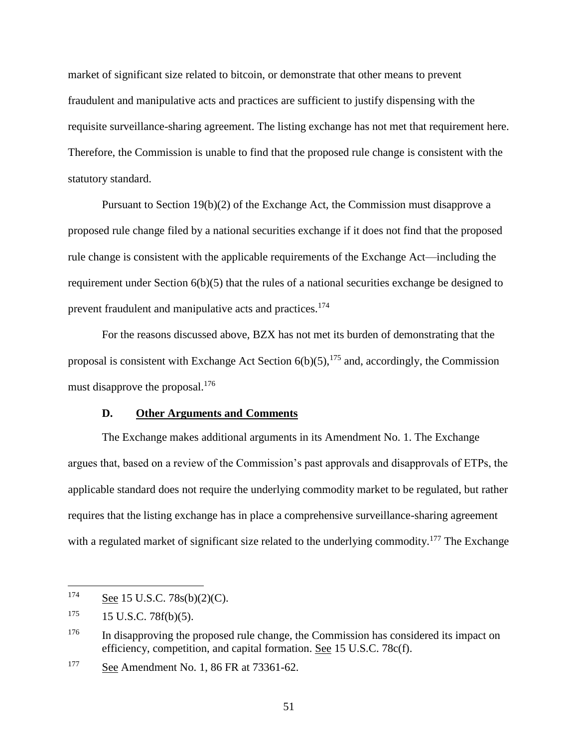market of significant size related to bitcoin, or demonstrate that other means to prevent fraudulent and manipulative acts and practices are sufficient to justify dispensing with the requisite surveillance-sharing agreement. The listing exchange has not met that requirement here. Therefore, the Commission is unable to find that the proposed rule change is consistent with the statutory standard.

Pursuant to Section 19(b)(2) of the Exchange Act, the Commission must disapprove a proposed rule change filed by a national securities exchange if it does not find that the proposed rule change is consistent with the applicable requirements of the Exchange Act—including the requirement under Section 6(b)(5) that the rules of a national securities exchange be designed to prevent fraudulent and manipulative acts and practices.[174]

For the reasons discussed above, BZX has not met its burden of demonstrating that the proposal is consistent with Exchange Act Section 6(b)(5),[175] and, accordingly, the Commission must disapprove the proposal.[176]

### D. Other Arguments and Comments

The Exchange makes additional arguments in its Amendment No. 1. The Exchange argues that, based on a review of the Commission's past approvals and disapprovals of ETPs, the applicable standard does not require the underlying commodity market to be regulated, but rather requires that the listing exchange has in place a comprehensive surveillance-sharing agreement with a regulated market of significant size related to the underlying commodity.[177] The Exchange

---

[174] See 15 U.S.C. 78s(b)(2)(C).

[175] 15 U.S.C. 78f(b)(5).

[176] In disapproving the proposed rule change, the Commission has considered its impact on efficiency, competition, and capital formation. See 15 U.S.C. 78c(f).

[177] See Amendment No. 1, 86 FR at 73361-62.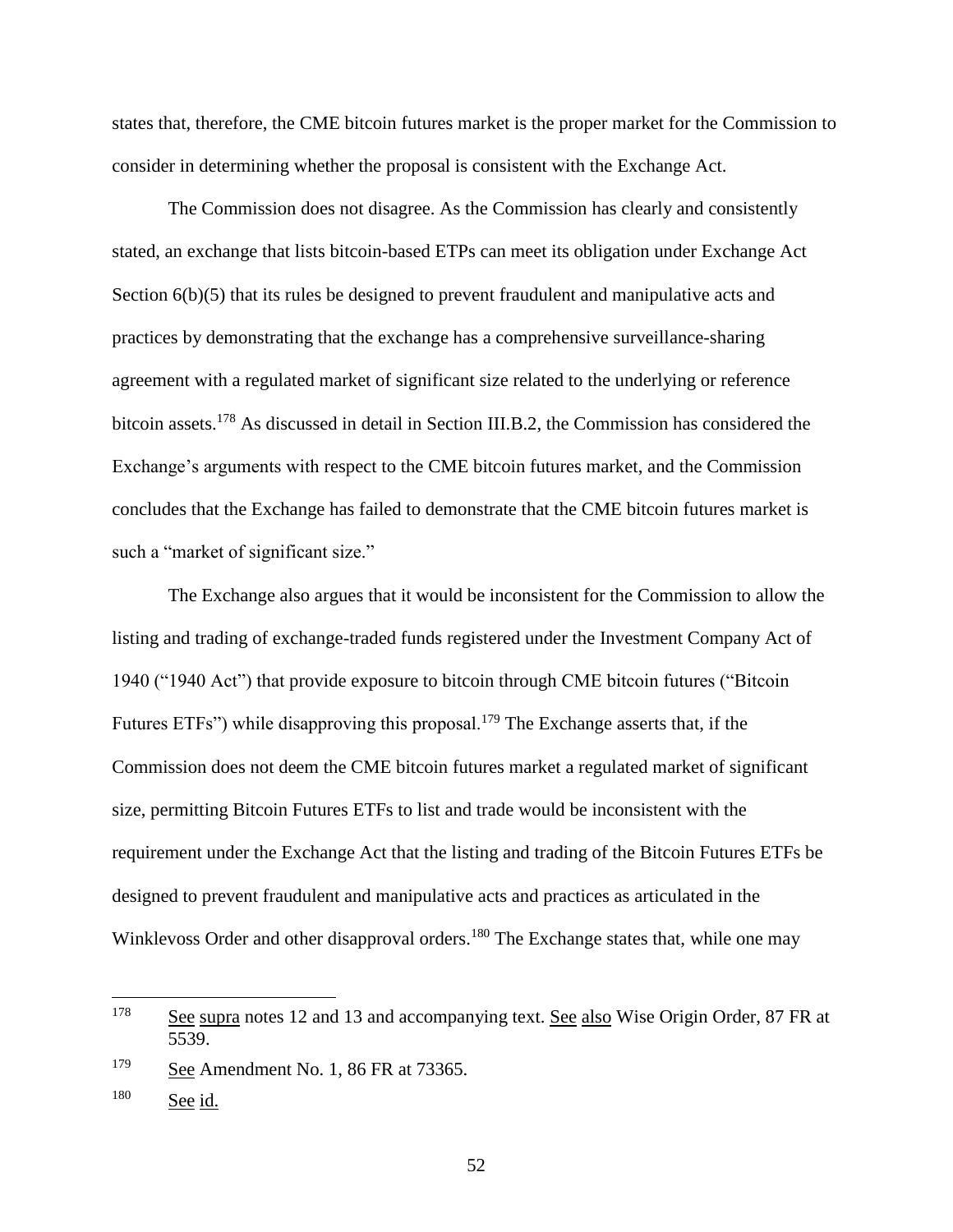states that, therefore, the CME bitcoin futures market is the proper market for the Commission to consider in determining whether the proposal is consistent with the Exchange Act.

The Commission does not disagree. As the Commission has clearly and consistently stated, an exchange that lists bitcoin-based ETPs can meet its obligation under Exchange Act Section 6(b)(5) that its rules be designed to prevent fraudulent and manipulative acts and practices by demonstrating that the exchange has a comprehensive surveillance-sharing agreement with a regulated market of significant size related to the underlying or reference bitcoin assets.[178] As discussed in detail in Section III.B.2, the Commission has considered the Exchange's arguments with respect to the CME bitcoin futures market, and the Commission concludes that the Exchange has failed to demonstrate that the CME bitcoin futures market is such a "market of significant size."

The Exchange also argues that it would be inconsistent for the Commission to allow the listing and trading of exchange-traded funds registered under the Investment Company Act of 1940 ("1940 Act") that provide exposure to bitcoin through CME bitcoin futures ("Bitcoin Futures ETFs") while disapproving this proposal.[179] The Exchange asserts that, if the Commission does not deem the CME bitcoin futures market a regulated market of significant size, permitting Bitcoin Futures ETFs to list and trade would be inconsistent with the requirement under the Exchange Act that the listing and trading of the Bitcoin Futures ETFs be designed to prevent fraudulent and manipulative acts and practices as articulated in the Winklevoss Order and other disapproval orders.[180] The Exchange states that, while one may

---

[178] See supra notes 12 and 13 and accompanying text. See also Wise Origin Order, 87 FR at 5539.

[179] See Amendment No. 1, 86 FR at 73365.

[180] See id.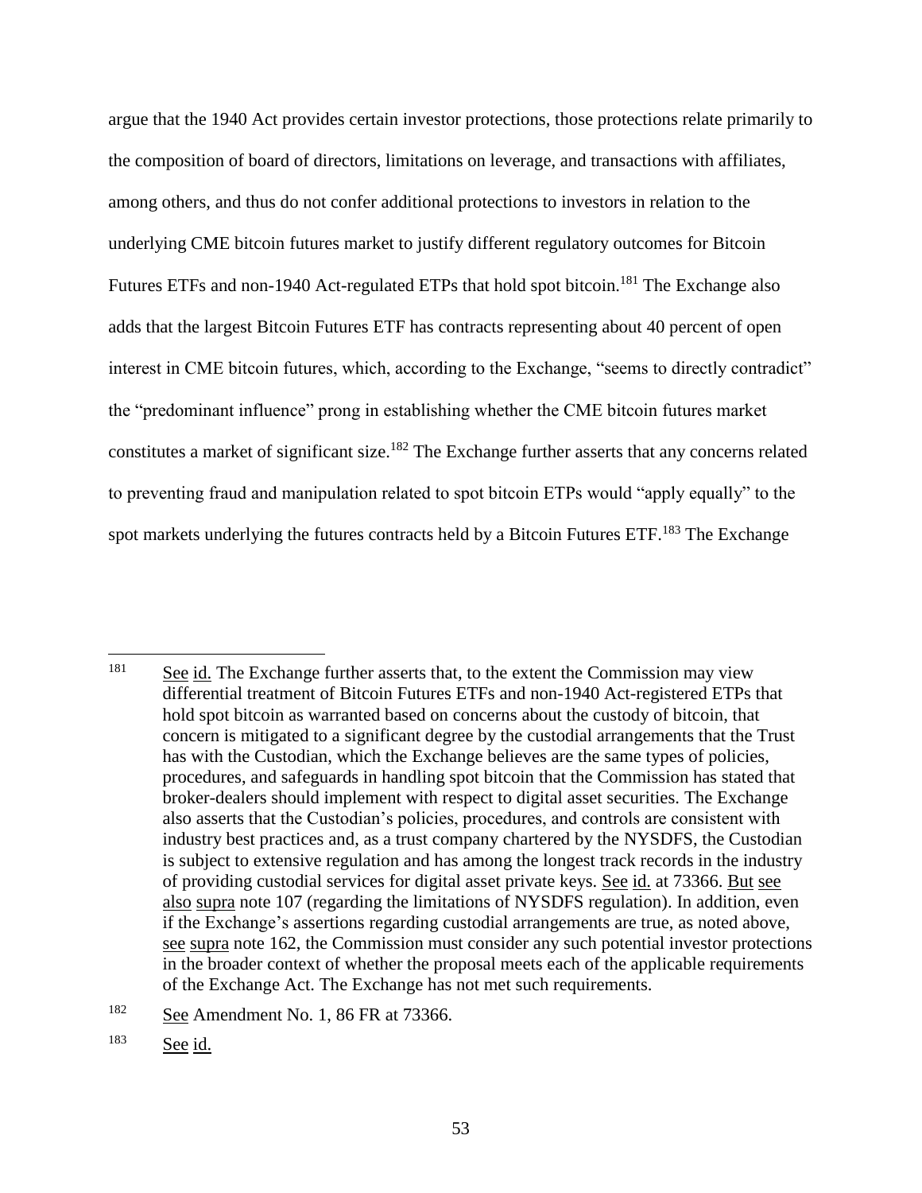argue that the 1940 Act provides certain investor protections, those protections relate primarily to the composition of board of directors, limitations on leverage, and transactions with affiliates, among others, and thus do not confer additional protections to investors in relation to the underlying CME bitcoin futures market to justify different regulatory outcomes for Bitcoin Futures ETFs and non-1940 Act-regulated ETPs that hold spot bitcoin.[181] The Exchange also adds that the largest Bitcoin Futures ETF has contracts representing about 40 percent of open interest in CME bitcoin futures, which, according to the Exchange, "seems to directly contradict" the "predominant influence" prong in establishing whether the CME bitcoin futures market constitutes a market of significant size.[182] The Exchange further asserts that any concerns related to preventing fraud and manipulation related to spot bitcoin ETPs would "apply equally" to the spot markets underlying the futures contracts held by a Bitcoin Futures ETF.[183] The Exchange

---

[181] See id. The Exchange further asserts that, to the extent the Commission may view differential treatment of Bitcoin Futures ETFs and non-1940 Act-registered ETPs that hold spot bitcoin as warranted based on concerns about the custody of bitcoin, that concern is mitigated to a significant degree by the custodial arrangements that the Trust has with the Custodian, which the Exchange believes are the same types of policies, procedures, and safeguards in handling spot bitcoin that the Commission has stated that broker-dealers should implement with respect to digital asset securities. The Exchange also asserts that the Custodian's policies, procedures, and controls are consistent with industry best practices and, as a trust company chartered by the NYSDFS, the Custodian is subject to extensive regulation and has among the longest track records in the industry of providing custodial services for digital asset private keys. See id. at 73366. But see also supra note 107 (regarding the limitations of NYSDFS regulation). In addition, even if the Exchange's assertions regarding custodial arrangements are true, as noted above, see supra note 162, the Commission must consider any such potential investor protections in the broader context of whether the proposal meets each of the applicable requirements of the Exchange Act. The Exchange has not met such requirements.

[182] See Amendment No. 1, 86 FR at 73366.

[183] See id.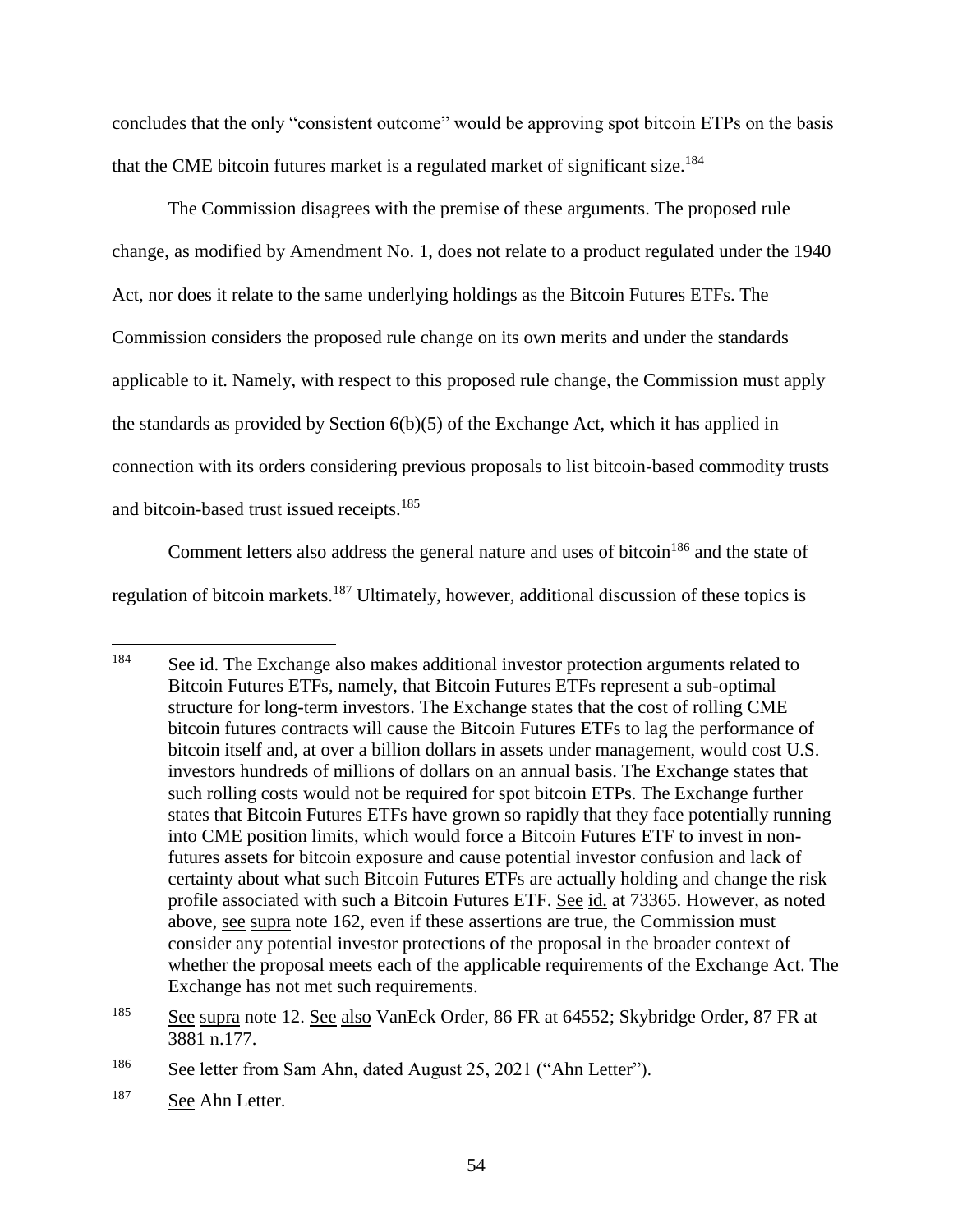concludes that the only "consistent outcome" would be approving spot bitcoin ETPs on the basis that the CME bitcoin futures market is a regulated market of significant size.[184]

The Commission disagrees with the premise of these arguments. The proposed rule change, as modified by Amendment No. 1, does not relate to a product regulated under the 1940 Act, nor does it relate to the same underlying holdings as the Bitcoin Futures ETFs. The Commission considers the proposed rule change on its own merits and under the standards applicable to it. Namely, with respect to this proposed rule change, the Commission must apply the standards as provided by Section 6(b)(5) of the Exchange Act, which it has applied in connection with its orders considering previous proposals to list bitcoin-based commodity trusts and bitcoin-based trust issued receipts.[185]

Comment letters also address the general nature and uses of bitcoin[186] and the state of regulation of bitcoin markets.[187] Ultimately, however, additional discussion of these topics is

---

[184] See id. The Exchange also makes additional investor protection arguments related to Bitcoin Futures ETFs, namely, that Bitcoin Futures ETFs represent a sub-optimal structure for long-term investors. The Exchange states that the cost of rolling CME bitcoin futures contracts will cause the Bitcoin Futures ETFs to lag the performance of bitcoin itself and, at over a billion dollars in assets under management, would cost U.S. investors hundreds of millions of dollars on an annual basis. The Exchange states that such rolling costs would not be required for spot bitcoin ETPs. The Exchange further states that Bitcoin Futures ETFs have grown so rapidly that they face potentially running into CME position limits, which would force a Bitcoin Futures ETF to invest in non-futures assets for bitcoin exposure and cause potential investor confusion and lack of certainty about what such Bitcoin Futures ETFs are actually holding and change the risk profile associated with such a Bitcoin Futures ETF. See id. at 73365. However, as noted above, see supra note 162, even if these assertions are true, the Commission must consider any potential investor protections of the proposal in the broader context of whether the proposal meets each of the applicable requirements of the Exchange Act. The Exchange has not met such requirements.

[185] See supra note 12. See also VanEck Order, 86 FR at 64552; Skybridge Order, 87 FR at 3881 n.177.

[186] See letter from Sam Ahn, dated August 25, 2021 ("Ahn Letter").

[187] See Ahn Letter.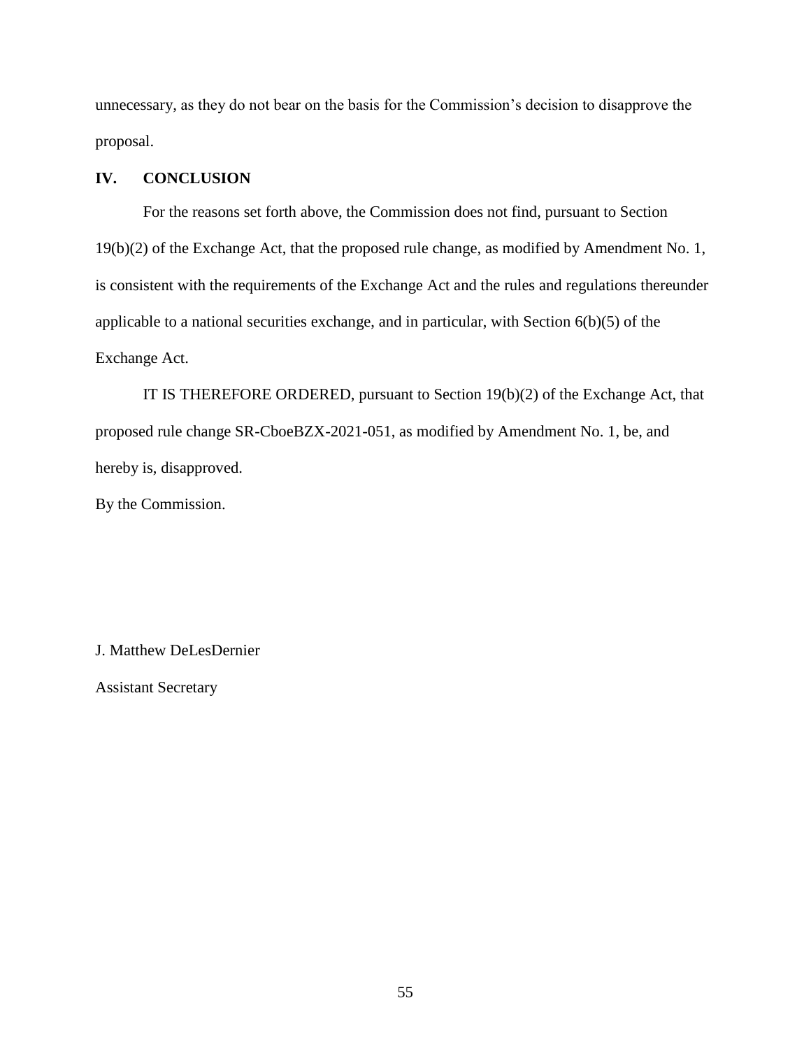unnecessary, as they do not bear on the basis for the Commission's decision to disapprove the proposal.

## IV. CONCLUSION

For the reasons set forth above, the Commission does not find, pursuant to Section 19(b)(2) of the Exchange Act, that the proposed rule change, as modified by Amendment No. 1, is consistent with the requirements of the Exchange Act and the rules and regulations thereunder applicable to a national securities exchange, and in particular, with Section 6(b)(5) of the Exchange Act.

IT IS THEREFORE ORDERED, pursuant to Section 19(b)(2) of the Exchange Act, that proposed rule change SR-CboeBZX-2021-051, as modified by Amendment No. 1, be, and hereby is, disapproved.

By the Commission.

J. Matthew DeLesDernier

Assistant Secretary